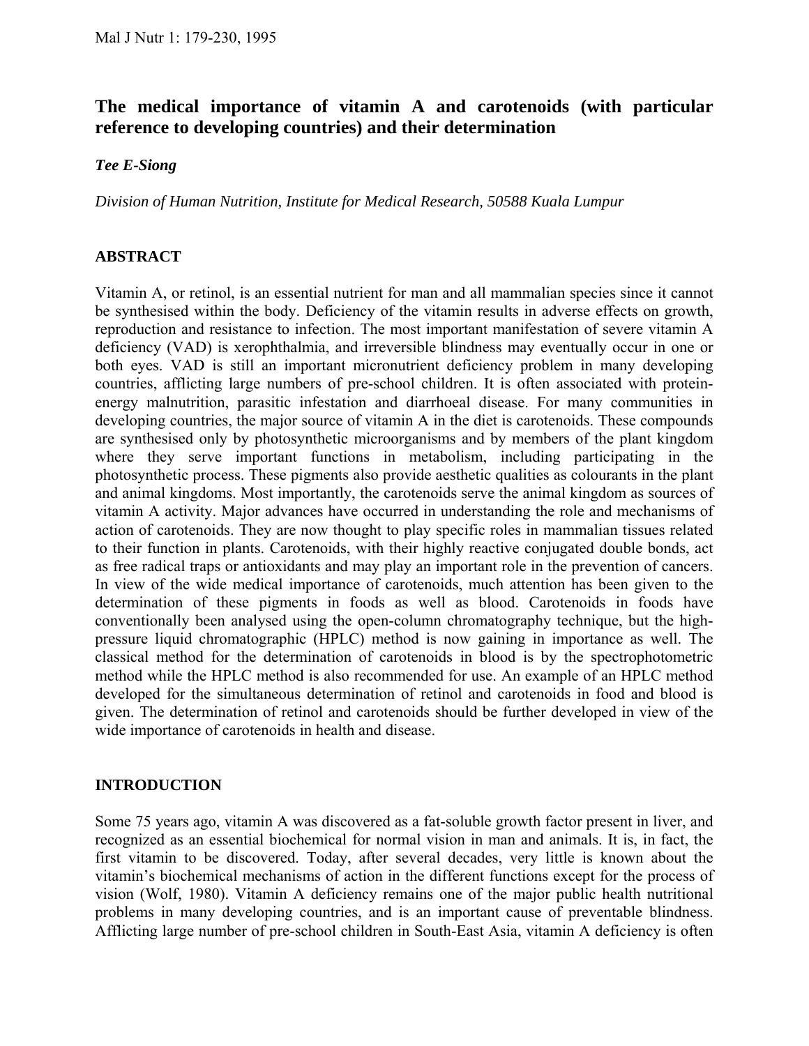# The medical importance of vitamin A and carotenoids (with particular reference to developing countries) and their determination

***Tee E-Siong***

*Division of Human Nutrition, Institute for Medical Research, 50588 Kuala Lumpur*

## ABSTRACT

Vitamin A, or retinol, is an essential nutrient for man and all mammalian species since it cannot be synthesised within the body. Deficiency of the vitamin results in adverse effects on growth, reproduction and resistance to infection. The most important manifestation of severe vitamin A deficiency (VAD) is xerophthalmia, and irreversible blindness may eventually occur in one or both eyes. VAD is still an important micronutrient deficiency problem in many developing countries, afflicting large numbers of pre-school children. It is often associated with protein-energy malnutrition, parasitic infestation and diarrhoeal disease. For many communities in developing countries, the major source of vitamin A in the diet is carotenoids. These compounds are synthesised only by photosynthetic microorganisms and by members of the plant kingdom where they serve important functions in metabolism, including participating in the photosynthetic process. These pigments also provide aesthetic qualities as colourants in the plant and animal kingdoms. Most importantly, the carotenoids serve the animal kingdom as sources of vitamin A activity. Major advances have occurred in understanding the role and mechanisms of action of carotenoids. They are now thought to play specific roles in mammalian tissues related to their function in plants. Carotenoids, with their highly reactive conjugated double bonds, act as free radical traps or antioxidants and may play an important role in the prevention of cancers. In view of the wide medical importance of carotenoids, much attention has been given to the determination of these pigments in foods as well as blood. Carotenoids in foods have conventionally been analysed using the open-column chromatography technique, but the high-pressure liquid chromatographic (HPLC) method is now gaining in importance as well. The classical method for the determination of carotenoids in blood is by the spectrophotometric method while the HPLC method is also recommended for use. An example of an HPLC method developed for the simultaneous determination of retinol and carotenoids in food and blood is given. The determination of retinol and carotenoids should be further developed in view of the wide importance of carotenoids in health and disease.

## INTRODUCTION

Some 75 years ago, vitamin A was discovered as a fat-soluble growth factor present in liver, and recognized as an essential biochemical for normal vision in man and animals. It is, in fact, the first vitamin to be discovered. Today, after several decades, very little is known about the vitamin's biochemical mechanisms of action in the different functions except for the process of vision (Wolf, 1980). Vitamin A deficiency remains one of the major public health nutritional problems in many developing countries, and is an important cause of preventable blindness. Afflicting large number of pre-school children in South-East Asia, vitamin A deficiency is often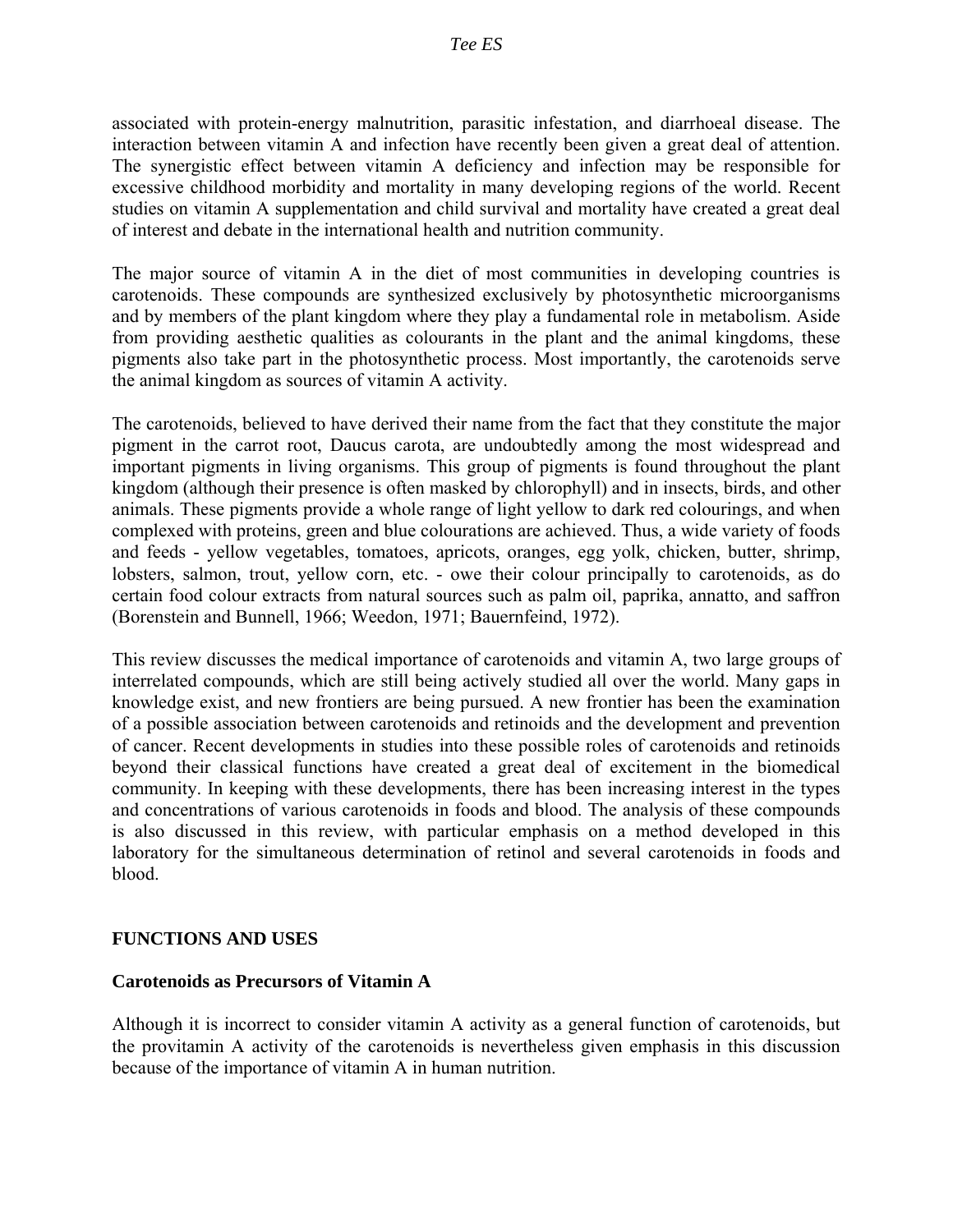associated with protein-energy malnutrition, parasitic infestation, and diarrhoeal disease. The interaction between vitamin A and infection have recently been given a great deal of attention. The synergistic effect between vitamin A deficiency and infection may be responsible for excessive childhood morbidity and mortality in many developing regions of the world. Recent studies on vitamin A supplementation and child survival and mortality have created a great deal of interest and debate in the international health and nutrition community.

The major source of vitamin A in the diet of most communities in developing countries is carotenoids. These compounds are synthesized exclusively by photosynthetic microorganisms and by members of the plant kingdom where they play a fundamental role in metabolism. Aside from providing aesthetic qualities as colourants in the plant and the animal kingdoms, these pigments also take part in the photosynthetic process. Most importantly, the carotenoids serve the animal kingdom as sources of vitamin A activity.

The carotenoids, believed to have derived their name from the fact that they constitute the major pigment in the carrot root, Daucus carota, are undoubtedly among the most widespread and important pigments in living organisms. This group of pigments is found throughout the plant kingdom (although their presence is often masked by chlorophyll) and in insects, birds, and other animals. These pigments provide a whole range of light yellow to dark red colourings, and when complexed with proteins, green and blue colourations are achieved. Thus, a wide variety of foods and feeds - yellow vegetables, tomatoes, apricots, oranges, egg yolk, chicken, butter, shrimp, lobsters, salmon, trout, yellow corn, etc. - owe their colour principally to carotenoids, as do certain food colour extracts from natural sources such as palm oil, paprika, annatto, and saffron (Borenstein and Bunnell, 1966; Weedon, 1971; Bauernfeind, 1972).

This review discusses the medical importance of carotenoids and vitamin A, two large groups of interrelated compounds, which are still being actively studied all over the world. Many gaps in knowledge exist, and new frontiers are being pursued. A new frontier has been the examination of a possible association between carotenoids and retinoids and the development and prevention of cancer. Recent developments in studies into these possible roles of carotenoids and retinoids beyond their classical functions have created a great deal of excitement in the biomedical community. In keeping with these developments, there has been increasing interest in the types and concentrations of various carotenoids in foods and blood. The analysis of these compounds is also discussed in this review, with particular emphasis on a method developed in this laboratory for the simultaneous determination of retinol and several carotenoids in foods and blood.

## FUNCTIONS AND USES

### Carotenoids as Precursors of Vitamin A

Although it is incorrect to consider vitamin A activity as a general function of carotenoids, but the provitamin A activity of the carotenoids is nevertheless given emphasis in this discussion because of the importance of vitamin A in human nutrition.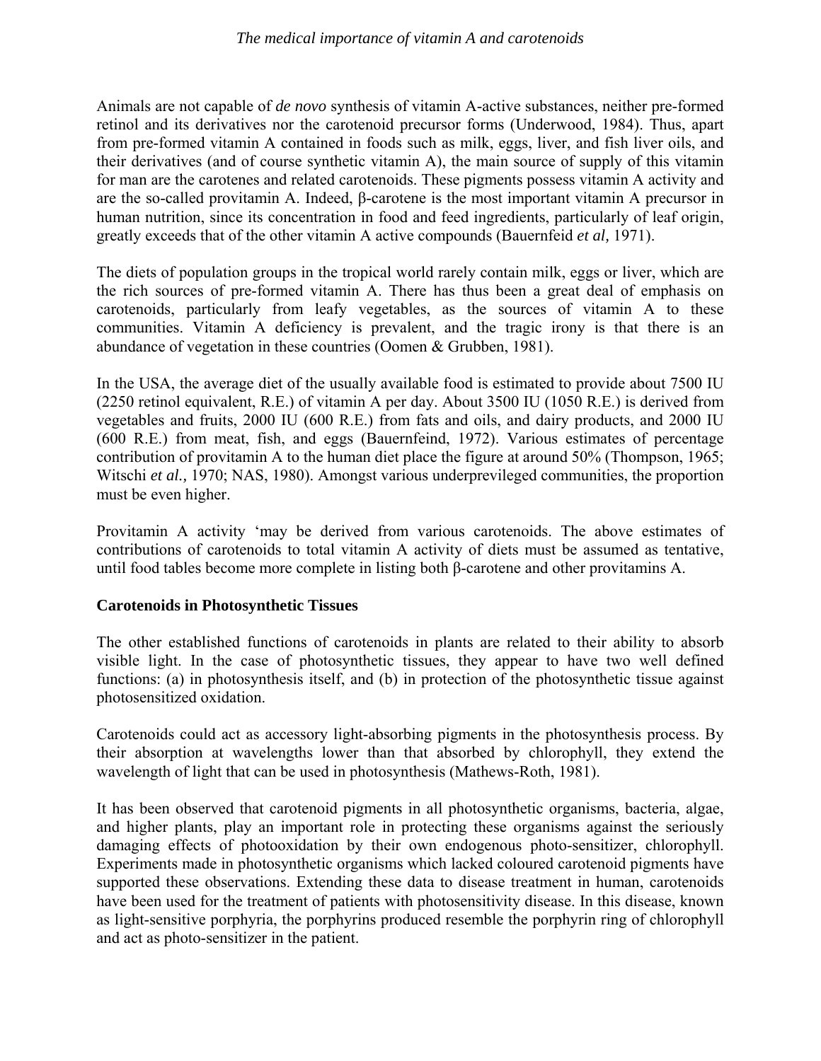Animals are not capable of *de novo* synthesis of vitamin A-active substances, neither pre-formed retinol and its derivatives nor the carotenoid precursor forms (Underwood, 1984). Thus, apart from pre-formed vitamin A contained in foods such as milk, eggs, liver, and fish liver oils, and their derivatives (and of course synthetic vitamin A), the main source of supply of this vitamin for man are the carotenes and related carotenoids. These pigments possess vitamin A activity and are the so-called provitamin A. Indeed, β-carotene is the most important vitamin A precursor in human nutrition, since its concentration in food and feed ingredients, particularly of leaf origin, greatly exceeds that of the other vitamin A active compounds (Bauernfeid *et al,* 1971).

The diets of population groups in the tropical world rarely contain milk, eggs or liver, which are the rich sources of pre-formed vitamin A. There has thus been a great deal of emphasis on carotenoids, particularly from leafy vegetables, as the sources of vitamin A to these communities. Vitamin A deficiency is prevalent, and the tragic irony is that there is an abundance of vegetation in these countries (Oomen & Grubben, 1981).

In the USA, the average diet of the usually available food is estimated to provide about 7500 IU (2250 retinol equivalent, R.E.) of vitamin A per day. About 3500 IU (1050 R.E.) is derived from vegetables and fruits, 2000 IU (600 R.E.) from fats and oils, and dairy products, and 2000 IU (600 R.E.) from meat, fish, and eggs (Bauernfeind, 1972). Various estimates of percentage contribution of provitamin A to the human diet place the figure at around 50% (Thompson, 1965; Witschi *et al.,* 1970; NAS, 1980). Amongst various underprevileged communities, the proportion must be even higher.

Provitamin A activity 'may be derived from various carotenoids. The above estimates of contributions of carotenoids to total vitamin A activity of diets must be assumed as tentative, until food tables become more complete in listing both β-carotene and other provitamins A.

**Carotenoids in Photosynthetic Tissues**

The other established functions of carotenoids in plants are related to their ability to absorb visible light. In the case of photosynthetic tissues, they appear to have two well defined functions: (a) in photosynthesis itself, and (b) in protection of the photosynthetic tissue against photosensitized oxidation.

Carotenoids could act as accessory light-absorbing pigments in the photosynthesis process. By their absorption at wavelengths lower than that absorbed by chlorophyll, they extend the wavelength of light that can be used in photosynthesis (Mathews-Roth, 1981).

It has been observed that carotenoid pigments in all photosynthetic organisms, bacteria, algae, and higher plants, play an important role in protecting these organisms against the seriously damaging effects of photooxidation by their own endogenous photo-sensitizer, chlorophyll. Experiments made in photosynthetic organisms which lacked coloured carotenoid pigments have supported these observations. Extending these data to disease treatment in human, carotenoids have been used for the treatment of patients with photosensitivity disease. In this disease, known as light-sensitive porphyria, the porphyrins produced resemble the porphyrin ring of chlorophyll and act as photo-sensitizer in the patient.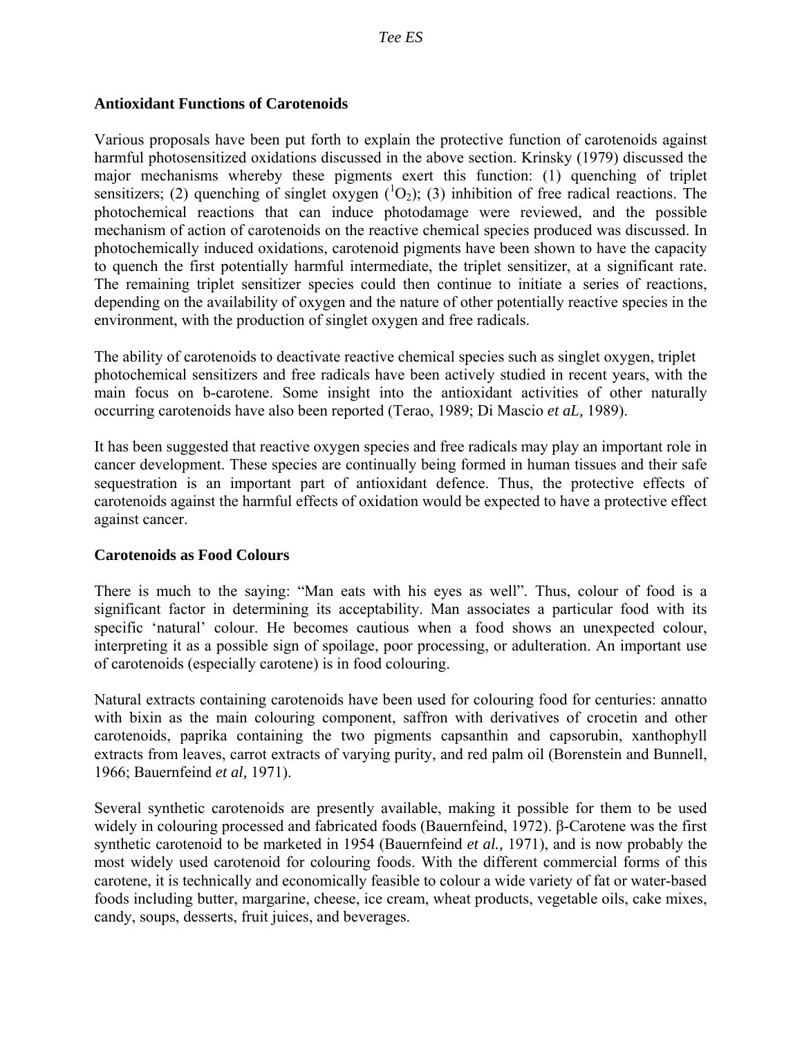## Antioxidant Functions of Carotenoids

Various proposals have been put forth to explain the protective function of carotenoids against harmful photosensitized oxidations discussed in the above section. Krinsky (1979) discussed the major mechanisms whereby these pigments exert this function: (1) quenching of triplet sensitizers; (2) quenching of singlet oxygen ($^1O_2$); (3) inhibition of free radical reactions. The photochemical reactions that can induce photodamage were reviewed, and the possible mechanism of action of carotenoids on the reactive chemical species produced was discussed. In photochemically induced oxidations, carotenoid pigments have been shown to have the capacity to quench the first potentially harmful intermediate, the triplet sensitizer, at a significant rate. The remaining triplet sensitizer species could then continue to initiate a series of reactions, depending on the availability of oxygen and the nature of other potentially reactive species in the environment, with the production of singlet oxygen and free radicals.

The ability of carotenoids to deactivate reactive chemical species such as singlet oxygen, triplet photochemical sensitizers and free radicals have been actively studied in recent years, with the main focus on b-carotene. Some insight into the antioxidant activities of other naturally occurring carotenoids have also been reported (Terao, 1989; Di Mascio *et aL,* 1989).

It has been suggested that reactive oxygen species and free radicals may play an important role in cancer development. These species are continually being formed in human tissues and their safe sequestration is an important part of antioxidant defence. Thus, the protective effects of carotenoids against the harmful effects of oxidation would be expected to have a protective effect against cancer.

## Carotenoids as Food Colours

There is much to the saying: "Man eats with his eyes as well". Thus, colour of food is a significant factor in determining its acceptability. Man associates a particular food with its specific 'natural' colour. He becomes cautious when a food shows an unexpected colour, interpreting it as a possible sign of spoilage, poor processing, or adulteration. An important use of carotenoids (especially carotene) is in food colouring.

Natural extracts containing carotenoids have been used for colouring food for centuries: annatto with bixin as the main colouring component, saffron with derivatives of crocetin and other carotenoids, paprika containing the two pigments capsanthin and capsorubin, xanthophyll extracts from leaves, carrot extracts of varying purity, and red palm oil (Borenstein and Bunnell, 1966; Bauernfeind *et al,* 1971).

Several synthetic carotenoids are presently available, making it possible for them to be used widely in colouring processed and fabricated foods (Bauernfeind, 1972). β-Carotene was the first synthetic carotenoid to be marketed in 1954 (Bauernfeind *et al.,* 1971), and is now probably the most widely used carotenoid for colouring foods. With the different commercial forms of this carotene, it is technically and economically feasible to colour a wide variety of fat or water-based foods including butter, margarine, cheese, ice cream, wheat products, vegetable oils, cake mixes, candy, soups, desserts, fruit juices, and beverages.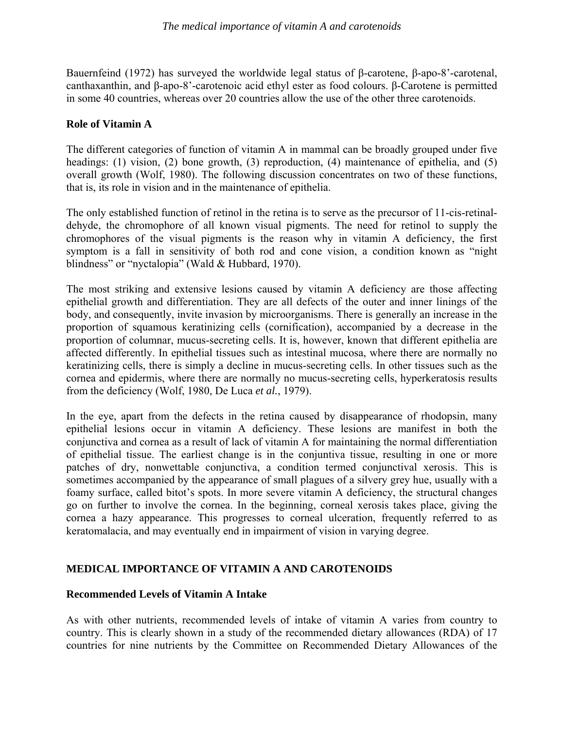Bauernfeind (1972) has surveyed the worldwide legal status of β-carotene, β-apo-8'-carotenal, canthaxanthin, and β-apo-8'-carotenoic acid ethyl ester as food colours. β-Carotene is permitted in some 40 countries, whereas over 20 countries allow the use of the other three carotenoids.

### Role of Vitamin A

The different categories of function of vitamin A in mammal can be broadly grouped under five headings: (1) vision, (2) bone growth, (3) reproduction, (4) maintenance of epithelia, and (5) overall growth (Wolf, 1980). The following discussion concentrates on two of these functions, that is, its role in vision and in the maintenance of epithelia.

The only established function of retinol in the retina is to serve as the precursor of 11-cis-retinaldehyde, the chromophore of all known visual pigments. The need for retinol to supply the chromophores of the visual pigments is the reason why in vitamin A deficiency, the first symptom is a fall in sensitivity of both rod and cone vision, a condition known as "night blindness" or "nyctalopia" (Wald & Hubbard, 1970).

The most striking and extensive lesions caused by vitamin A deficiency are those affecting epithelial growth and differentiation. They are all defects of the outer and inner linings of the body, and consequently, invite invasion by microorganisms. There is generally an increase in the proportion of squamous keratinizing cells (cornification), accompanied by a decrease in the proportion of columnar, mucus-secreting cells. It is, however, known that different epithelia are affected differently. In epithelial tissues such as intestinal mucosa, where there are normally no keratinizing cells, there is simply a decline in mucus-secreting cells. In other tissues such as the cornea and epidermis, where there are normally no mucus-secreting cells, hyperkeratosis results from the deficiency (Wolf, 1980, De Luca *et al.*, 1979).

In the eye, apart from the defects in the retina caused by disappearance of rhodopsin, many epithelial lesions occur in vitamin A deficiency. These lesions are manifest in both the conjunctiva and cornea as a result of lack of vitamin A for maintaining the normal differentiation of epithelial tissue. The earliest change is in the conjuntiva tissue, resulting in one or more patches of dry, nonwettable conjunctiva, a condition termed conjunctival xerosis. This is sometimes accompanied by the appearance of small plagues of a silvery grey hue, usually with a foamy surface, called bitot's spots. In more severe vitamin A deficiency, the structural changes go on further to involve the cornea. In the beginning, corneal xerosis takes place, giving the cornea a hazy appearance. This progresses to corneal ulceration, frequently referred to as keratomalacia, and may eventually end in impairment of vision in varying degree.

## MEDICAL IMPORTANCE OF VITAMIN A AND CAROTENOIDS

### Recommended Levels of Vitamin A Intake

As with other nutrients, recommended levels of intake of vitamin A varies from country to country. This is clearly shown in a study of the recommended dietary allowances (RDA) of 17 countries for nine nutrients by the Committee on Recommended Dietary Allowances of the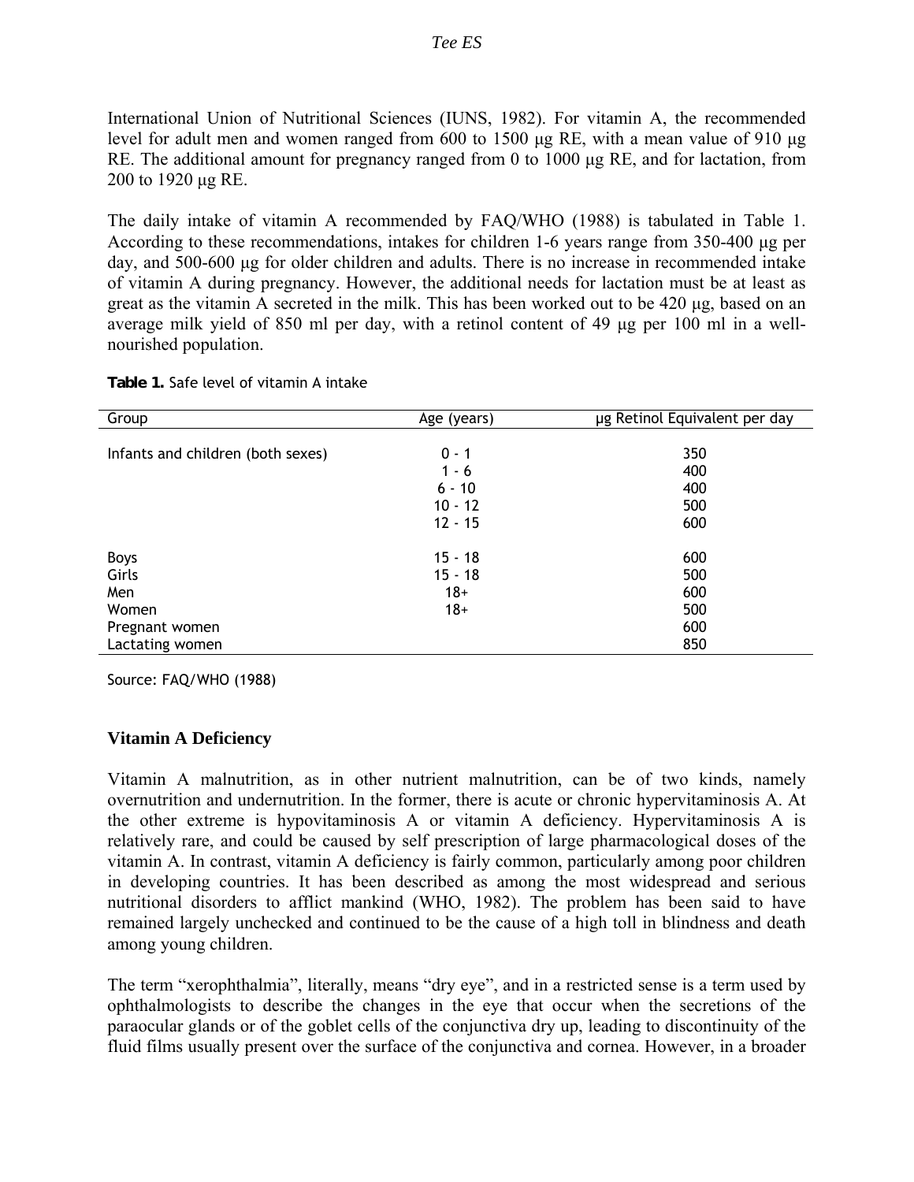International Union of Nutritional Sciences (IUNS, 1982). For vitamin A, the recommended level for adult men and women ranged from 600 to 1500 μg RE, with a mean value of 910 μg RE. The additional amount for pregnancy ranged from 0 to 1000 μg RE, and for lactation, from 200 to 1920 μg RE.

The daily intake of vitamin A recommended by FAQ/WHO (1988) is tabulated in Table 1. According to these recommendations, intakes for children 1-6 years range from 350-400 μg per day, and 500-600 μg for older children and adults. There is no increase in recommended intake of vitamin A during pregnancy. However, the additional needs for lactation must be at least as great as the vitamin A secreted in the milk. This has been worked out to be 420 μg, based on an average milk yield of 850 ml per day, with a retinol content of 49 μg per 100 ml in a well-nourished population.

**Table 1.** Safe level of vitamin A intake

| Group | Age (years) | μg Retinol Equivalent per day |
|---|---|---|
| Infants and children (both sexes) | 0 - 1 | 350 |
| | 1 - 6 | 400 |
| | 6 - 10 | 400 |
| | 10 - 12 | 500 |
| | 12 - 15 | 600 |
| Boys | 15 - 18 | 600 |
| Girls | 15 - 18 | 500 |
| Men | 18+ | 600 |
| Women | 18+ | 500 |
| Pregnant women | | 600 |
| Lactating women | | 850 |

Source: FAQ/WHO (1988)

### Vitamin A Deficiency

Vitamin A malnutrition, as in other nutrient malnutrition, can be of two kinds, namely overnutrition and undernutrition. In the former, there is acute or chronic hypervitaminosis A. At the other extreme is hypovitaminosis A or vitamin A deficiency. Hypervitaminosis A is relatively rare, and could be caused by self prescription of large pharmacological doses of the vitamin A. In contrast, vitamin A deficiency is fairly common, particularly among poor children in developing countries. It has been described as among the most widespread and serious nutritional disorders to afflict mankind (WHO, 1982). The problem has been said to have remained largely unchecked and continued to be the cause of a high toll in blindness and death among young children.

The term "xerophthalmia", literally, means "dry eye", and in a restricted sense is a term used by ophthalmologists to describe the changes in the eye that occur when the secretions of the paraocular glands or of the goblet cells of the conjunctiva dry up, leading to discontinuity of the fluid films usually present over the surface of the conjunctiva and cornea. However, in a broader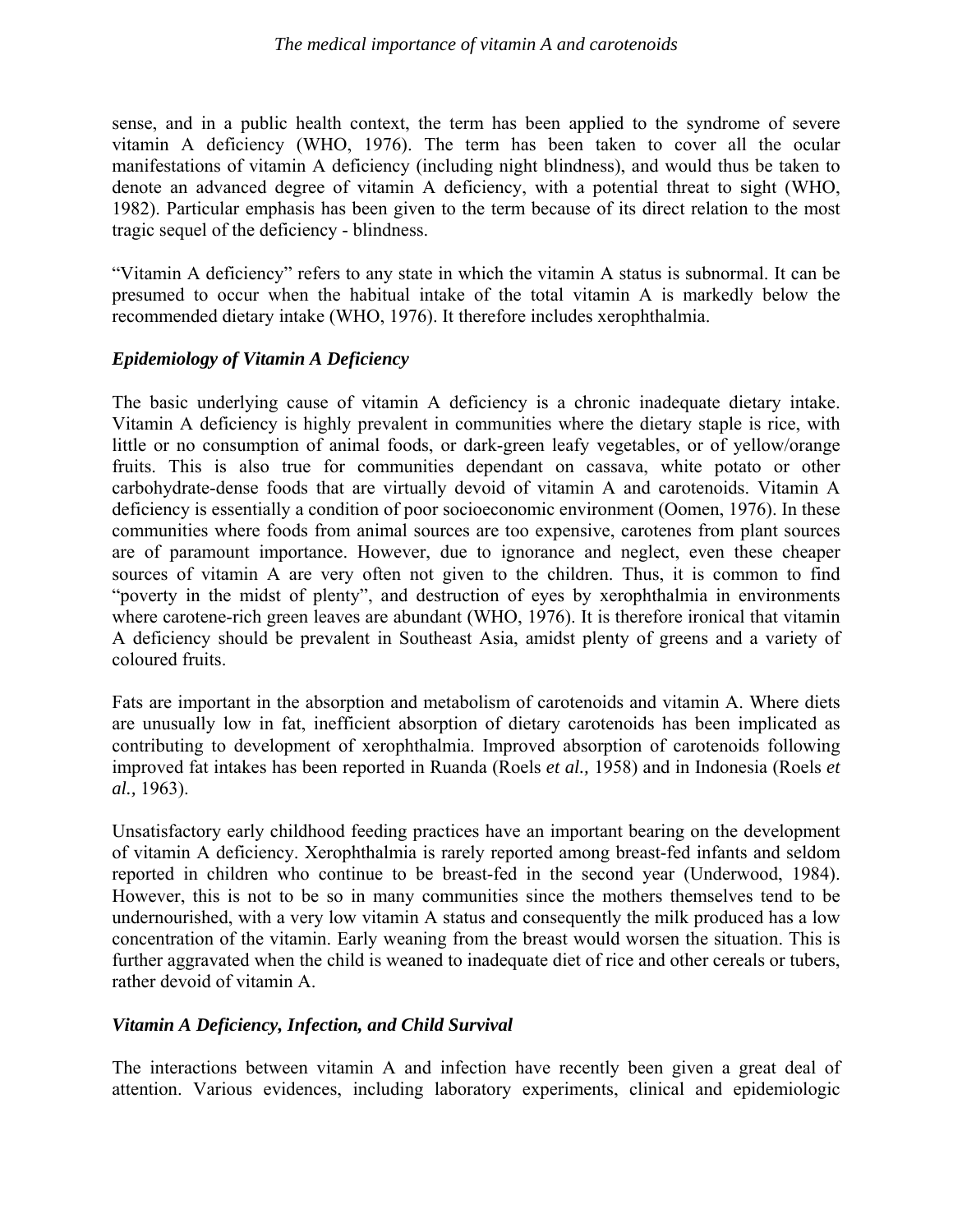sense, and in a public health context, the term has been applied to the syndrome of severe vitamin A deficiency (WHO, 1976). The term has been taken to cover all the ocular manifestations of vitamin A deficiency (including night blindness), and would thus be taken to denote an advanced degree of vitamin A deficiency, with a potential threat to sight (WHO, 1982). Particular emphasis has been given to the term because of its direct relation to the most tragic sequel of the deficiency - blindness.

"Vitamin A deficiency" refers to any state in which the vitamin A status is subnormal. It can be presumed to occur when the habitual intake of the total vitamin A is markedly below the recommended dietary intake (WHO, 1976). It therefore includes xerophthalmia.

### *Epidemiology of Vitamin A Deficiency*

The basic underlying cause of vitamin A deficiency is a chronic inadequate dietary intake. Vitamin A deficiency is highly prevalent in communities where the dietary staple is rice, with little or no consumption of animal foods, or dark-green leafy vegetables, or of yellow/orange fruits. This is also true for communities dependant on cassava, white potato or other carbohydrate-dense foods that are virtually devoid of vitamin A and carotenoids. Vitamin A deficiency is essentially a condition of poor socioeconomic environment (Oomen, 1976). In these communities where foods from animal sources are too expensive, carotenes from plant sources are of paramount importance. However, due to ignorance and neglect, even these cheaper sources of vitamin A are very often not given to the children. Thus, it is common to find "poverty in the midst of plenty", and destruction of eyes by xerophthalmia in environments where carotene-rich green leaves are abundant (WHO, 1976). It is therefore ironical that vitamin A deficiency should be prevalent in Southeast Asia, amidst plenty of greens and a variety of coloured fruits.

Fats are important in the absorption and metabolism of carotenoids and vitamin A. Where diets are unusually low in fat, inefficient absorption of dietary carotenoids has been implicated as contributing to development of xerophthalmia. Improved absorption of carotenoids following improved fat intakes has been reported in Ruanda (Roels *et al.,* 1958) and in Indonesia (Roels *et al.,* 1963).

Unsatisfactory early childhood feeding practices have an important bearing on the development of vitamin A deficiency. Xerophthalmia is rarely reported among breast-fed infants and seldom reported in children who continue to be breast-fed in the second year (Underwood, 1984). However, this is not to be so in many communities since the mothers themselves tend to be undernourished, with a very low vitamin A status and consequently the milk produced has a low concentration of the vitamin. Early weaning from the breast would worsen the situation. This is further aggravated when the child is weaned to inadequate diet of rice and other cereals or tubers, rather devoid of vitamin A.

### *Vitamin A Deficiency, Infection, and Child Survival*

The interactions between vitamin A and infection have recently been given a great deal of attention. Various evidences, including laboratory experiments, clinical and epidemiologic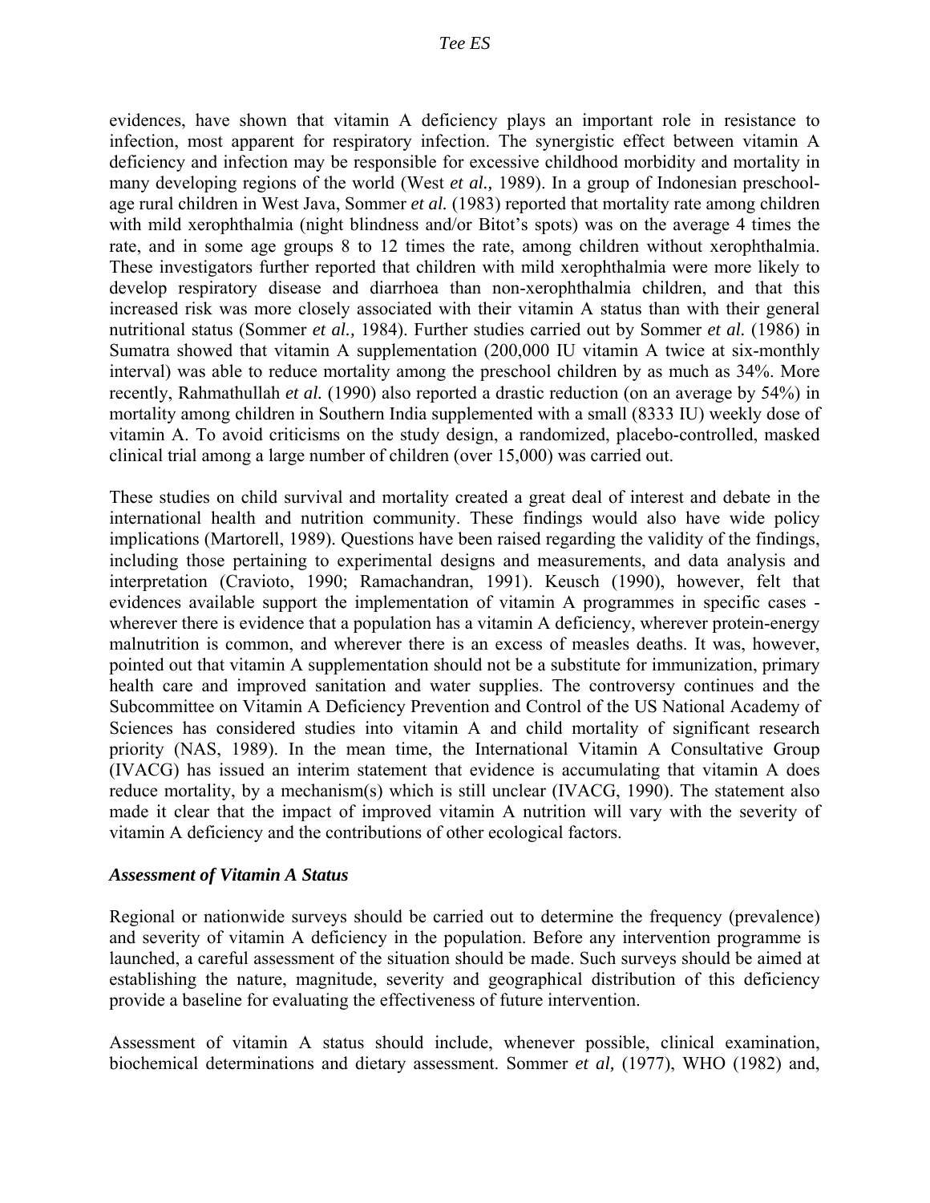evidences, have shown that vitamin A deficiency plays an important role in resistance to infection, most apparent for respiratory infection. The synergistic effect between vitamin A deficiency and infection may be responsible for excessive childhood morbidity and mortality in many developing regions of the world (West *et al.,* 1989). In a group of Indonesian preschool-age rural children in West Java, Sommer *et al.* (1983) reported that mortality rate among children with mild xerophthalmia (night blindness and/or Bitot's spots) was on the average 4 times the rate, and in some age groups 8 to 12 times the rate, among children without xerophthalmia. These investigators further reported that children with mild xerophthalmia were more likely to develop respiratory disease and diarrhoea than non-xerophthalmia children, and that this increased risk was more closely associated with their vitamin A status than with their general nutritional status (Sommer *et al.,* 1984). Further studies carried out by Sommer *et al.* (1986) in Sumatra showed that vitamin A supplementation (200,000 IU vitamin A twice at six-monthly interval) was able to reduce mortality among the preschool children by as much as 34%. More recently, Rahmathullah *et al.* (1990) also reported a drastic reduction (on an average by 54%) in mortality among children in Southern India supplemented with a small (8333 IU) weekly dose of vitamin A. To avoid criticisms on the study design, a randomized, placebo-controlled, masked clinical trial among a large number of children (over 15,000) was carried out.

These studies on child survival and mortality created a great deal of interest and debate in the international health and nutrition community. These findings would also have wide policy implications (Martorell, 1989). Questions have been raised regarding the validity of the findings, including those pertaining to experimental designs and measurements, and data analysis and interpretation (Cravioto, 1990; Ramachandran, 1991). Keusch (1990), however, felt that evidences available support the implementation of vitamin A programmes in specific cases - wherever there is evidence that a population has a vitamin A deficiency, wherever protein-energy malnutrition is common, and wherever there is an excess of measles deaths. It was, however, pointed out that vitamin A supplementation should not be a substitute for immunization, primary health care and improved sanitation and water supplies. The controversy continues and the Subcommittee on Vitamin A Deficiency Prevention and Control of the US National Academy of Sciences has considered studies into vitamin A and child mortality of significant research priority (NAS, 1989). In the mean time, the International Vitamin A Consultative Group (IVACG) has issued an interim statement that evidence is accumulating that vitamin A does reduce mortality, by a mechanism(s) which is still unclear (IVACG, 1990). The statement also made it clear that the impact of improved vitamin A nutrition will vary with the severity of vitamin A deficiency and the contributions of other ecological factors.

### *Assessment of Vitamin A Status*

Regional or nationwide surveys should be carried out to determine the frequency (prevalence) and severity of vitamin A deficiency in the population. Before any intervention programme is launched, a careful assessment of the situation should be made. Such surveys should be aimed at establishing the nature, magnitude, severity and geographical distribution of this deficiency provide a baseline for evaluating the effectiveness of future intervention.

Assessment of vitamin A status should include, whenever possible, clinical examination, biochemical determinations and dietary assessment. Sommer *et al,* (1977), WHO (1982) and,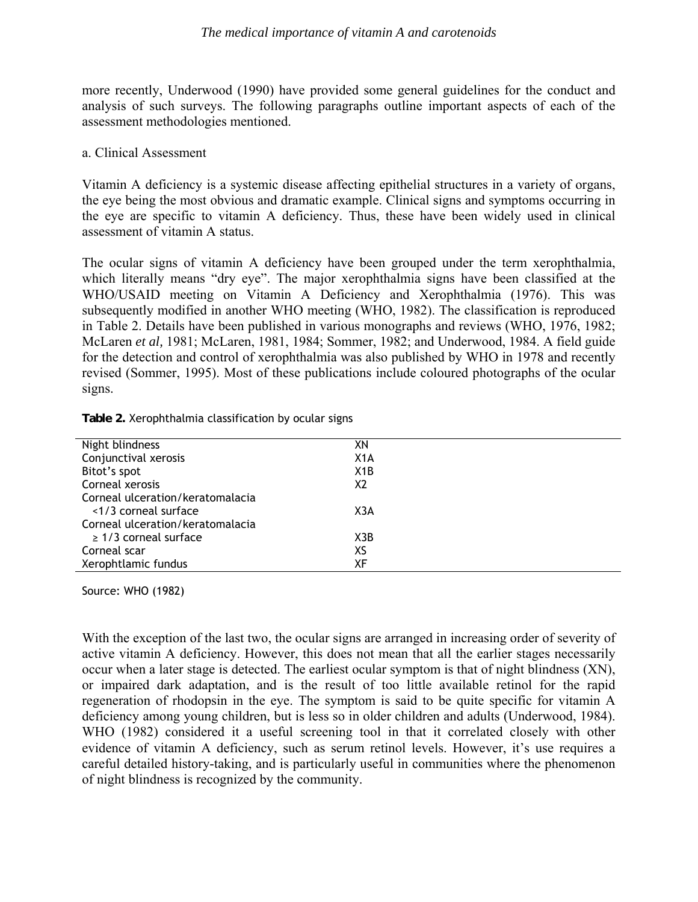more recently, Underwood (1990) have provided some general guidelines for the conduct and analysis of such surveys. The following paragraphs outline important aspects of each of the assessment methodologies mentioned.

a. Clinical Assessment

Vitamin A deficiency is a systemic disease affecting epithelial structures in a variety of organs, the eye being the most obvious and dramatic example. Clinical signs and symptoms occurring in the eye are specific to vitamin A deficiency. Thus, these have been widely used in clinical assessment of vitamin A status.

The ocular signs of vitamin A deficiency have been grouped under the term xerophthalmia, which literally means "dry eye". The major xerophthalmia signs have been classified at the WHO/USAID meeting on Vitamin A Deficiency and Xerophthalmia (1976). This was subsequently modified in another WHO meeting (WHO, 1982). The classification is reproduced in Table 2. Details have been published in various monographs and reviews (WHO, 1976, 1982; McLaren *et al,* 1981; McLaren, 1981, 1984; Sommer, 1982; and Underwood, 1984. A field guide for the detection and control of xerophthalmia was also published by WHO in 1978 and recently revised (Sommer, 1995). Most of these publications include coloured photographs of the ocular signs.

**Table 2.** Xerophthalmia classification by ocular signs

| | |
|---|---|
| Night blindness | XN |
| Conjunctival xerosis | X1A |
| Bitot's spot | X1B |
| Corneal xerosis | X2 |
| Corneal ulceration/keratomalacia <1/3 corneal surface | X3A |
| Corneal ulceration/keratomalacia ≥ 1/3 corneal surface | X3B |
| Corneal scar | XS |
| Xerophtlamic fundus | XF |

Source: WHO (1982)

With the exception of the last two, the ocular signs are arranged in increasing order of severity of active vitamin A deficiency. However, this does not mean that all the earlier stages necessarily occur when a later stage is detected. The earliest ocular symptom is that of night blindness (XN), or impaired dark adaptation, and is the result of too little available retinol for the rapid regeneration of rhodopsin in the eye. The symptom is said to be quite specific for vitamin A deficiency among young children, but is less so in older children and adults (Underwood, 1984). WHO (1982) considered it a useful screening tool in that it correlated closely with other evidence of vitamin A deficiency, such as serum retinol levels. However, it's use requires a careful detailed history-taking, and is particularly useful in communities where the phenomenon of night blindness is recognized by the community.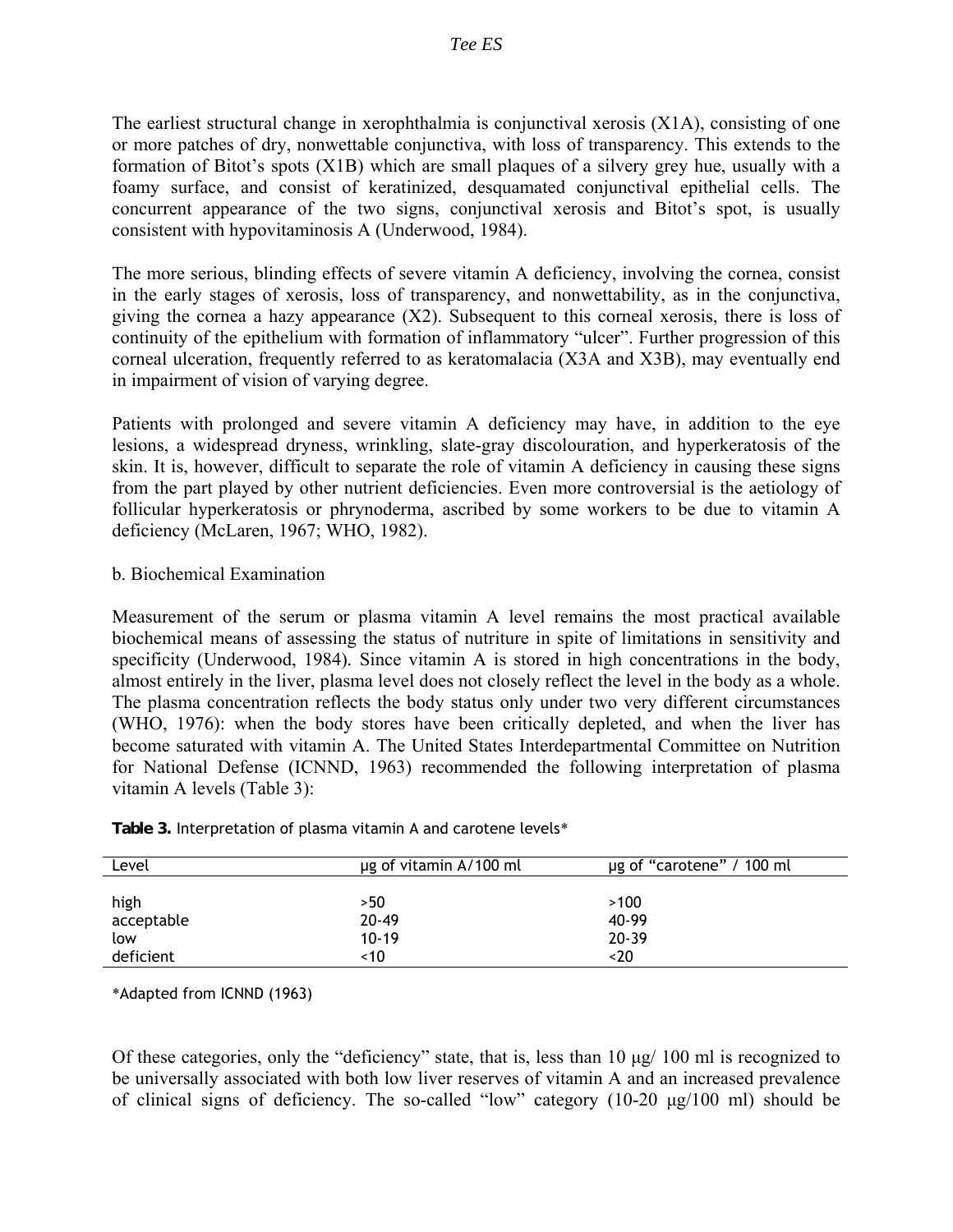The earliest structural change in xerophthalmia is conjunctival xerosis (X1A), consisting of one or more patches of dry, nonwettable conjunctiva, with loss of transparency. This extends to the formation of Bitot's spots (X1B) which are small plaques of a silvery grey hue, usually with a foamy surface, and consist of keratinized, desquamated conjunctival epithelial cells. The concurrent appearance of the two signs, conjunctival xerosis and Bitot's spot, is usually consistent with hypovitaminosis A (Underwood, 1984).

The more serious, blinding effects of severe vitamin A deficiency, involving the cornea, consist in the early stages of xerosis, loss of transparency, and nonwettability, as in the conjunctiva, giving the cornea a hazy appearance (X2). Subsequent to this corneal xerosis, there is loss of continuity of the epithelium with formation of inflammatory "ulcer". Further progression of this corneal ulceration, frequently referred to as keratomalacia (X3A and X3B), may eventually end in impairment of vision of varying degree.

Patients with prolonged and severe vitamin A deficiency may have, in addition to the eye lesions, a widespread dryness, wrinkling, slate-gray discolouration, and hyperkeratosis of the skin. It is, however, difficult to separate the role of vitamin A deficiency in causing these signs from the part played by other nutrient deficiencies. Even more controversial is the aetiology of follicular hyperkeratosis or phrynoderma, ascribed by some workers to be due to vitamin A deficiency (McLaren, 1967; WHO, 1982).

b. Biochemical Examination

Measurement of the serum or plasma vitamin A level remains the most practical available biochemical means of assessing the status of nutriture in spite of limitations in sensitivity and specificity (Underwood, 1984). Since vitamin A is stored in high concentrations in the body, almost entirely in the liver, plasma level does not closely reflect the level in the body as a whole. The plasma concentration reflects the body status only under two very different circumstances (WHO, 1976): when the body stores have been critically depleted, and when the liver has become saturated with vitamin A. The United States Interdepartmental Committee on Nutrition for National Defense (ICNND, 1963) recommended the following interpretation of plasma vitamin A levels (Table 3):

**Table 3.** Interpretation of plasma vitamin A and carotene levels*

| Level | μg of vitamin A/100 ml | μg of "carotene" / 100 ml |
|---|---|---|
| high | >50 | >100 |
| acceptable | 20-49 | 40-99 |
| low | 10-19 | 20-39 |
| deficient | <10 | <20 |

*Adapted from ICNND (1963)

Of these categories, only the "deficiency" state, that is, less than 10 μg/ 100 ml is recognized to be universally associated with both low liver reserves of vitamin A and an increased prevalence of clinical signs of deficiency. The so-called "low" category (10-20 μg/100 ml) should be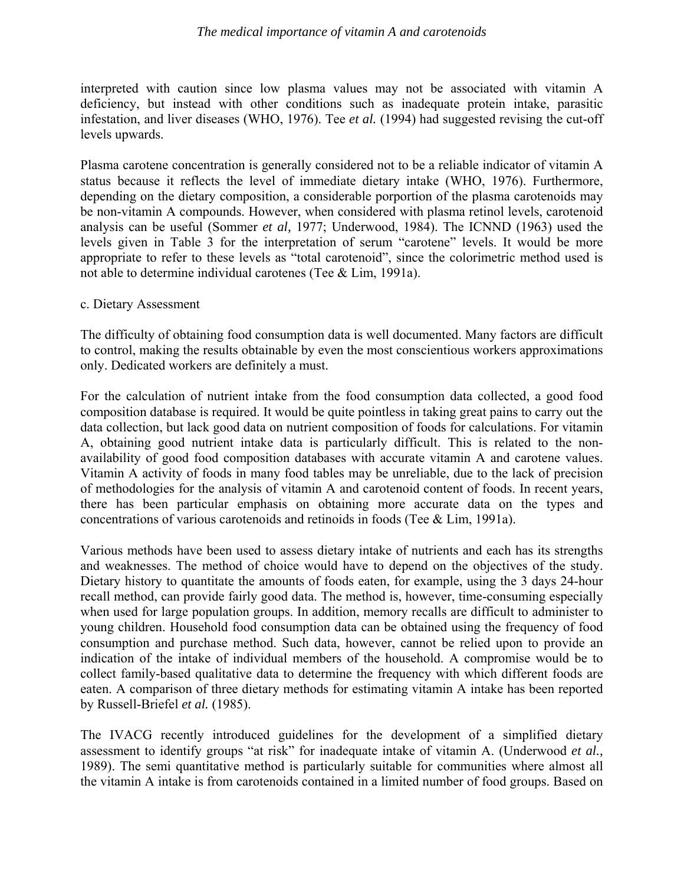interpreted with caution since low plasma values may not be associated with vitamin A deficiency, but instead with other conditions such as inadequate protein intake, parasitic infestation, and liver diseases (WHO, 1976). Tee *et al.* (1994) had suggested revising the cut-off levels upwards.

Plasma carotene concentration is generally considered not to be a reliable indicator of vitamin A status because it reflects the level of immediate dietary intake (WHO, 1976). Furthermore, depending on the dietary composition, a considerable porportion of the plasma carotenoids may be non-vitamin A compounds. However, when considered with plasma retinol levels, carotenoid analysis can be useful (Sommer *et al,* 1977; Underwood, 1984). The ICNND (1963) used the levels given in Table 3 for the interpretation of serum "carotene" levels. It would be more appropriate to refer to these levels as "total carotenoid", since the colorimetric method used is not able to determine individual carotenes (Tee & Lim, 1991a).

c. Dietary Assessment

The difficulty of obtaining food consumption data is well documented. Many factors are difficult to control, making the results obtainable by even the most conscientious workers approximations only. Dedicated workers are definitely a must.

For the calculation of nutrient intake from the food consumption data collected, a good food composition database is required. It would be quite pointless in taking great pains to carry out the data collection, but lack good data on nutrient composition of foods for calculations. For vitamin A, obtaining good nutrient intake data is particularly difficult. This is related to the non-availability of good food composition databases with accurate vitamin A and carotene values. Vitamin A activity of foods in many food tables may be unreliable, due to the lack of precision of methodologies for the analysis of vitamin A and carotenoid content of foods. In recent years, there has been particular emphasis on obtaining more accurate data on the types and concentrations of various carotenoids and retinoids in foods (Tee & Lim, 1991a).

Various methods have been used to assess dietary intake of nutrients and each has its strengths and weaknesses. The method of choice would have to depend on the objectives of the study. Dietary history to quantitate the amounts of foods eaten, for example, using the 3 days 24-hour recall method, can provide fairly good data. The method is, however, time-consuming especially when used for large population groups. In addition, memory recalls are difficult to administer to young children. Household food consumption data can be obtained using the frequency of food consumption and purchase method. Such data, however, cannot be relied upon to provide an indication of the intake of individual members of the household. A compromise would be to collect family-based qualitative data to determine the frequency with which different foods are eaten. A comparison of three dietary methods for estimating vitamin A intake has been reported by Russell-Briefel *et al.* (1985).

The IVACG recently introduced guidelines for the development of a simplified dietary assessment to identify groups "at risk" for inadequate intake of vitamin A. (Underwood *et al.,* 1989). The semi quantitative method is particularly suitable for communities where almost all the vitamin A intake is from carotenoids contained in a limited number of food groups. Based on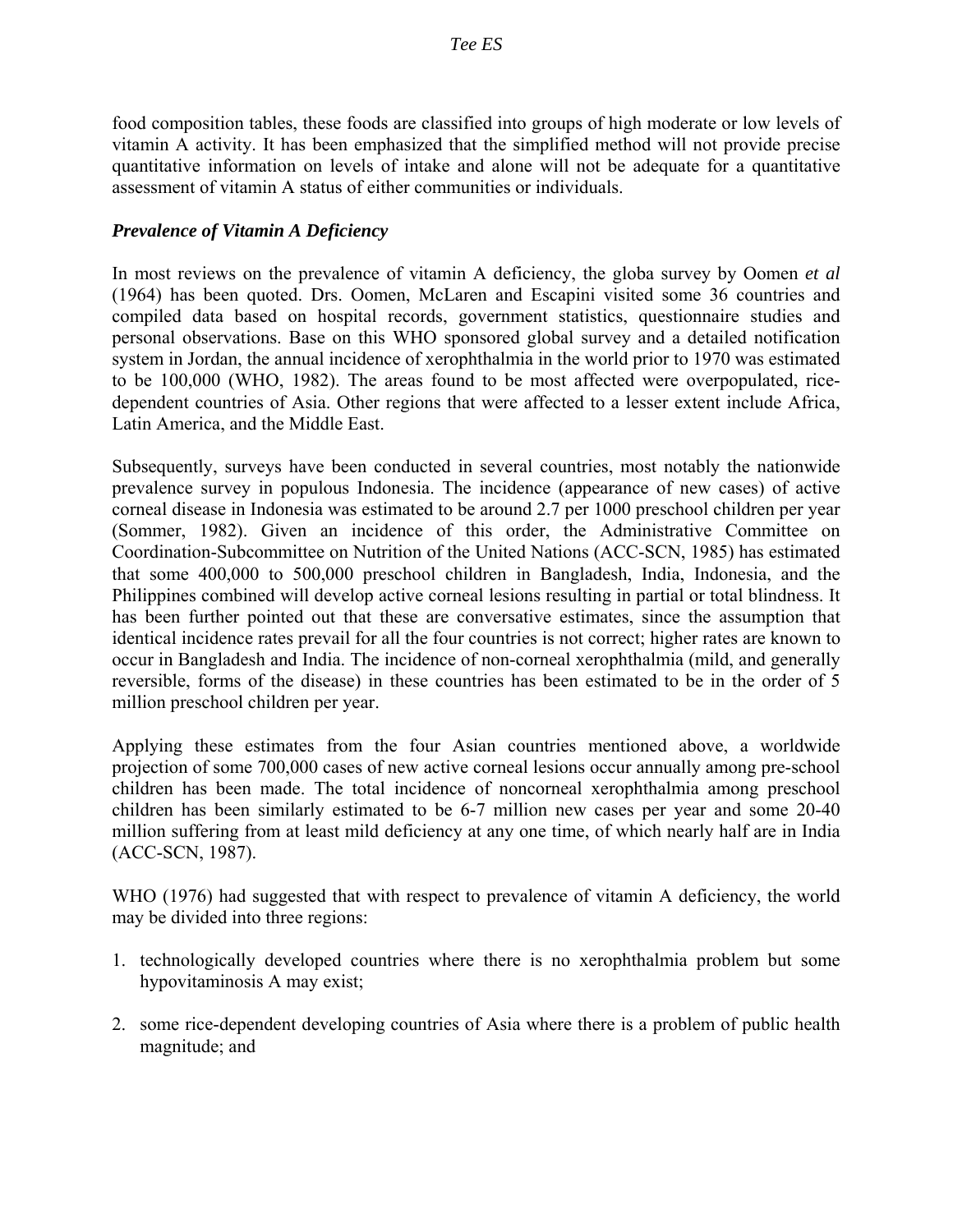food composition tables, these foods are classified into groups of high moderate or low levels of vitamin A activity. It has been emphasized that the simplified method will not provide precise quantitative information on levels of intake and alone will not be adequate for a quantitative assessment of vitamin A status of either communities or individuals.

### *Prevalence of Vitamin A Deficiency*

In most reviews on the prevalence of vitamin A deficiency, the globa survey by Oomen *et al* (1964) has been quoted. Drs. Oomen, McLaren and Escapini visited some 36 countries and compiled data based on hospital records, government statistics, questionnaire studies and personal observations. Base on this WHO sponsored global survey and a detailed notification system in Jordan, the annual incidence of xerophthalmia in the world prior to 1970 was estimated to be 100,000 (WHO, 1982). The areas found to be most affected were overpopulated, rice-dependent countries of Asia. Other regions that were affected to a lesser extent include Africa, Latin America, and the Middle East.

Subsequently, surveys have been conducted in several countries, most notably the nationwide prevalence survey in populous Indonesia. The incidence (appearance of new cases) of active corneal disease in Indonesia was estimated to be around 2.7 per 1000 preschool children per year (Sommer, 1982). Given an incidence of this order, the Administrative Committee on Coordination-Subcommittee on Nutrition of the United Nations (ACC-SCN, 1985) has estimated that some 400,000 to 500,000 preschool children in Bangladesh, India, Indonesia, and the Philippines combined will develop active corneal lesions resulting in partial or total blindness. It has been further pointed out that these are conversative estimates, since the assumption that identical incidence rates prevail for all the four countries is not correct; higher rates are known to occur in Bangladesh and India. The incidence of non-corneal xerophthalmia (mild, and generally reversible, forms of the disease) in these countries has been estimated to be in the order of 5 million preschool children per year.

Applying these estimates from the four Asian countries mentioned above, a worldwide projection of some 700,000 cases of new active corneal lesions occur annually among pre-school children has been made. The total incidence of noncorneal xerophthalmia among preschool children has been similarly estimated to be 6-7 million new cases per year and some 20-40 million suffering from at least mild deficiency at any one time, of which nearly half are in India (ACC-SCN, 1987).

WHO (1976) had suggested that with respect to prevalence of vitamin A deficiency, the world may be divided into three regions:

1. technologically developed countries where there is no xerophthalmia problem but some hypovitaminosis A may exist;

2. some rice-dependent developing countries of Asia where there is a problem of public health magnitude; and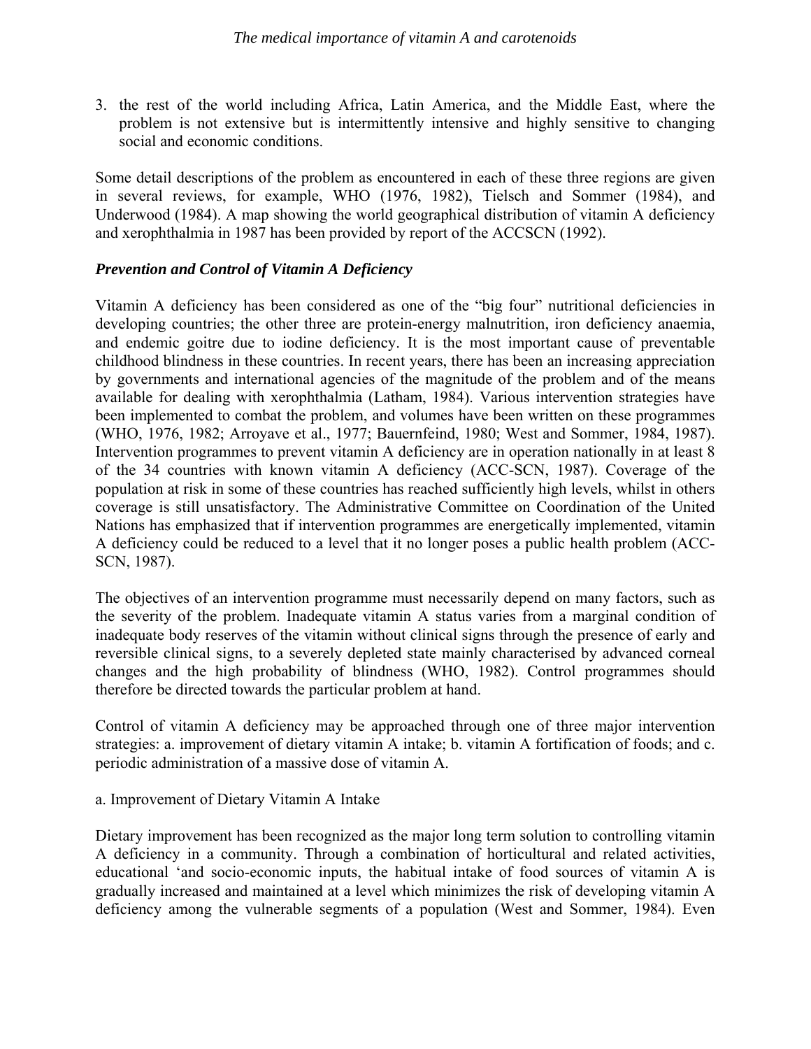3. the rest of the world including Africa, Latin America, and the Middle East, where the problem is not extensive but is intermittently intensive and highly sensitive to changing social and economic conditions.

Some detail descriptions of the problem as encountered in each of these three regions are given in several reviews, for example, WHO (1976, 1982), Tielsch and Sommer (1984), and Underwood (1984). A map showing the world geographical distribution of vitamin A deficiency and xerophthalmia in 1987 has been provided by report of the ACCSCN (1992).

### *Prevention and Control of Vitamin A Deficiency*

Vitamin A deficiency has been considered as one of the "big four" nutritional deficiencies in developing countries; the other three are protein-energy malnutrition, iron deficiency anaemia, and endemic goitre due to iodine deficiency. It is the most important cause of preventable childhood blindness in these countries. In recent years, there has been an increasing appreciation by governments and international agencies of the magnitude of the problem and of the means available for dealing with xerophthalmia (Latham, 1984). Various intervention strategies have been implemented to combat the problem, and volumes have been written on these programmes (WHO, 1976, 1982; Arroyave et al., 1977; Bauernfeind, 1980; West and Sommer, 1984, 1987). Intervention programmes to prevent vitamin A deficiency are in operation nationally in at least 8 of the 34 countries with known vitamin A deficiency (ACC-SCN, 1987). Coverage of the population at risk in some of these countries has reached sufficiently high levels, whilst in others coverage is still unsatisfactory. The Administrative Committee on Coordination of the United Nations has emphasized that if intervention programmes are energetically implemented, vitamin A deficiency could be reduced to a level that it no longer poses a public health problem (ACC-SCN, 1987).

The objectives of an intervention programme must necessarily depend on many factors, such as the severity of the problem. Inadequate vitamin A status varies from a marginal condition of inadequate body reserves of the vitamin without clinical signs through the presence of early and reversible clinical signs, to a severely depleted state mainly characterised by advanced corneal changes and the high probability of blindness (WHO, 1982). Control programmes should therefore be directed towards the particular problem at hand.

Control of vitamin A deficiency may be approached through one of three major intervention strategies: a. improvement of dietary vitamin A intake; b. vitamin A fortification of foods; and c. periodic administration of a massive dose of vitamin A.

a. Improvement of Dietary Vitamin A Intake

Dietary improvement has been recognized as the major long term solution to controlling vitamin A deficiency in a community. Through a combination of horticultural and related activities, educational 'and socio-economic inputs, the habitual intake of food sources of vitamin A is gradually increased and maintained at a level which minimizes the risk of developing vitamin A deficiency among the vulnerable segments of a population (West and Sommer, 1984). Even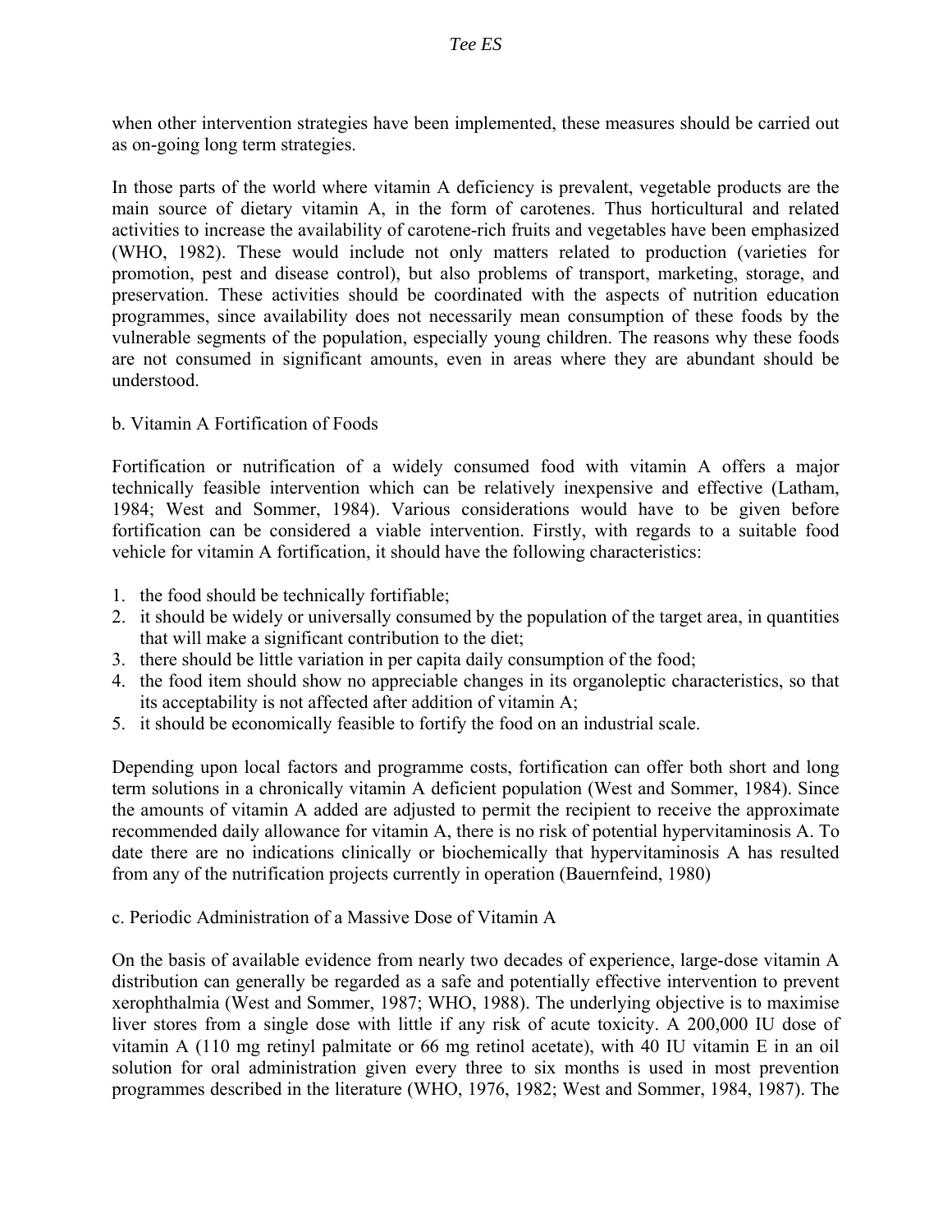when other intervention strategies have been implemented, these measures should be carried out as on-going long term strategies.

In those parts of the world where vitamin A deficiency is prevalent, vegetable products are the main source of dietary vitamin A, in the form of carotenes. Thus horticultural and related activities to increase the availability of carotene-rich fruits and vegetables have been emphasized (WHO, 1982). These would include not only matters related to production (varieties for promotion, pest and disease control), but also problems of transport, marketing, storage, and preservation. These activities should be coordinated with the aspects of nutrition education programmes, since availability does not necessarily mean consumption of these foods by the vulnerable segments of the population, especially young children. The reasons why these foods are not consumed in significant amounts, even in areas where they are abundant should be understood.

b. Vitamin A Fortification of Foods

Fortification or nutrification of a widely consumed food with vitamin A offers a major technically feasible intervention which can be relatively inexpensive and effective (Latham, 1984; West and Sommer, 1984). Various considerations would have to be given before fortification can be considered a viable intervention. Firstly, with regards to a suitable food vehicle for vitamin A fortification, it should have the following characteristics:

1. the food should be technically fortifiable;
2. it should be widely or universally consumed by the population of the target area, in quantities that will make a significant contribution to the diet;
3. there should be little variation in per capita daily consumption of the food;
4. the food item should show no appreciable changes in its organoleptic characteristics, so that its acceptability is not affected after addition of vitamin A;
5. it should be economically feasible to fortify the food on an industrial scale.

Depending upon local factors and programme costs, fortification can offer both short and long term solutions in a chronically vitamin A deficient population (West and Sommer, 1984). Since the amounts of vitamin A added are adjusted to permit the recipient to receive the approximate recommended daily allowance for vitamin A, there is no risk of potential hypervitaminosis A. To date there are no indications clinically or biochemically that hypervitaminosis A has resulted from any of the nutrification projects currently in operation (Bauernfeind, 1980)

c. Periodic Administration of a Massive Dose of Vitamin A

On the basis of available evidence from nearly two decades of experience, large-dose vitamin A distribution can generally be regarded as a safe and potentially effective intervention to prevent xerophthalmia (West and Sommer, 1987; WHO, 1988). The underlying objective is to maximise liver stores from a single dose with little if any risk of acute toxicity. A 200,000 IU dose of vitamin A (110 mg retinyl palmitate or 66 mg retinol acetate), with 40 IU vitamin E in an oil solution for oral administration given every three to six months is used in most prevention programmes described in the literature (WHO, 1976, 1982; West and Sommer, 1984, 1987). The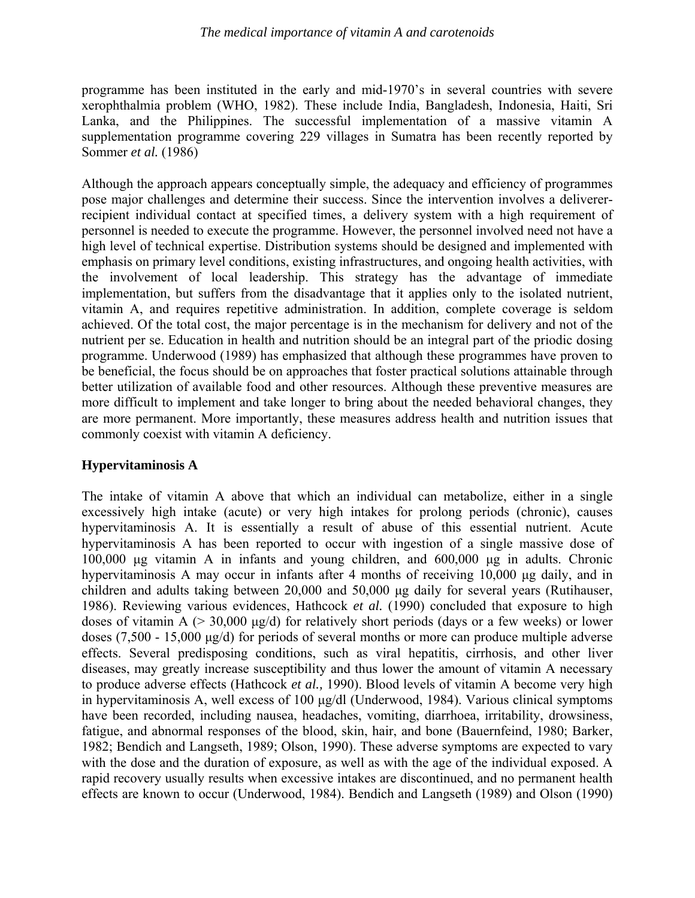programme has been instituted in the early and mid-1970's in several countries with severe xerophthalmia problem (WHO, 1982). These include India, Bangladesh, Indonesia, Haiti, Sri Lanka, and the Philippines. The successful implementation of a massive vitamin A supplementation programme covering 229 villages in Sumatra has been recently reported by Sommer *et al.* (1986)

Although the approach appears conceptually simple, the adequacy and efficiency of programmes pose major challenges and determine their success. Since the intervention involves a deliverer-recipient individual contact at specified times, a delivery system with a high requirement of personnel is needed to execute the programme. However, the personnel involved need not have a high level of technical expertise. Distribution systems should be designed and implemented with emphasis on primary level conditions, existing infrastructures, and ongoing health activities, with the involvement of local leadership. This strategy has the advantage of immediate implementation, but suffers from the disadvantage that it applies only to the isolated nutrient, vitamin A, and requires repetitive administration. In addition, complete coverage is seldom achieved. Of the total cost, the major percentage is in the mechanism for delivery and not of the nutrient per se. Education in health and nutrition should be an integral part of the priodic dosing programme. Underwood (1989) has emphasized that although these programmes have proven to be beneficial, the focus should be on approaches that foster practical solutions attainable through better utilization of available food and other resources. Although these preventive measures are more difficult to implement and take longer to bring about the needed behavioral changes, they are more permanent. More importantly, these measures address health and nutrition issues that commonly coexist with vitamin A deficiency.

## Hypervitaminosis A

The intake of vitamin A above that which an individual can metabolize, either in a single excessively high intake (acute) or very high intakes for prolong periods (chronic), causes hypervitaminosis A. It is essentially a result of abuse of this essential nutrient. Acute hypervitaminosis A has been reported to occur with ingestion of a single massive dose of 100,000 μg vitamin A in infants and young children, and 600,000 μg in adults. Chronic hypervitaminosis A may occur in infants after 4 months of receiving 10,000 μg daily, and in children and adults taking between 20,000 and 50,000 μg daily for several years (Rutihauser, 1986). Reviewing various evidences, Hathcock *et al.* (1990) concluded that exposure to high doses of vitamin A (> 30,000 μg/d) for relatively short periods (days or a few weeks) or lower doses (7,500 - 15,000 μg/d) for periods of several months or more can produce multiple adverse effects. Several predisposing conditions, such as viral hepatitis, cirrhosis, and other liver diseases, may greatly increase susceptibility and thus lower the amount of vitamin A necessary to produce adverse effects (Hathcock *et al.,* 1990). Blood levels of vitamin A become very high in hypervitaminosis A, well excess of 100 μg/dl (Underwood, 1984). Various clinical symptoms have been recorded, including nausea, headaches, vomiting, diarrhoea, irritability, drowsiness, fatigue, and abnormal responses of the blood, skin, hair, and bone (Bauernfeind, 1980; Barker, 1982; Bendich and Langseth, 1989; Olson, 1990). These adverse symptoms are expected to vary with the dose and the duration of exposure, as well as with the age of the individual exposed. A rapid recovery usually results when excessive intakes are discontinued, and no permanent health effects are known to occur (Underwood, 1984). Bendich and Langseth (1989) and Olson (1990)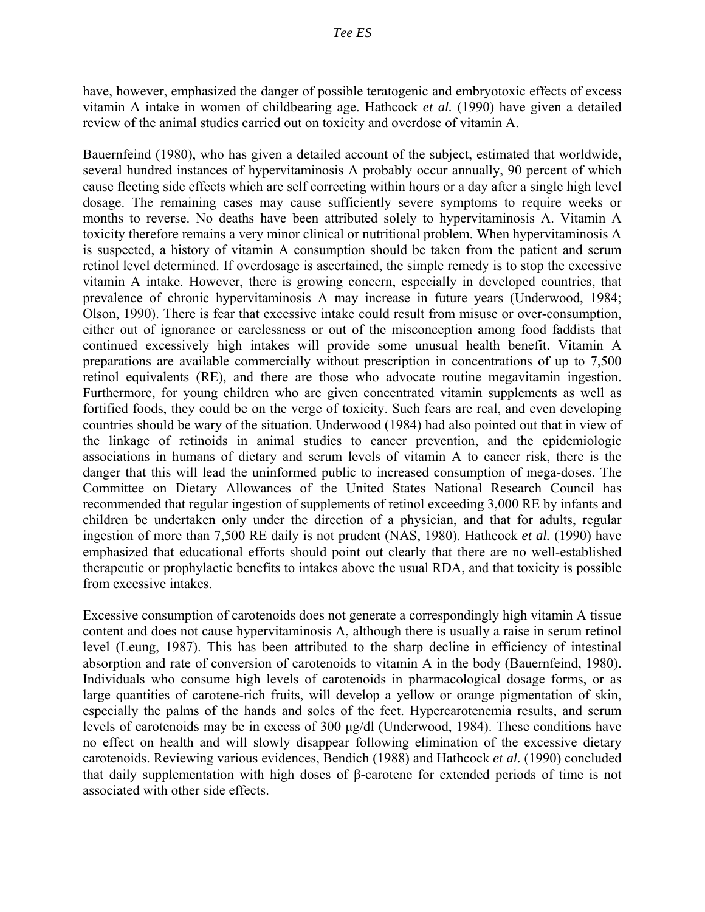have, however, emphasized the danger of possible teratogenic and embryotoxic effects of excess vitamin A intake in women of childbearing age. Hathcock *et al.* (1990) have given a detailed review of the animal studies carried out on toxicity and overdose of vitamin A.

Bauernfeind (1980), who has given a detailed account of the subject, estimated that worldwide, several hundred instances of hypervitaminosis A probably occur annually, 90 percent of which cause fleeting side effects which are self correcting within hours or a day after a single high level dosage. The remaining cases may cause sufficiently severe symptoms to require weeks or months to reverse. No deaths have been attributed solely to hypervitaminosis A. Vitamin A toxicity therefore remains a very minor clinical or nutritional problem. When hypervitaminosis A is suspected, a history of vitamin A consumption should be taken from the patient and serum retinol level determined. If overdosage is ascertained, the simple remedy is to stop the excessive vitamin A intake. However, there is growing concern, especially in developed countries, that prevalence of chronic hypervitaminosis A may increase in future years (Underwood, 1984; Olson, 1990). There is fear that excessive intake could result from misuse or over-consumption, either out of ignorance or carelessness or out of the misconception among food faddists that continued excessively high intakes will provide some unusual health benefit. Vitamin A preparations are available commercially without prescription in concentrations of up to 7,500 retinol equivalents (RE), and there are those who advocate routine megavitamin ingestion. Furthermore, for young children who are given concentrated vitamin supplements as well as fortified foods, they could be on the verge of toxicity. Such fears are real, and even developing countries should be wary of the situation. Underwood (1984) had also pointed out that in view of the linkage of retinoids in animal studies to cancer prevention, and the epidemiologic associations in humans of dietary and serum levels of vitamin A to cancer risk, there is the danger that this will lead the uninformed public to increased consumption of mega-doses. The Committee on Dietary Allowances of the United States National Research Council has recommended that regular ingestion of supplements of retinol exceeding 3,000 RE by infants and children be undertaken only under the direction of a physician, and that for adults, regular ingestion of more than 7,500 RE daily is not prudent (NAS, 1980). Hathcock *et al.* (1990) have emphasized that educational efforts should point out clearly that there are no well-established therapeutic or prophylactic benefits to intakes above the usual RDA, and that toxicity is possible from excessive intakes.

Excessive consumption of carotenoids does not generate a correspondingly high vitamin A tissue content and does not cause hypervitaminosis A, although there is usually a raise in serum retinol level (Leung, 1987). This has been attributed to the sharp decline in efficiency of intestinal absorption and rate of conversion of carotenoids to vitamin A in the body (Bauernfeind, 1980). Individuals who consume high levels of carotenoids in pharmacological dosage forms, or as large quantities of carotene-rich fruits, will develop a yellow or orange pigmentation of skin, especially the palms of the hands and soles of the feet. Hypercarotenemia results, and serum levels of carotenoids may be in excess of 300 μg/dl (Underwood, 1984). These conditions have no effect on health and will slowly disappear following elimination of the excessive dietary carotenoids. Reviewing various evidences, Bendich (1988) and Hathcock *et al.* (1990) concluded that daily supplementation with high doses of β-carotene for extended periods of time is not associated with other side effects.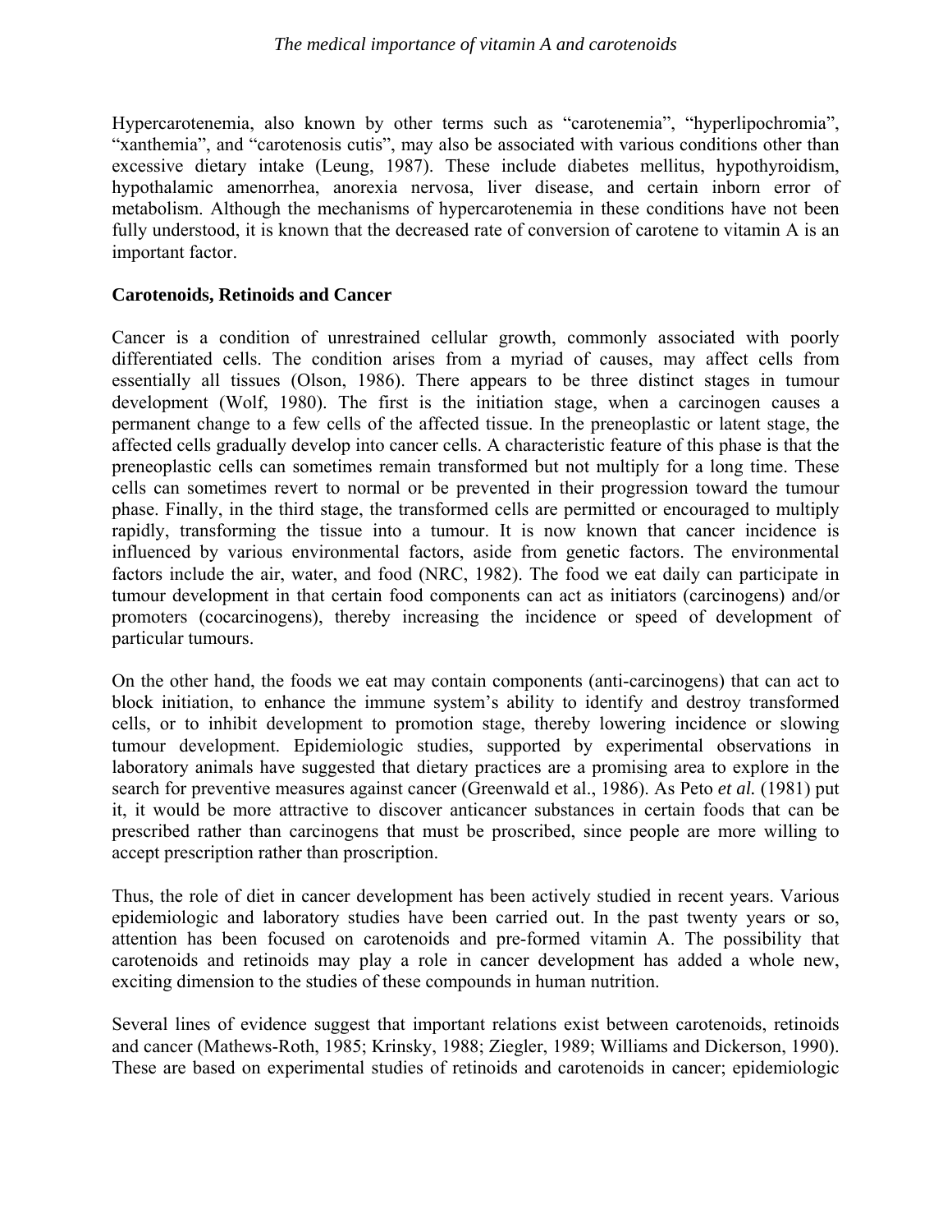Hypercarotenemia, also known by other terms such as “carotenemia”, “hyperlipochromia”, “xanthemia”, and “carotenosis cutis”, may also be associated with various conditions other than excessive dietary intake (Leung, 1987). These include diabetes mellitus, hypothyroidism, hypothalamic amenorrhea, anorexia nervosa, liver disease, and certain inborn error of metabolism. Although the mechanisms of hypercarotenemia in these conditions have not been fully understood, it is known that the decreased rate of conversion of carotene to vitamin A is an important factor.

**Carotenoids, Retinoids and Cancer**

Cancer is a condition of unrestrained cellular growth, commonly associated with poorly differentiated cells. The condition arises from a myriad of causes, may affect cells from essentially all tissues (Olson, 1986). There appears to be three distinct stages in tumour development (Wolf, 1980). The first is the initiation stage, when a carcinogen causes a permanent change to a few cells of the affected tissue. In the preneoplastic or latent stage, the affected cells gradually develop into cancer cells. A characteristic feature of this phase is that the preneoplastic cells can sometimes remain transformed but not multiply for a long time. These cells can sometimes revert to normal or be prevented in their progression toward the tumour phase. Finally, in the third stage, the transformed cells are permitted or encouraged to multiply rapidly, transforming the tissue into a tumour. It is now known that cancer incidence is influenced by various environmental factors, aside from genetic factors. The environmental factors include the air, water, and food (NRC, 1982). The food we eat daily can participate in tumour development in that certain food components can act as initiators (carcinogens) and/or promoters (cocarcinogens), thereby increasing the incidence or speed of development of particular tumours.

On the other hand, the foods we eat may contain components (anti-carcinogens) that can act to block initiation, to enhance the immune system’s ability to identify and destroy transformed cells, or to inhibit development to promotion stage, thereby lowering incidence or slowing tumour development. Epidemiologic studies, supported by experimental observations in laboratory animals have suggested that dietary practices are a promising area to explore in the search for preventive measures against cancer (Greenwald et al., 1986). As Peto *et al.* (1981) put it, it would be more attractive to discover anticancer substances in certain foods that can be prescribed rather than carcinogens that must be proscribed, since people are more willing to accept prescription rather than proscription.

Thus, the role of diet in cancer development has been actively studied in recent years. Various epidemiologic and laboratory studies have been carried out. In the past twenty years or so, attention has been focused on carotenoids and pre-formed vitamin A. The possibility that carotenoids and retinoids may play a role in cancer development has added a whole new, exciting dimension to the studies of these compounds in human nutrition.

Several lines of evidence suggest that important relations exist between carotenoids, retinoids and cancer (Mathews-Roth, 1985; Krinsky, 1988; Ziegler, 1989; Williams and Dickerson, 1990). These are based on experimental studies of retinoids and carotenoids in cancer; epidemiologic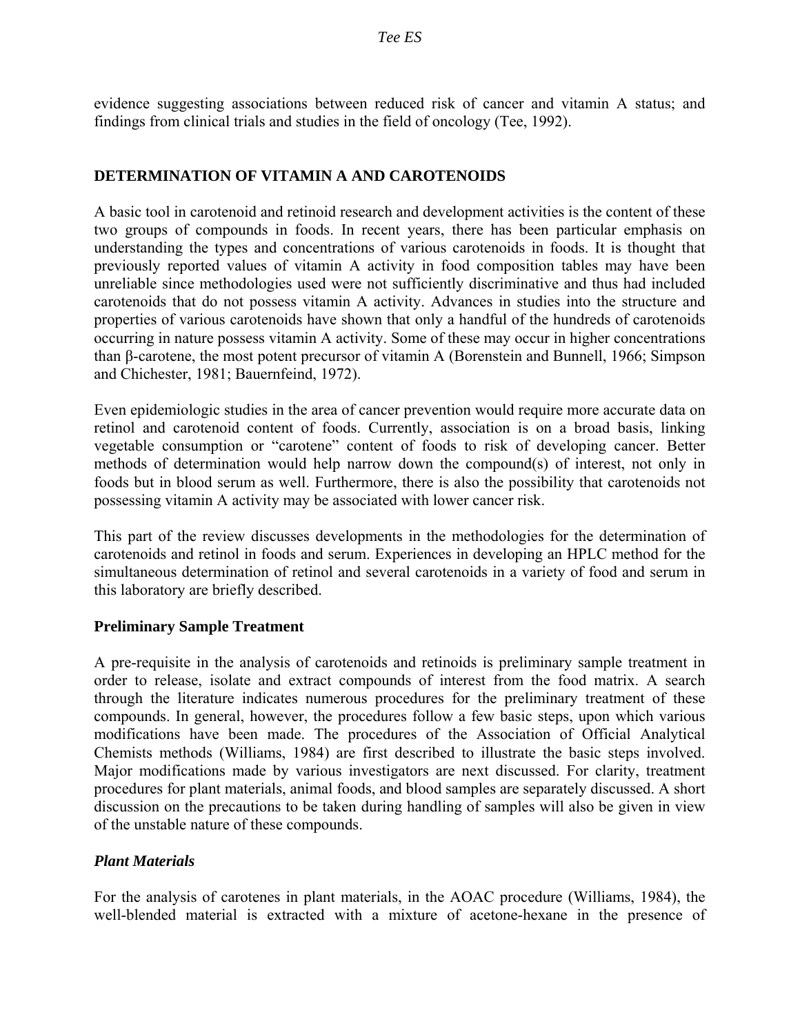evidence suggesting associations between reduced risk of cancer and vitamin A status; and findings from clinical trials and studies in the field of oncology (Tee, 1992).

## DETERMINATION OF VITAMIN A AND CAROTENOIDS

A basic tool in carotenoid and retinoid research and development activities is the content of these two groups of compounds in foods. In recent years, there has been particular emphasis on understanding the types and concentrations of various carotenoids in foods. It is thought that previously reported values of vitamin A activity in food composition tables may have been unreliable since methodologies used were not sufficiently discriminative and thus had included carotenoids that do not possess vitamin A activity. Advances in studies into the structure and properties of various carotenoids have shown that only a handful of the hundreds of carotenoids occurring in nature possess vitamin A activity. Some of these may occur in higher concentrations than β-carotene, the most potent precursor of vitamin A (Borenstein and Bunnell, 1966; Simpson and Chichester, 1981; Bauernfeind, 1972).

Even epidemiologic studies in the area of cancer prevention would require more accurate data on retinol and carotenoid content of foods. Currently, association is on a broad basis, linking vegetable consumption or "carotene" content of foods to risk of developing cancer. Better methods of determination would help narrow down the compound(s) of interest, not only in foods but in blood serum as well. Furthermore, there is also the possibility that carotenoids not possessing vitamin A activity may be associated with lower cancer risk.

This part of the review discusses developments in the methodologies for the determination of carotenoids and retinol in foods and serum. Experiences in developing an HPLC method for the simultaneous determination of retinol and several carotenoids in a variety of food and serum in this laboratory are briefly described.

### Preliminary Sample Treatment

A pre-requisite in the analysis of carotenoids and retinoids is preliminary sample treatment in order to release, isolate and extract compounds of interest from the food matrix. A search through the literature indicates numerous procedures for the preliminary treatment of these compounds. In general, however, the procedures follow a few basic steps, upon which various modifications have been made. The procedures of the Association of Official Analytical Chemists methods (Williams, 1984) are first described to illustrate the basic steps involved. Major modifications made by various investigators are next discussed. For clarity, treatment procedures for plant materials, animal foods, and blood samples are separately discussed. A short discussion on the precautions to be taken during handling of samples will also be given in view of the unstable nature of these compounds.

#### *Plant Materials*

For the analysis of carotenes in plant materials, in the AOAC procedure (Williams, 1984), the well-blended material is extracted with a mixture of acetone-hexane in the presence of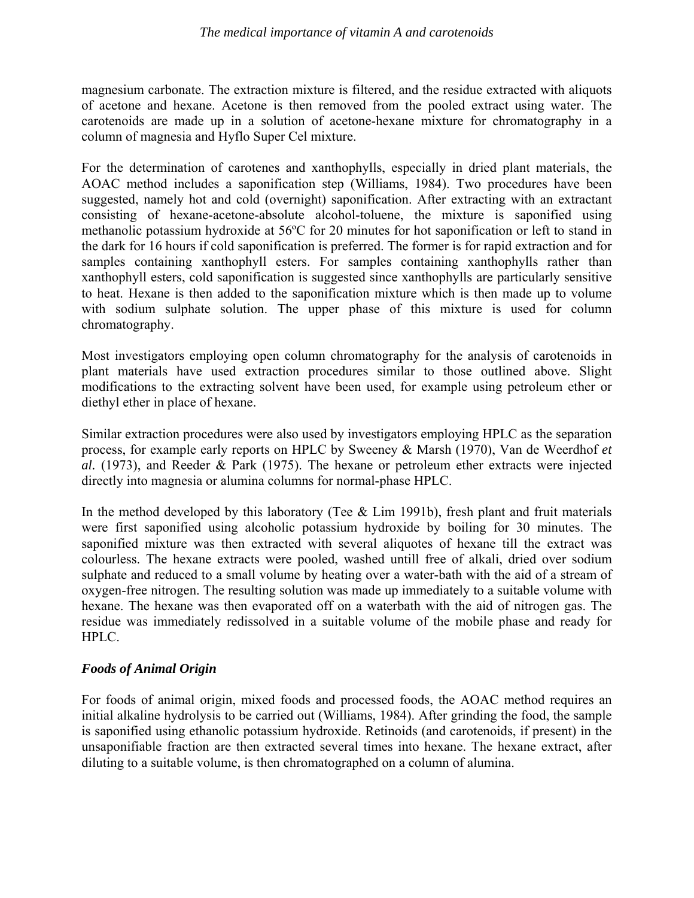magnesium carbonate. The extraction mixture is filtered, and the residue extracted with aliquots of acetone and hexane. Acetone is then removed from the pooled extract using water. The carotenoids are made up in a solution of acetone-hexane mixture for chromatography in a column of magnesia and Hyflo Super Cel mixture.

For the determination of carotenes and xanthophylls, especially in dried plant materials, the AOAC method includes a saponification step (Williams, 1984). Two procedures have been suggested, namely hot and cold (overnight) saponification. After extracting with an extractant consisting of hexane-acetone-absolute alcohol-toluene, the mixture is saponified using methanolic potassium hydroxide at 56ºC for 20 minutes for hot saponification or left to stand in the dark for 16 hours if cold saponification is preferred. The former is for rapid extraction and for samples containing xanthophyll esters. For samples containing xanthophylls rather than xanthophyll esters, cold saponification is suggested since xanthophylls are particularly sensitive to heat. Hexane is then added to the saponification mixture which is then made up to volume with sodium sulphate solution. The upper phase of this mixture is used for column chromatography.

Most investigators employing open column chromatography for the analysis of carotenoids in plant materials have used extraction procedures similar to those outlined above. Slight modifications to the extracting solvent have been used, for example using petroleum ether or diethyl ether in place of hexane.

Similar extraction procedures were also used by investigators employing HPLC as the separation process, for example early reports on HPLC by Sweeney & Marsh (1970), Van de Weerdhof *et al.* (1973), and Reeder & Park (1975). The hexane or petroleum ether extracts were injected directly into magnesia or alumina columns for normal-phase HPLC.

In the method developed by this laboratory (Tee & Lim 1991b), fresh plant and fruit materials were first saponified using alcoholic potassium hydroxide by boiling for 30 minutes. The saponified mixture was then extracted with several aliquotes of hexane till the extract was colourless. The hexane extracts were pooled, washed untill free of alkali, dried over sodium sulphate and reduced to a small volume by heating over a water-bath with the aid of a stream of oxygen-free nitrogen. The resulting solution was made up immediately to a suitable volume with hexane. The hexane was then evaporated off on a waterbath with the aid of nitrogen gas. The residue was immediately redissolved in a suitable volume of the mobile phase and ready for HPLC.

### *Foods of Animal Origin*

For foods of animal origin, mixed foods and processed foods, the AOAC method requires an initial alkaline hydrolysis to be carried out (Williams, 1984). After grinding the food, the sample is saponified using ethanolic potassium hydroxide. Retinoids (and carotenoids, if present) in the unsaponifiable fraction are then extracted several times into hexane. The hexane extract, after diluting to a suitable volume, is then chromatographed on a column of alumina.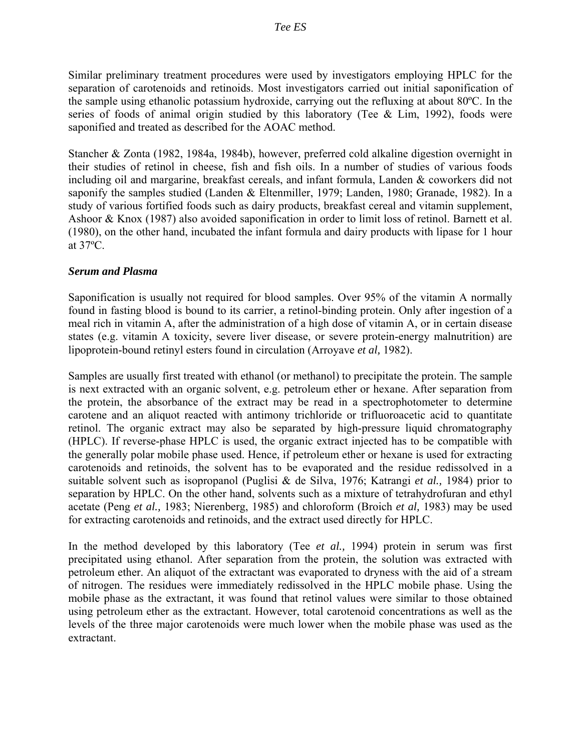Similar preliminary treatment procedures were used by investigators employing HPLC for the separation of carotenoids and retinoids. Most investigators carried out initial saponification of the sample using ethanolic potassium hydroxide, carrying out the refluxing at about 80ºC. In the series of foods of animal origin studied by this laboratory (Tee & Lim, 1992), foods were saponified and treated as described for the AOAC method.

Stancher & Zonta (1982, 1984a, 1984b), however, preferred cold alkaline digestion overnight in their studies of retinol in cheese, fish and fish oils. In a number of studies of various foods including oil and margarine, breakfast cereals, and infant formula, Landen & coworkers did not saponify the samples studied (Landen & Eltenmiller, 1979; Landen, 1980; Granade, 1982). In a study of various fortified foods such as dairy products, breakfast cereal and vitamin supplement, Ashoor & Knox (1987) also avoided saponification in order to limit loss of retinol. Barnett et al. (1980), on the other hand, incubated the infant formula and dairy products with lipase for 1 hour at 37ºC.

### *Serum and Plasma*

Saponification is usually not required for blood samples. Over 95% of the vitamin A normally found in fasting blood is bound to its carrier, a retinol-binding protein. Only after ingestion of a meal rich in vitamin A, after the administration of a high dose of vitamin A, or in certain disease states (e.g. vitamin A toxicity, severe liver disease, or severe protein-energy malnutrition) are lipoprotein-bound retinyl esters found in circulation (Arroyave *et al,* 1982).

Samples are usually first treated with ethanol (or methanol) to precipitate the protein. The sample is next extracted with an organic solvent, e.g. petroleum ether or hexane. After separation from the protein, the absorbance of the extract may be read in a spectrophotometer to determine carotene and an aliquot reacted with antimony trichloride or trifluoroacetic acid to quantitate retinol. The organic extract may also be separated by high-pressure liquid chromatography (HPLC). If reverse-phase HPLC is used, the organic extract injected has to be compatible with the generally polar mobile phase used. Hence, if petroleum ether or hexane is used for extracting carotenoids and retinoids, the solvent has to be evaporated and the residue redissolved in a suitable solvent such as isopropanol (Puglisi & de Silva, 1976; Katrangi *et al.,* 1984) prior to separation by HPLC. On the other hand, solvents such as a mixture of tetrahydrofuran and ethyl acetate (Peng *et al.,* 1983; Nierenberg, 1985) and chloroform (Broich *et al,* 1983) may be used for extracting carotenoids and retinoids, and the extract used directly for HPLC.

In the method developed by this laboratory (Tee *et al.,* 1994) protein in serum was first precipitated using ethanol. After separation from the protein, the solution was extracted with petroleum ether. An aliquot of the extractant was evaporated to dryness with the aid of a stream of nitrogen. The residues were immediately redissolved in the HPLC mobile phase. Using the mobile phase as the extractant, it was found that retinol values were similar to those obtained using petroleum ether as the extractant. However, total carotenoid concentrations as well as the levels of the three major carotenoids were much lower when the mobile phase was used as the extractant.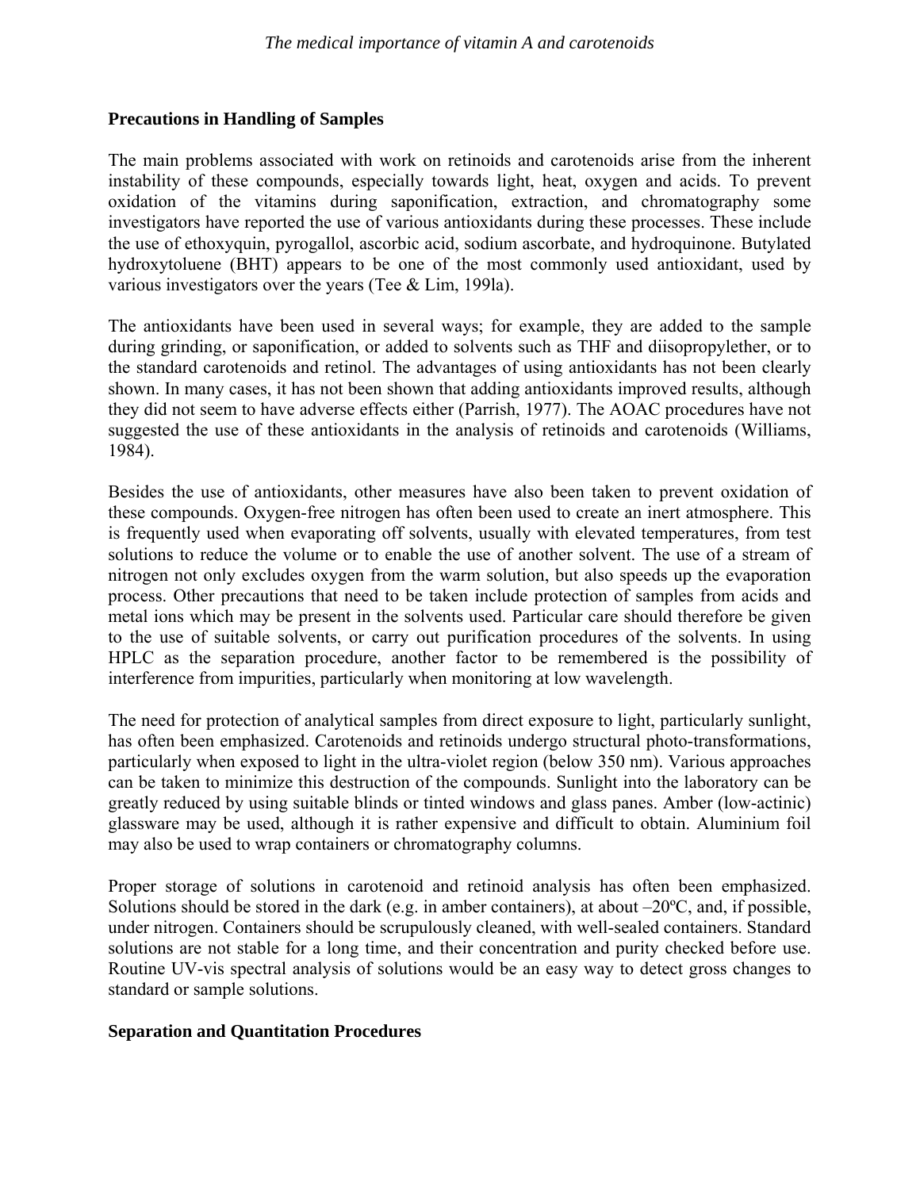## Precautions in Handling of Samples

The main problems associated with work on retinoids and carotenoids arise from the inherent instability of these compounds, especially towards light, heat, oxygen and acids. To prevent oxidation of the vitamins during saponification, extraction, and chromatography some investigators have reported the use of various antioxidants during these processes. These include the use of ethoxyquin, pyrogallol, ascorbic acid, sodium ascorbate, and hydroquinone. Butylated hydroxytoluene (BHT) appears to be one of the most commonly used antioxidant, used by various investigators over the years (Tee & Lim, 199la).

The antioxidants have been used in several ways; for example, they are added to the sample during grinding, or saponification, or added to solvents such as THF and diisopropylether, or to the standard carotenoids and retinol. The advantages of using antioxidants has not been clearly shown. In many cases, it has not been shown that adding antioxidants improved results, although they did not seem to have adverse effects either (Parrish, 1977). The AOAC procedures have not suggested the use of these antioxidants in the analysis of retinoids and carotenoids (Williams, 1984).

Besides the use of antioxidants, other measures have also been taken to prevent oxidation of these compounds. Oxygen-free nitrogen has often been used to create an inert atmosphere. This is frequently used when evaporating off solvents, usually with elevated temperatures, from test solutions to reduce the volume or to enable the use of another solvent. The use of a stream of nitrogen not only excludes oxygen from the warm solution, but also speeds up the evaporation process. Other precautions that need to be taken include protection of samples from acids and metal ions which may be present in the solvents used. Particular care should therefore be given to the use of suitable solvents, or carry out purification procedures of the solvents. In using HPLC as the separation procedure, another factor to be remembered is the possibility of interference from impurities, particularly when monitoring at low wavelength.

The need for protection of analytical samples from direct exposure to light, particularly sunlight, has often been emphasized. Carotenoids and retinoids undergo structural photo-transformations, particularly when exposed to light in the ultra-violet region (below 350 nm). Various approaches can be taken to minimize this destruction of the compounds. Sunlight into the laboratory can be greatly reduced by using suitable blinds or tinted windows and glass panes. Amber (low-actinic) glassware may be used, although it is rather expensive and difficult to obtain. Aluminium foil may also be used to wrap containers or chromatography columns.

Proper storage of solutions in carotenoid and retinoid analysis has often been emphasized. Solutions should be stored in the dark (e.g. in amber containers), at about –20ºC, and, if possible, under nitrogen. Containers should be scrupulously cleaned, with well-sealed containers. Standard solutions are not stable for a long time, and their concentration and purity checked before use. Routine UV-vis spectral analysis of solutions would be an easy way to detect gross changes to standard or sample solutions.

## Separation and Quantitation Procedures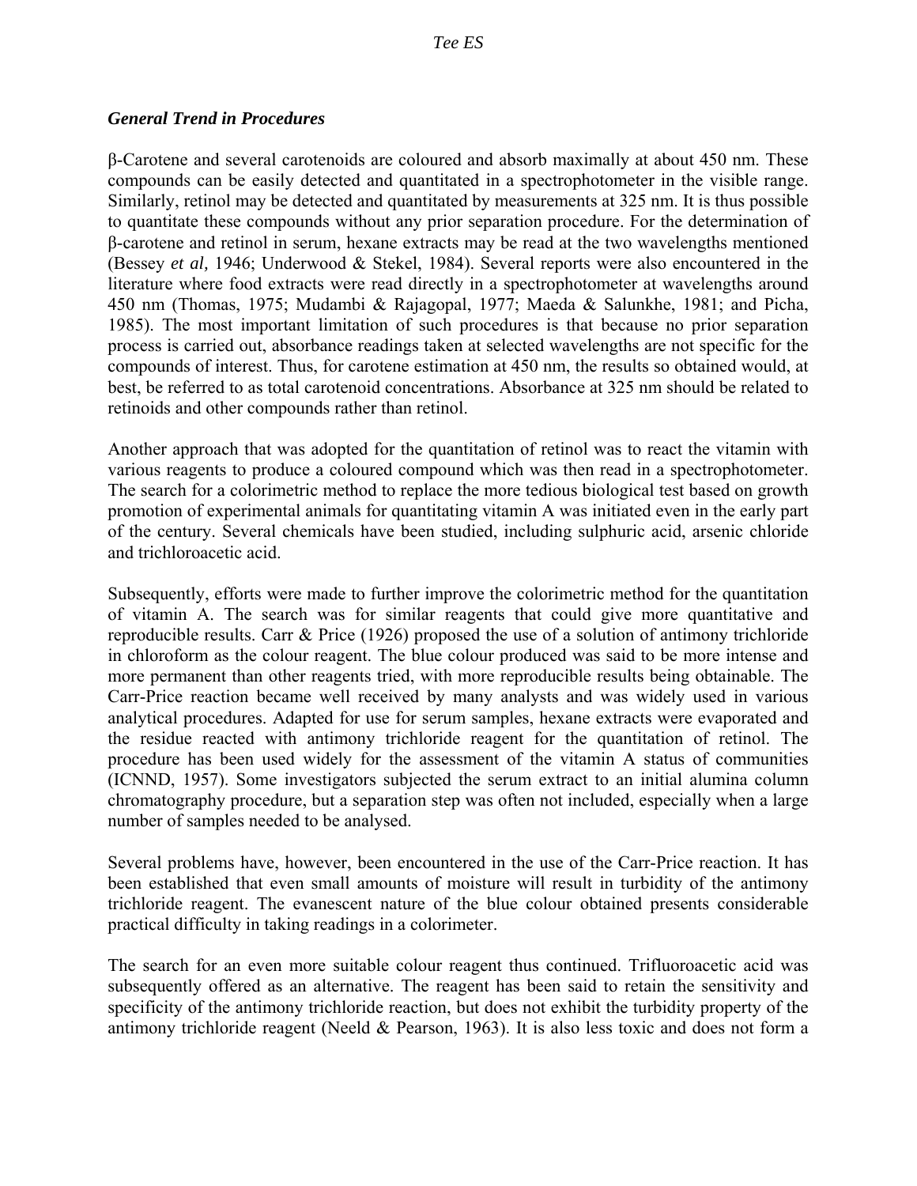### *General Trend in Procedures*

β-Carotene and several carotenoids are coloured and absorb maximally at about 450 nm. These compounds can be easily detected and quantitated in a spectrophotometer in the visible range. Similarly, retinol may be detected and quantitated by measurements at 325 nm. It is thus possible to quantitate these compounds without any prior separation procedure. For the determination of β-carotene and retinol in serum, hexane extracts may be read at the two wavelengths mentioned (Bessey *et al,* 1946; Underwood & Stekel, 1984). Several reports were also encountered in the literature where food extracts were read directly in a spectrophotometer at wavelengths around 450 nm (Thomas, 1975; Mudambi & Rajagopal, 1977; Maeda & Salunkhe, 1981; and Picha, 1985). The most important limitation of such procedures is that because no prior separation process is carried out, absorbance readings taken at selected wavelengths are not specific for the compounds of interest. Thus, for carotene estimation at 450 nm, the results so obtained would, at best, be referred to as total carotenoid concentrations. Absorbance at 325 nm should be related to retinoids and other compounds rather than retinol.

Another approach that was adopted for the quantitation of retinol was to react the vitamin with various reagents to produce a coloured compound which was then read in a spectrophotometer. The search for a colorimetric method to replace the more tedious biological test based on growth promotion of experimental animals for quantitating vitamin A was initiated even in the early part of the century. Several chemicals have been studied, including sulphuric acid, arsenic chloride and trichloroacetic acid.

Subsequently, efforts were made to further improve the colorimetric method for the quantitation of vitamin A. The search was for similar reagents that could give more quantitative and reproducible results. Carr & Price (1926) proposed the use of a solution of antimony trichloride in chloroform as the colour reagent. The blue colour produced was said to be more intense and more permanent than other reagents tried, with more reproducible results being obtainable. The Carr-Price reaction became well received by many analysts and was widely used in various analytical procedures. Adapted for use for serum samples, hexane extracts were evaporated and the residue reacted with antimony trichloride reagent for the quantitation of retinol. The procedure has been used widely for the assessment of the vitamin A status of communities (ICNND, 1957). Some investigators subjected the serum extract to an initial alumina column chromatography procedure, but a separation step was often not included, especially when a large number of samples needed to be analysed.

Several problems have, however, been encountered in the use of the Carr-Price reaction. It has been established that even small amounts of moisture will result in turbidity of the antimony trichloride reagent. The evanescent nature of the blue colour obtained presents considerable practical difficulty in taking readings in a colorimeter.

The search for an even more suitable colour reagent thus continued. Trifluoroacetic acid was subsequently offered as an alternative. The reagent has been said to retain the sensitivity and specificity of the antimony trichloride reaction, but does not exhibit the turbidity property of the antimony trichloride reagent (Neeld & Pearson, 1963). It is also less toxic and does not form a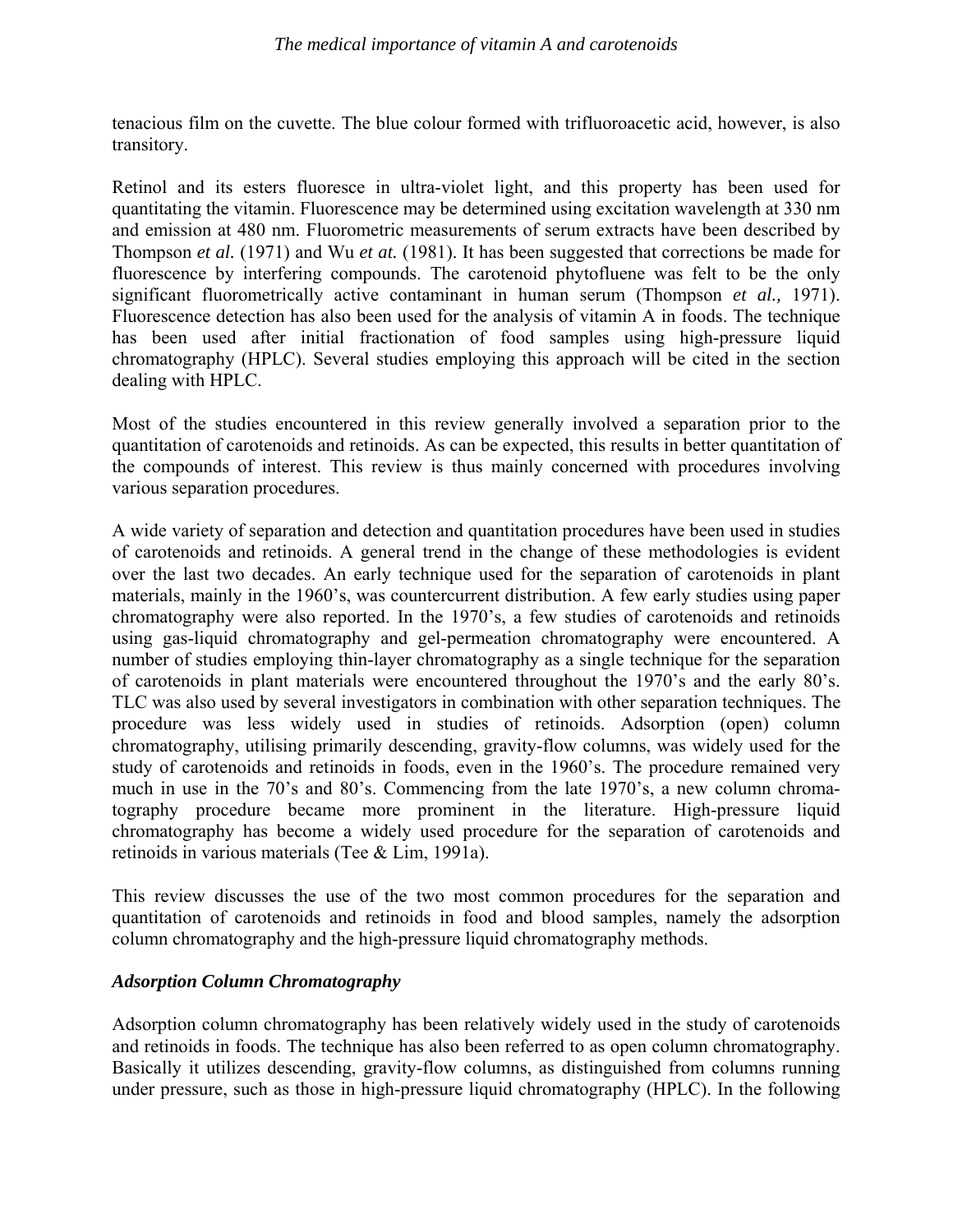tenacious film on the cuvette. The blue colour formed with trifluoroacetic acid, however, is also transitory.

Retinol and its esters fluoresce in ultra-violet light, and this property has been used for quantitating the vitamin. Fluorescence may be determined using excitation wavelength at 330 nm and emission at 480 nm. Fluorometric measurements of serum extracts have been described by Thompson *et al.* (1971) and Wu *et at.* (1981). It has been suggested that corrections be made for fluorescence by interfering compounds. The carotenoid phytofluene was felt to be the only significant fluorometrically active contaminant in human serum (Thompson *et al.,* 1971). Fluorescence detection has also been used for the analysis of vitamin A in foods. The technique has been used after initial fractionation of food samples using high-pressure liquid chromatography (HPLC). Several studies employing this approach will be cited in the section dealing with HPLC.

Most of the studies encountered in this review generally involved a separation prior to the quantitation of carotenoids and retinoids. As can be expected, this results in better quantitation of the compounds of interest. This review is thus mainly concerned with procedures involving various separation procedures.

A wide variety of separation and detection and quantitation procedures have been used in studies of carotenoids and retinoids. A general trend in the change of these methodologies is evident over the last two decades. An early technique used for the separation of carotenoids in plant materials, mainly in the 1960's, was countercurrent distribution. A few early studies using paper chromatography were also reported. In the 1970's, a few studies of carotenoids and retinoids using gas-liquid chromatography and gel-permeation chromatography were encountered. A number of studies employing thin-layer chromatography as a single technique for the separation of carotenoids in plant materials were encountered throughout the 1970's and the early 80's. TLC was also used by several investigators in combination with other separation techniques. The procedure was less widely used in studies of retinoids. Adsorption (open) column chromatography, utilising primarily descending, gravity-flow columns, was widely used for the study of carotenoids and retinoids in foods, even in the 1960's. The procedure remained very much in use in the 70's and 80's. Commencing from the late 1970's, a new column chromatography procedure became more prominent in the literature. High-pressure liquid chromatography has become a widely used procedure for the separation of carotenoids and retinoids in various materials (Tee & Lim, 1991a).

This review discusses the use of the two most common procedures for the separation and quantitation of carotenoids and retinoids in food and blood samples, namely the adsorption column chromatography and the high-pressure liquid chromatography methods.

### *Adsorption Column Chromatography*

Adsorption column chromatography has been relatively widely used in the study of carotenoids and retinoids in foods. The technique has also been referred to as open column chromatography. Basically it utilizes descending, gravity-flow columns, as distinguished from columns running under pressure, such as those in high-pressure liquid chromatography (HPLC). In the following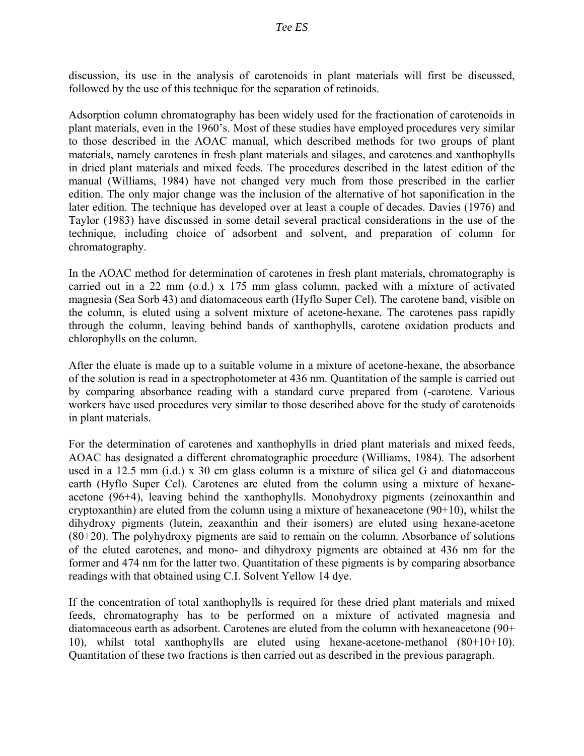discussion, its use in the analysis of carotenoids in plant materials will first be discussed, followed by the use of this technique for the separation of retinoids.

Adsorption column chromatography has been widely used for the fractionation of carotenoids in plant materials, even in the 1960's. Most of these studies have employed procedures very similar to those described in the AOAC manual, which described methods for two groups of plant materials, namely carotenes in fresh plant materials and silages, and carotenes and xanthophylls in dried plant materials and mixed feeds. The procedures described in the latest edition of the manual (Williams, 1984) have not changed very much from those prescribed in the earlier edition. The only major change was the inclusion of the alternative of hot saponification in the later edition. The technique has developed over at least a couple of decades. Davies (1976) and Taylor (1983) have discussed in some detail several practical considerations in the use of the technique, including choice of adsorbent and solvent, and preparation of column for chromatography.

In the AOAC method for determination of carotenes in fresh plant materials, chromatography is carried out in a 22 mm (o.d.) x 175 mm glass column, packed with a mixture of activated magnesia (Sea Sorb 43) and diatomaceous earth (Hyflo Super Cel). The carotene band, visible on the column, is eluted using a solvent mixture of acetone-hexane. The carotenes pass rapidly through the column, leaving behind bands of xanthophylls, carotene oxidation products and chlorophylls on the column.

After the eluate is made up to a suitable volume in a mixture of acetone-hexane, the absorbance of the solution is read in a spectrophotometer at 436 nm. Quantitation of the sample is carried out by comparing absorbance reading with a standard curve prepared from (-carotene. Various workers have used procedures very similar to those described above for the study of carotenoids in plant materials.

For the determination of carotenes and xanthophylls in dried plant materials and mixed feeds, AOAC has designated a different chromatographic procedure (Williams, 1984). The adsorbent used in a 12.5 mm (i.d.) x 30 cm glass column is a mixture of silica gel G and diatomaceous earth (Hyflo Super Cel). Carotenes are eluted from the column using a mixture of hexane-acetone (96+4), leaving behind the xanthophylls. Monohydroxy pigments (zeinoxanthin and cryptoxanthin) are eluted from the column using a mixture of hexaneacetone (90+10), whilst the dihydroxy pigments (lutein, zeaxanthin and their isomers) are eluted using hexane-acetone (80+20). The polyhydroxy pigments are said to remain on the column. Absorbance of solutions of the eluted carotenes, and mono- and dihydroxy pigments are obtained at 436 nm for the former and 474 nm for the latter two. Quantitation of these pigments is by comparing absorbance readings with that obtained using C.I. Solvent Yellow 14 dye.

If the concentration of total xanthophylls is required for these dried plant materials and mixed feeds, chromatography has to be performed on a mixture of activated magnesia and diatomaceous earth as adsorbent. Carotenes are eluted from the column with hexaneacetone (90+ 10), whilst total xanthophylls are eluted using hexane-acetone-methanol (80+10+10). Quantitation of these two fractions is then carried out as described in the previous paragraph.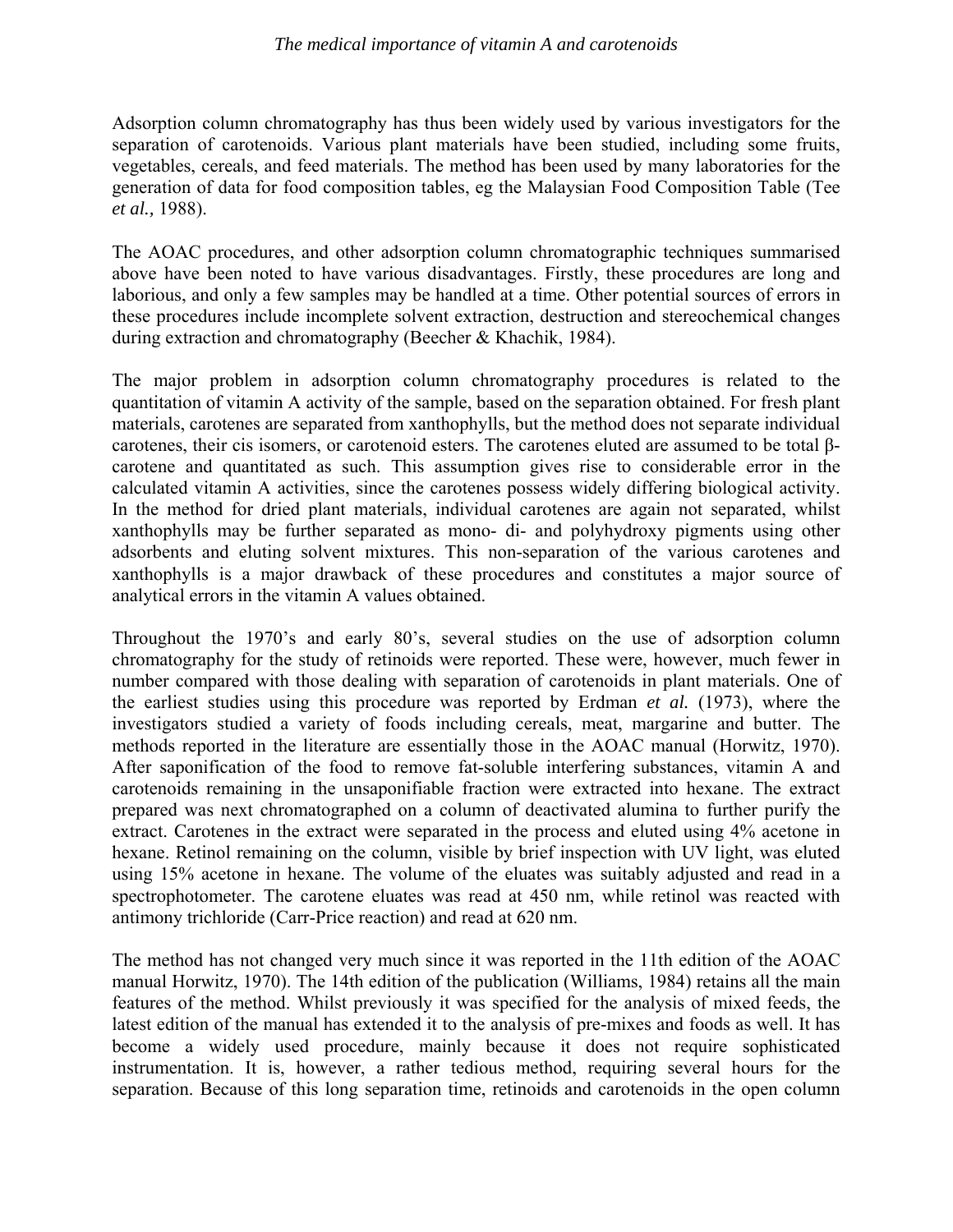Adsorption column chromatography has thus been widely used by various investigators for the separation of carotenoids. Various plant materials have been studied, including some fruits, vegetables, cereals, and feed materials. The method has been used by many laboratories for the generation of data for food composition tables, eg the Malaysian Food Composition Table (Tee *et al.,* 1988).

The AOAC procedures, and other adsorption column chromatographic techniques summarised above have been noted to have various disadvantages. Firstly, these procedures are long and laborious, and only a few samples may be handled at a time. Other potential sources of errors in these procedures include incomplete solvent extraction, destruction and stereochemical changes during extraction and chromatography (Beecher & Khachik, 1984).

The major problem in adsorption column chromatography procedures is related to the quantitation of vitamin A activity of the sample, based on the separation obtained. For fresh plant materials, carotenes are separated from xanthophylls, but the method does not separate individual carotenes, their cis isomers, or carotenoid esters. The carotenes eluted are assumed to be total β-carotene and quantitated as such. This assumption gives rise to considerable error in the calculated vitamin A activities, since the carotenes possess widely differing biological activity. In the method for dried plant materials, individual carotenes are again not separated, whilst xanthophylls may be further separated as mono- di- and polyhydroxy pigments using other adsorbents and eluting solvent mixtures. This non-separation of the various carotenes and xanthophylls is a major drawback of these procedures and constitutes a major source of analytical errors in the vitamin A values obtained.

Throughout the 1970's and early 80's, several studies on the use of adsorption column chromatography for the study of retinoids were reported. These were, however, much fewer in number compared with those dealing with separation of carotenoids in plant materials. One of the earliest studies using this procedure was reported by Erdman *et al.* (1973), where the investigators studied a variety of foods including cereals, meat, margarine and butter. The methods reported in the literature are essentially those in the AOAC manual (Horwitz, 1970). After saponification of the food to remove fat-soluble interfering substances, vitamin A and carotenoids remaining in the unsaponifiable fraction were extracted into hexane. The extract prepared was next chromatographed on a column of deactivated alumina to further purify the extract. Carotenes in the extract were separated in the process and eluted using 4% acetone in hexane. Retinol remaining on the column, visible by brief inspection with UV light, was eluted using 15% acetone in hexane. The volume of the eluates was suitably adjusted and read in a spectrophotometer. The carotene eluates was read at 450 nm, while retinol was reacted with antimony trichloride (Carr-Price reaction) and read at 620 nm.

The method has not changed very much since it was reported in the 11th edition of the AOAC manual Horwitz, 1970). The 14th edition of the publication (Williams, 1984) retains all the main features of the method. Whilst previously it was specified for the analysis of mixed feeds, the latest edition of the manual has extended it to the analysis of pre-mixes and foods as well. It has become a widely used procedure, mainly because it does not require sophisticated instrumentation. It is, however, a rather tedious method, requiring several hours for the separation. Because of this long separation time, retinoids and carotenoids in the open column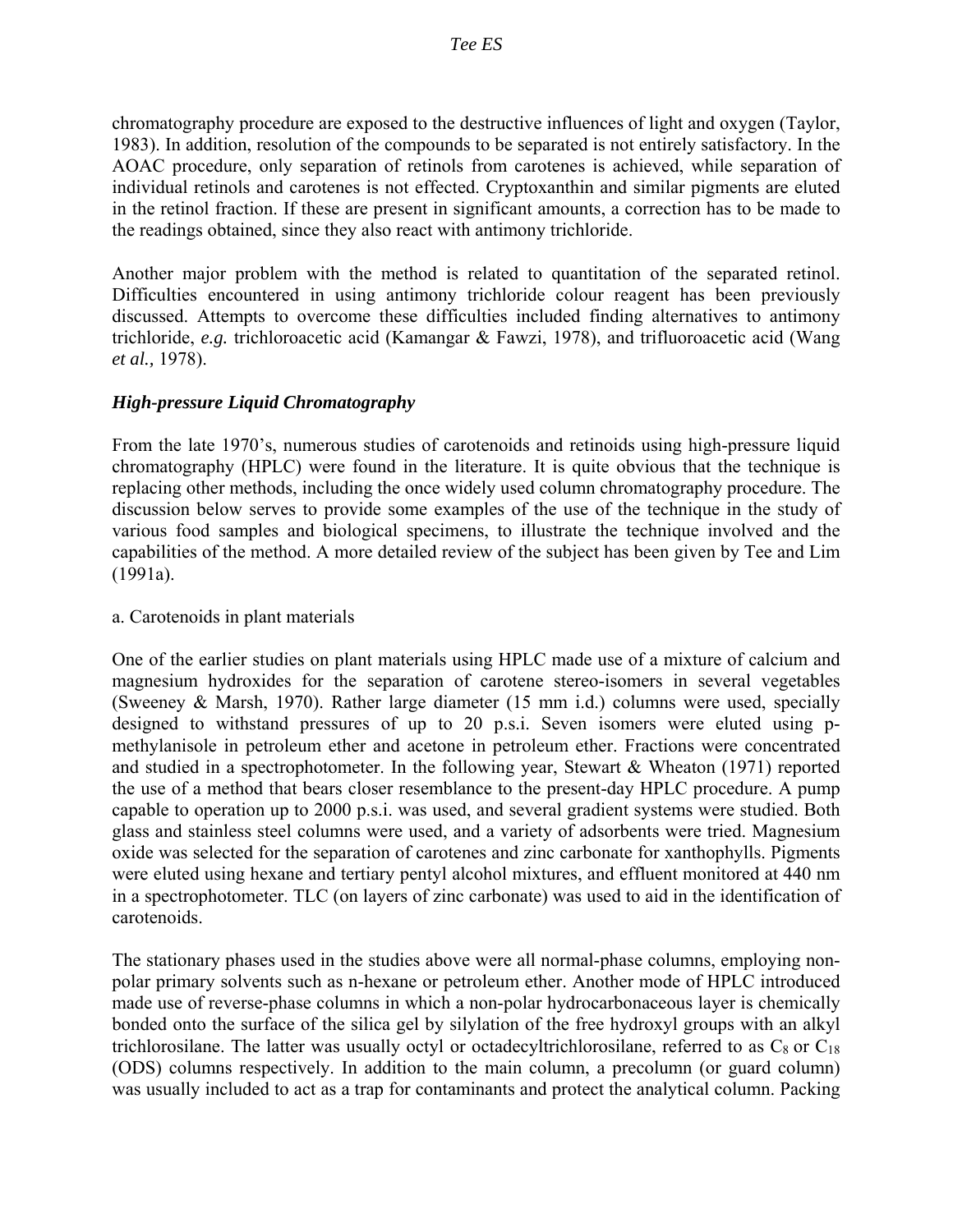chromatography procedure are exposed to the destructive influences of light and oxygen (Taylor, 1983). In addition, resolution of the compounds to be separated is not entirely satisfactory. In the AOAC procedure, only separation of retinols from carotenes is achieved, while separation of individual retinols and carotenes is not effected. Cryptoxanthin and similar pigments are eluted in the retinol fraction. If these are present in significant amounts, a correction has to be made to the readings obtained, since they also react with antimony trichloride.

Another major problem with the method is related to quantitation of the separated retinol. Difficulties encountered in using antimony trichloride colour reagent has been previously discussed. Attempts to overcome these difficulties included finding alternatives to antimony trichloride, *e.g.* trichloroacetic acid (Kamangar & Fawzi, 1978), and trifluoroacetic acid (Wang *et al.,* 1978).

### *High-pressure Liquid Chromatography*

From the late 1970's, numerous studies of carotenoids and retinoids using high-pressure liquid chromatography (HPLC) were found in the literature. It is quite obvious that the technique is replacing other methods, including the once widely used column chromatography procedure. The discussion below serves to provide some examples of the use of the technique in the study of various food samples and biological specimens, to illustrate the technique involved and the capabilities of the method. A more detailed review of the subject has been given by Tee and Lim (1991a).

a. Carotenoids in plant materials

One of the earlier studies on plant materials using HPLC made use of a mixture of calcium and magnesium hydroxides for the separation of carotene stereo-isomers in several vegetables (Sweeney & Marsh, 1970). Rather large diameter (15 mm i.d.) columns were used, specially designed to withstand pressures of up to 20 p.s.i. Seven isomers were eluted using p-methylanisole in petroleum ether and acetone in petroleum ether. Fractions were concentrated and studied in a spectrophotometer. In the following year, Stewart & Wheaton (1971) reported the use of a method that bears closer resemblance to the present-day HPLC procedure. A pump capable to operation up to 2000 p.s.i. was used, and several gradient systems were studied. Both glass and stainless steel columns were used, and a variety of adsorbents were tried. Magnesium oxide was selected for the separation of carotenes and zinc carbonate for xanthophylls. Pigments were eluted using hexane and tertiary pentyl alcohol mixtures, and effluent monitored at 440 nm in a spectrophotometer. TLC (on layers of zinc carbonate) was used to aid in the identification of carotenoids.

The stationary phases used in the studies above were all normal-phase columns, employing non-polar primary solvents such as n-hexane or petroleum ether. Another mode of HPLC introduced made use of reverse-phase columns in which a non-polar hydrocarbonaceous layer is chemically bonded onto the surface of the silica gel by silylation of the free hydroxyl groups with an alkyl trichlorosilane. The latter was usually octyl or octadecyltrichlorosilane, referred to as $C_8$ or $C_{18}$ (ODS) columns respectively. In addition to the main column, a precolumn (or guard column) was usually included to act as a trap for contaminants and protect the analytical column. Packing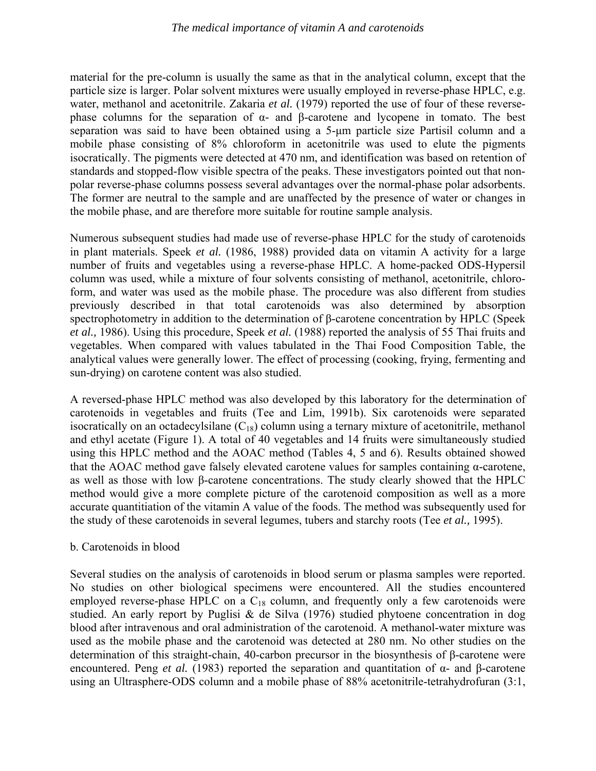material for the pre-column is usually the same as that in the analytical column, except that the particle size is larger. Polar solvent mixtures were usually employed in reverse-phase HPLC, e.g. water, methanol and acetonitrile. Zakaria *et al.* (1979) reported the use of four of these reverse-phase columns for the separation of α- and β-carotene and lycopene in tomato. The best separation was said to have been obtained using a 5-μm particle size Partisil column and a mobile phase consisting of 8% chloroform in acetonitrile was used to elute the pigments isocratically. The pigments were detected at 470 nm, and identification was based on retention of standards and stopped-flow visible spectra of the peaks. These investigators pointed out that non-polar reverse-phase columns possess several advantages over the normal-phase polar adsorbents. The former are neutral to the sample and are unaffected by the presence of water or changes in the mobile phase, and are therefore more suitable for routine sample analysis.

Numerous subsequent studies had made use of reverse-phase HPLC for the study of carotenoids in plant materials. Speek *et al.* (1986, 1988) provided data on vitamin A activity for a large number of fruits and vegetables using a reverse-phase HPLC. A home-packed ODS-Hypersil column was used, while a mixture of four solvents consisting of methanol, acetonitrile, chloroform, and water was used as the mobile phase. The procedure was also different from studies previously described in that total carotenoids was also determined by absorption spectrophotometry in addition to the determination of β-carotene concentration by HPLC (Speek *et al.,* 1986). Using this procedure, Speek *et al.* (1988) reported the analysis of 55 Thai fruits and vegetables. When compared with values tabulated in the Thai Food Composition Table, the analytical values were generally lower. The effect of processing (cooking, frying, fermenting and sun-drying) on carotene content was also studied.

A reversed-phase HPLC method was also developed by this laboratory for the determination of carotenoids in vegetables and fruits (Tee and Lim, 1991b). Six carotenoids were separated isocratically on an octadecylsilane ($C_{18}$) column using a ternary mixture of acetonitrile, methanol and ethyl acetate (Figure 1). A total of 40 vegetables and 14 fruits were simultaneously studied using this HPLC method and the AOAC method (Tables 4, 5 and 6). Results obtained showed that the AOAC method gave falsely elevated carotene values for samples containing α-carotene, as well as those with low β-carotene concentrations. The study clearly showed that the HPLC method would give a more complete picture of the carotenoid composition as well as a more accurate quantitiation of the vitamin A value of the foods. The method was subsequently used for the study of these carotenoids in several legumes, tubers and starchy roots (Tee *et al.,* 1995).

b. Carotenoids in blood

Several studies on the analysis of carotenoids in blood serum or plasma samples were reported. No studies on other biological specimens were encountered. All the studies encountered employed reverse-phase HPLC on a $C_{18}$ column, and frequently only a few carotenoids were studied. An early report by Puglisi & de Silva (1976) studied phytoene concentration in dog blood after intravenous and oral administration of the carotenoid. A methanol-water mixture was used as the mobile phase and the carotenoid was detected at 280 nm. No other studies on the determination of this straight-chain, 40-carbon precursor in the biosynthesis of β-carotene were encountered. Peng *et al.* (1983) reported the separation and quantitation of α- and β-carotene using an Ultrasphere-ODS column and a mobile phase of 88% acetonitrile-tetrahydrofuran (3:1,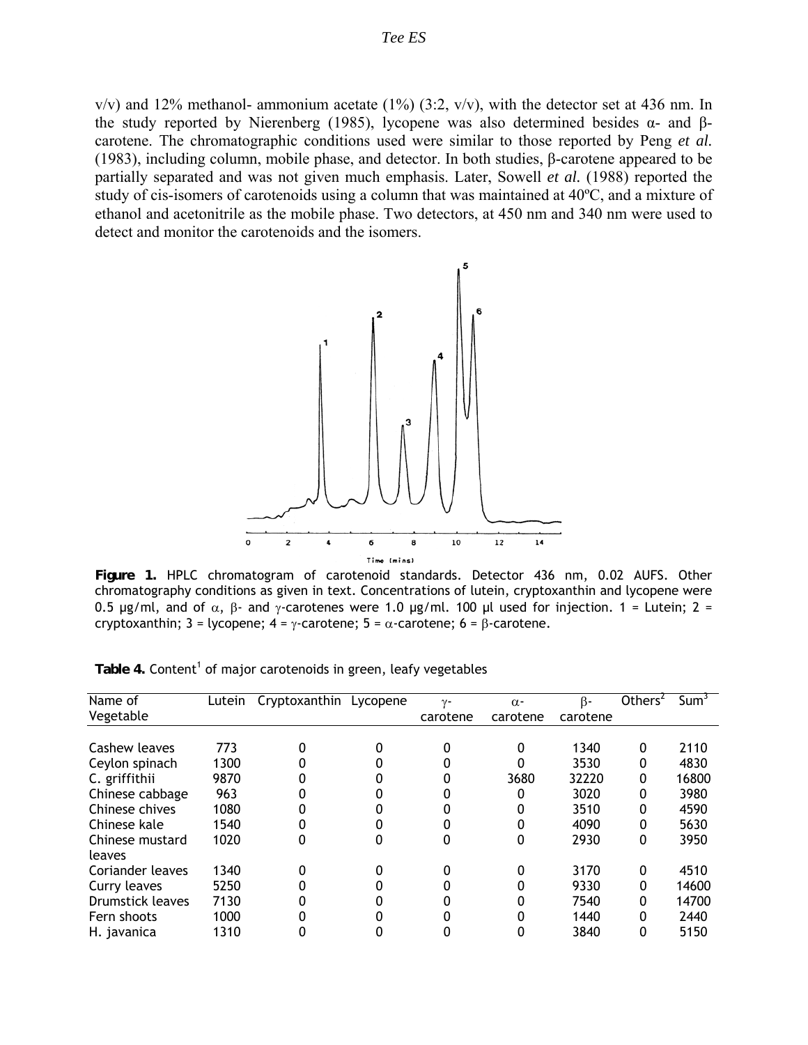v/v) and 12% methanol- ammonium acetate (1%) (3:2, v/v), with the detector set at 436 nm. In the study reported by Nierenberg (1985), lycopene was also determined besides α- and β-carotene. The chromatographic conditions used were similar to those reported by Peng *et al.* (1983), including column, mobile phase, and detector. In both studies, β-carotene appeared to be partially separated and was not given much emphasis. Later, Sowell *et al.* (1988) reported the study of cis-isomers of carotenoids using a column that was maintained at 40ºC, and a mixture of ethanol and acetonitrile as the mobile phase. Two detectors, at 450 nm and 340 nm were used to detect and monitor the carotenoids and the isomers.

**Figure 1.** HPLC chromatogram of carotenoid standards. Detector 436 nm, 0.02 AUFS. Other chromatography conditions as given in text. Concentrations of lutein, cryptoxanthin and lycopene were 0.5 µg/ml, and of α, β- and γ-carotenes were 1.0 µg/ml. 100 µl used for injection. 1 = Lutein; 2 = cryptoxanthin; 3 = lycopene; 4 = γ-carotene; 5 = α-carotene; 6 = β-carotene.

**Table 4.** Content[1] of major carotenoids in green, leafy vegetables

| Name of Vegetable | Lutein | Cryptoxanthin | Lycopene | γ-carotene | α-carotene | β-carotene | Others[2] | Sum[3] |
|---|---|---|---|---|---|---|---|---|
| Cashew leaves | 773 | 0 | 0 | 0 | 0 | 1340 | 0 | 2110 |
| Ceylon spinach | 1300 | 0 | 0 | 0 | 0 | 3530 | 0 | 4830 |
| C. griffithii | 9870 | 0 | 0 | 0 | 3680 | 32220 | 0 | 16800 |
| Chinese cabbage | 963 | 0 | 0 | 0 | 0 | 3020 | 0 | 3980 |
| Chinese chives | 1080 | 0 | 0 | 0 | 0 | 3510 | 0 | 4590 |
| Chinese kale | 1540 | 0 | 0 | 0 | 0 | 4090 | 0 | 5630 |
| Chinese mustard leaves | 1020 | 0 | 0 | 0 | 0 | 2930 | 0 | 3950 |
| Coriander leaves | 1340 | 0 | 0 | 0 | 0 | 3170 | 0 | 4510 |
| Curry leaves | 5250 | 0 | 0 | 0 | 0 | 9330 | 0 | 14600 |
| Drumstick leaves | 7130 | 0 | 0 | 0 | 0 | 7540 | 0 | 14700 |
| Fern shoots | 1000 | 0 | 0 | 0 | 0 | 1440 | 0 | 2440 |
| H. javanica | 1310 | 0 | 0 | 0 | 0 | 3840 | 0 | 5150 |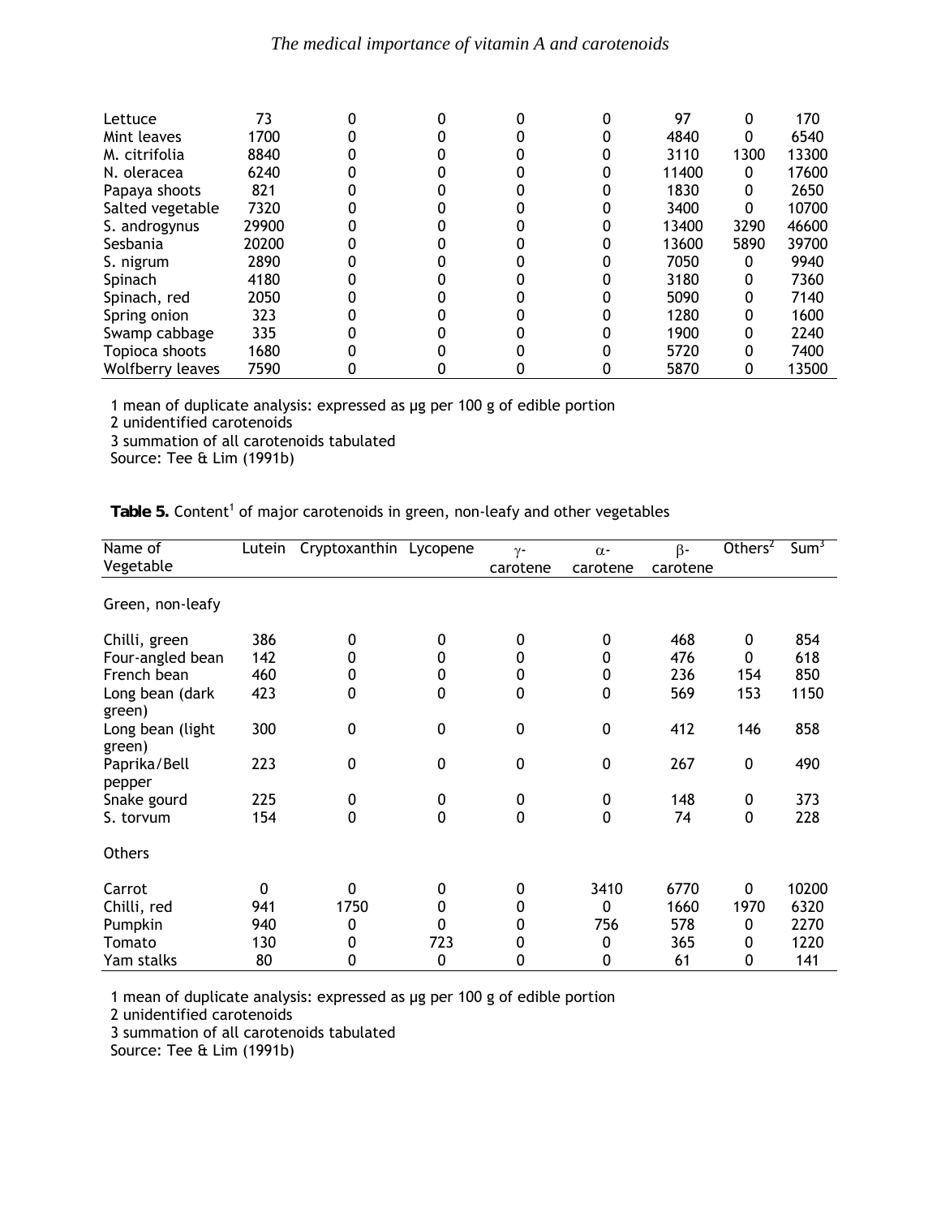| Lettuce | 73 | 0 | 0 | 0 | 0 | 97 | 0 | 170 |
|---|---|---|---|---|---|---|---|---|
| Mint leaves | 1700 | 0 | 0 | 0 | 0 | 4840 | 0 | 6540 |
| M. citrifolia | 8840 | 0 | 0 | 0 | 0 | 3110 | 1300 | 13300 |
| N. oleracea | 6240 | 0 | 0 | 0 | 0 | 11400 | 0 | 17600 |
| Papaya shoots | 821 | 0 | 0 | 0 | 0 | 1830 | 0 | 2650 |
| Salted vegetable | 7320 | 0 | 0 | 0 | 0 | 3400 | 0 | 10700 |
| S. androgynus | 29900 | 0 | 0 | 0 | 0 | 13400 | 3290 | 46600 |
| Sesbania | 20200 | 0 | 0 | 0 | 0 | 13600 | 5890 | 39700 |
| S. nigrum | 2890 | 0 | 0 | 0 | 0 | 7050 | 0 | 9940 |
| Spinach | 4180 | 0 | 0 | 0 | 0 | 3180 | 0 | 7360 |
| Spinach, red | 2050 | 0 | 0 | 0 | 0 | 5090 | 0 | 7140 |
| Spring onion | 323 | 0 | 0 | 0 | 0 | 1280 | 0 | 1600 |
| Swamp cabbage | 335 | 0 | 0 | 0 | 0 | 1900 | 0 | 2240 |
| Topioca shoots | 1680 | 0 | 0 | 0 | 0 | 5720 | 0 | 7400 |
| Wolfberry leaves | 7590 | 0 | 0 | 0 | 0 | 5870 | 0 | 13500 |

1 mean of duplicate analysis: expressed as µg per 100 g of edible portion
2 unidentified carotenoids
3 summation of all carotenoids tabulated
Source: Tee & Lim (1991b)

**Table 5.** Content[1] of major carotenoids in green, non-leafy and other vegetables

| Name of Vegetable | Lutein | Cryptoxanthin | Lycopene | γ-carotene | α-carotene | β-carotene | Others[2] | Sum[3] |
|---|---|---|---|---|---|---|---|---|
| Green, non-leafy | | | | | | | | |
| Chilli, green | 386 | 0 | 0 | 0 | 0 | 468 | 0 | 854 |
| Four-angled bean | 142 | 0 | 0 | 0 | 0 | 476 | 0 | 618 |
| French bean | 460 | 0 | 0 | 0 | 0 | 236 | 154 | 850 |
| Long bean (dark green) | 423 | 0 | 0 | 0 | 0 | 569 | 153 | 1150 |
| Long bean (light green) | 300 | 0 | 0 | 0 | 0 | 412 | 146 | 858 |
| Paprika/Bell pepper | 223 | 0 | 0 | 0 | 0 | 267 | 0 | 490 |
| Snake gourd | 225 | 0 | 0 | 0 | 0 | 148 | 0 | 373 |
| S. torvum | 154 | 0 | 0 | 0 | 0 | 74 | 0 | 228 |
| Others | | | | | | | | |
| Carrot | 0 | 0 | 0 | 0 | 3410 | 6770 | 0 | 10200 |
| Chilli, red | 941 | 1750 | 0 | 0 | 0 | 1660 | 1970 | 6320 |
| Pumpkin | 940 | 0 | 0 | 0 | 756 | 578 | 0 | 2270 |
| Tomato | 130 | 0 | 723 | 0 | 0 | 365 | 0 | 1220 |
| Yam stalks | 80 | 0 | 0 | 0 | 0 | 61 | 0 | 141 |

1 mean of duplicate analysis: expressed as µg per 100 g of edible portion
2 unidentified carotenoids
3 summation of all carotenoids tabulated
Source: Tee & Lim (1991b)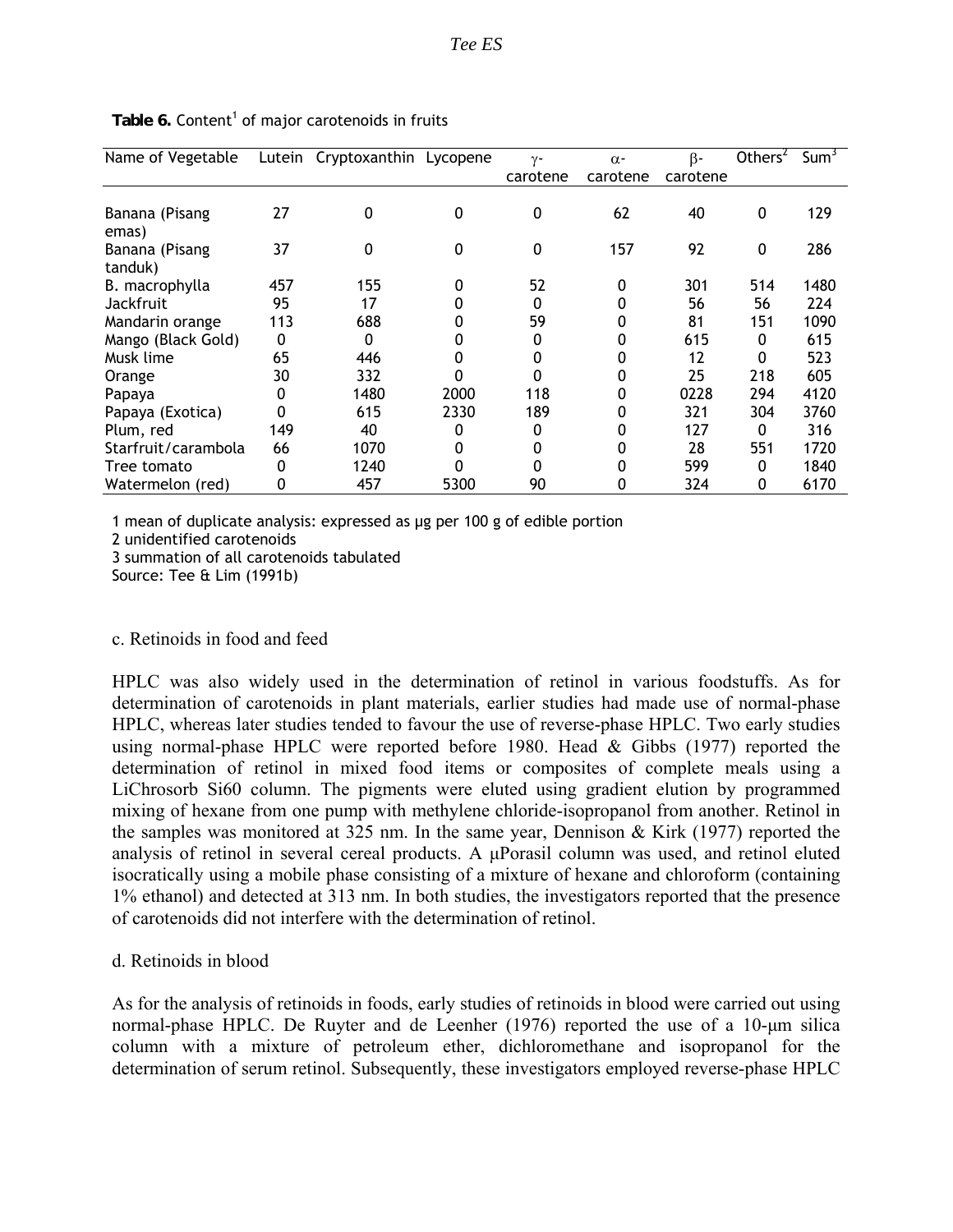**Table 6.** Content[1] of major carotenoids in fruits

| Name of Vegetable | Lutein | Cryptoxanthin | Lycopene | γ-carotene | α-carotene | β-carotene | Others[2] | Sum[3] |
|---|---|---|---|---|---|---|---|---|
| Banana (Pisang emas) | 27 | 0 | 0 | 0 | 62 | 40 | 0 | 129 |
| Banana (Pisang tanduk) | 37 | 0 | 0 | 0 | 157 | 92 | 0 | 286 |
| B. macrophylla | 457 | 155 | 0 | 52 | 0 | 301 | 514 | 1480 |
| Jackfruit | 95 | 17 | 0 | 0 | 0 | 56 | 56 | 224 |
| Mandarin orange | 113 | 688 | 0 | 59 | 0 | 81 | 151 | 1090 |
| Mango (Black Gold) | 0 | 0 | 0 | 0 | 0 | 615 | 0 | 615 |
| Musk lime | 65 | 446 | 0 | 0 | 0 | 12 | 0 | 523 |
| Orange | 30 | 332 | 0 | 0 | 0 | 25 | 218 | 605 |
| Papaya | 0 | 1480 | 2000 | 118 | 0 | 0228 | 294 | 4120 |
| Papaya (Exotica) | 0 | 615 | 2330 | 189 | 0 | 321 | 304 | 3760 |
| Plum, red | 149 | 40 | 0 | 0 | 0 | 127 | 0 | 316 |
| Starfruit/carambola | 66 | 1070 | 0 | 0 | 0 | 28 | 551 | 1720 |
| Tree tomato | 0 | 1240 | 0 | 0 | 0 | 599 | 0 | 1840 |
| Watermelon (red) | 0 | 457 | 5300 | 90 | 0 | 324 | 0 | 6170 |

1 mean of duplicate analysis: expressed as µg per 100 g of edible portion
2 unidentified carotenoids
3 summation of all carotenoids tabulated
Source: Tee & Lim (1991b)

c. Retinoids in food and feed

HPLC was also widely used in the determination of retinol in various foodstuffs. As for determination of carotenoids in plant materials, earlier studies had made use of normal-phase HPLC, whereas later studies tended to favour the use of reverse-phase HPLC. Two early studies using normal-phase HPLC were reported before 1980. Head & Gibbs (1977) reported the determination of retinol in mixed food items or composites of complete meals using a LiChrosorb Si60 column. The pigments were eluted using gradient elution by programmed mixing of hexane from one pump with methylene chloride-isopropanol from another. Retinol in the samples was monitored at 325 nm. In the same year, Dennison & Kirk (1977) reported the analysis of retinol in several cereal products. A µPorasil column was used, and retinol eluted isocratically using a mobile phase consisting of a mixture of hexane and chloroform (containing 1% ethanol) and detected at 313 nm. In both studies, the investigators reported that the presence of carotenoids did not interfere with the determination of retinol.

d. Retinoids in blood

As for the analysis of retinoids in foods, early studies of retinoids in blood were carried out using normal-phase HPLC. De Ruyter and de Leenher (1976) reported the use of a 10-µm silica column with a mixture of petroleum ether, dichloromethane and isopropanol for the determination of serum retinol. Subsequently, these investigators employed reverse-phase HPLC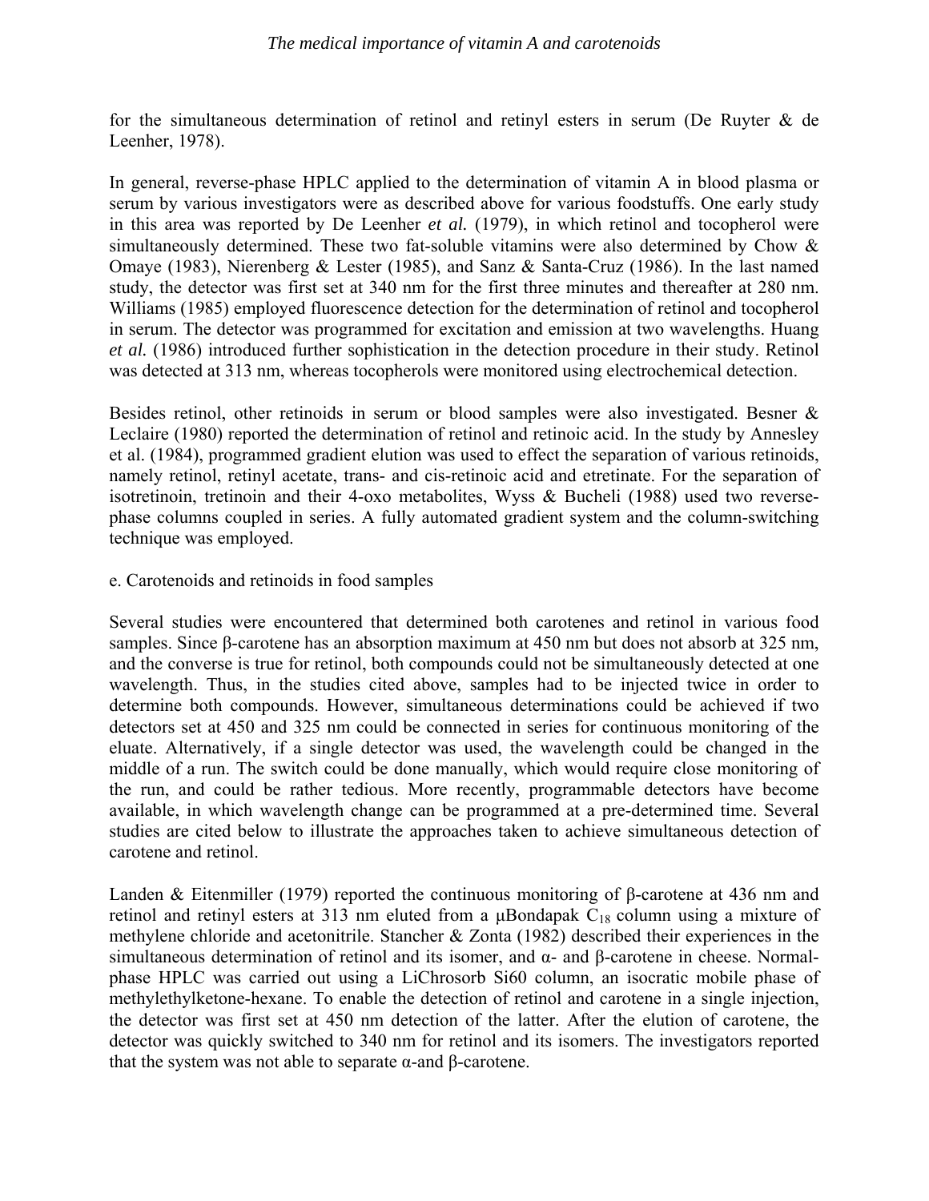for the simultaneous determination of retinol and retinyl esters in serum (De Ruyter & de Leenher, 1978).

In general, reverse-phase HPLC applied to the determination of vitamin A in blood plasma or serum by various investigators were as described above for various foodstuffs. One early study in this area was reported by De Leenher *et al.* (1979), in which retinol and tocopherol were simultaneously determined. These two fat-soluble vitamins were also determined by Chow & Omaye (1983), Nierenberg & Lester (1985), and Sanz & Santa-Cruz (1986). In the last named study, the detector was first set at 340 nm for the first three minutes and thereafter at 280 nm. Williams (1985) employed fluorescence detection for the determination of retinol and tocopherol in serum. The detector was programmed for excitation and emission at two wavelengths. Huang *et al.* (1986) introduced further sophistication in the detection procedure in their study. Retinol was detected at 313 nm, whereas tocopherols were monitored using electrochemical detection.

Besides retinol, other retinoids in serum or blood samples were also investigated. Besner & Leclaire (1980) reported the determination of retinol and retinoic acid. In the study by Annesley et al. (1984), programmed gradient elution was used to effect the separation of various retinoids, namely retinol, retinyl acetate, trans- and cis-retinoic acid and etretinate. For the separation of isotretinoin, tretinoin and their 4-oxo metabolites, Wyss & Bucheli (1988) used two reverse-phase columns coupled in series. A fully automated gradient system and the column-switching technique was employed.

e. Carotenoids and retinoids in food samples

Several studies were encountered that determined both carotenes and retinol in various food samples. Since β-carotene has an absorption maximum at 450 nm but does not absorb at 325 nm, and the converse is true for retinol, both compounds could not be simultaneously detected at one wavelength. Thus, in the studies cited above, samples had to be injected twice in order to determine both compounds. However, simultaneous determinations could be achieved if two detectors set at 450 and 325 nm could be connected in series for continuous monitoring of the eluate. Alternatively, if a single detector was used, the wavelength could be changed in the middle of a run. The switch could be done manually, which would require close monitoring of the run, and could be rather tedious. More recently, programmable detectors have become available, in which wavelength change can be programmed at a pre-determined time. Several studies are cited below to illustrate the approaches taken to achieve simultaneous detection of carotene and retinol.

Landen & Eitenmiller (1979) reported the continuous monitoring of β-carotene at 436 nm and retinol and retinyl esters at 313 nm eluted from a μBondapak $C_{18}$ column using a mixture of methylene chloride and acetonitrile. Stancher & Zonta (1982) described their experiences in the simultaneous determination of retinol and its isomer, and α- and β-carotene in cheese. Normal-phase HPLC was carried out using a LiChrosorb Si60 column, an isocratic mobile phase of methylethylketone-hexane. To enable the detection of retinol and carotene in a single injection, the detector was first set at 450 nm detection of the latter. After the elution of carotene, the detector was quickly switched to 340 nm for retinol and its isomers. The investigators reported that the system was not able to separate α-and β-carotene.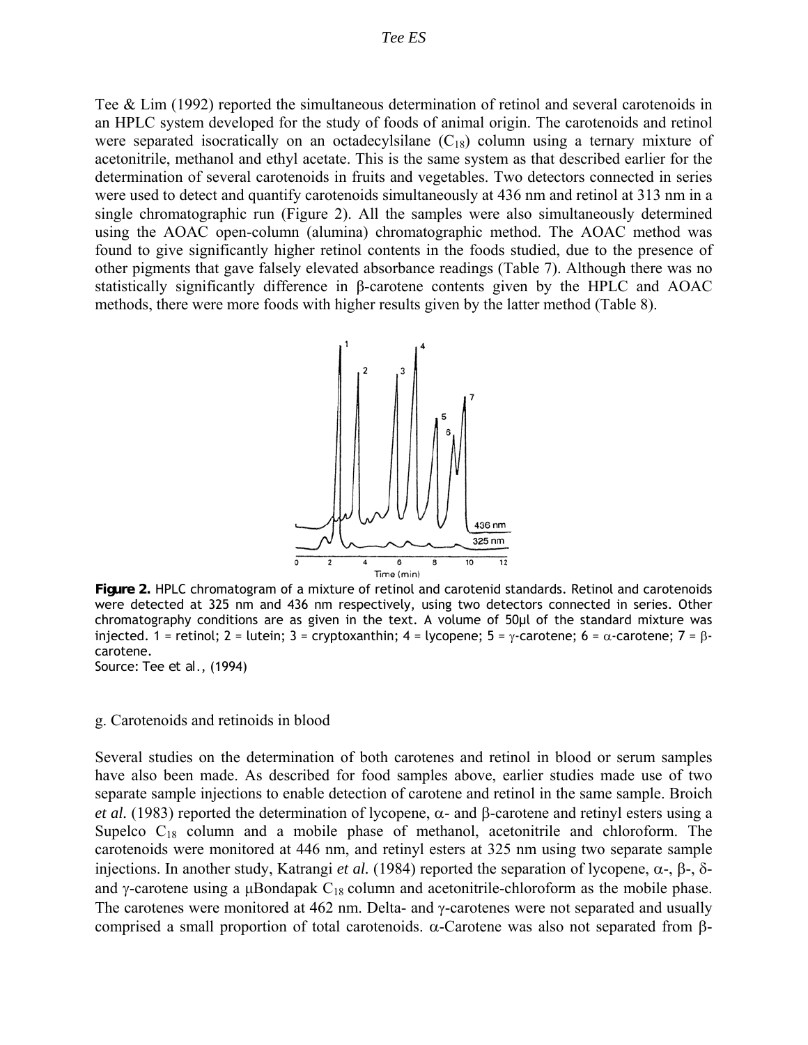Tee & Lim (1992) reported the simultaneous determination of retinol and several carotenoids in an HPLC system developed for the study of foods of animal origin. The carotenoids and retinol were separated isocratically on an octadecylsilane ($C_{18}$) column using a ternary mixture of acetonitrile, methanol and ethyl acetate. This is the same system as that described earlier for the determination of several carotenoids in fruits and vegetables. Two detectors connected in series were used to detect and quantify carotenoids simultaneously at 436 nm and retinol at 313 nm in a single chromatographic run (Figure 2). All the samples were also simultaneously determined using the AOAC open-column (alumina) chromatographic method. The AOAC method was found to give significantly higher retinol contents in the foods studied, due to the presence of other pigments that gave falsely elevated absorbance readings (Table 7). Although there was no statistically significantly difference in β-carotene contents given by the HPLC and AOAC methods, there were more foods with higher results given by the latter method (Table 8).

**Figure 2.** HPLC chromatogram of a mixture of retinol and carotenid standards. Retinol and carotenoids were detected at 325 nm and 436 nm respectively, using two detectors connected in series. Other chromatography conditions are as given in the text. A volume of 50µl of the standard mixture was injected. 1 = retinol; 2 = lutein; 3 = cryptoxanthin; 4 = lycopene; 5 = γ-carotene; 6 = α-carotene; 7 = β-carotene.
Source: Tee et al., (1994)

g. Carotenoids and retinoids in blood

Several studies on the determination of both carotenes and retinol in blood or serum samples have also been made. As described for food samples above, earlier studies made use of two separate sample injections to enable detection of carotene and retinol in the same sample. Broich *et al.* (1983) reported the determination of lycopene, α- and β-carotene and retinyl esters using a Supelco $C_{18}$ column and a mobile phase of methanol, acetonitrile and chloroform. The carotenoids were monitored at 446 nm, and retinyl esters at 325 nm using two separate sample injections. In another study, Katrangi *et al.* (1984) reported the separation of lycopene, α-, β-, δ- and γ-carotene using a µBondapak $C_{18}$ column and acetonitrile-chloroform as the mobile phase. The carotenes were monitored at 462 nm. Delta- and γ-carotenes were not separated and usually comprised a small proportion of total carotenoids. α-Carotene was also not separated from β-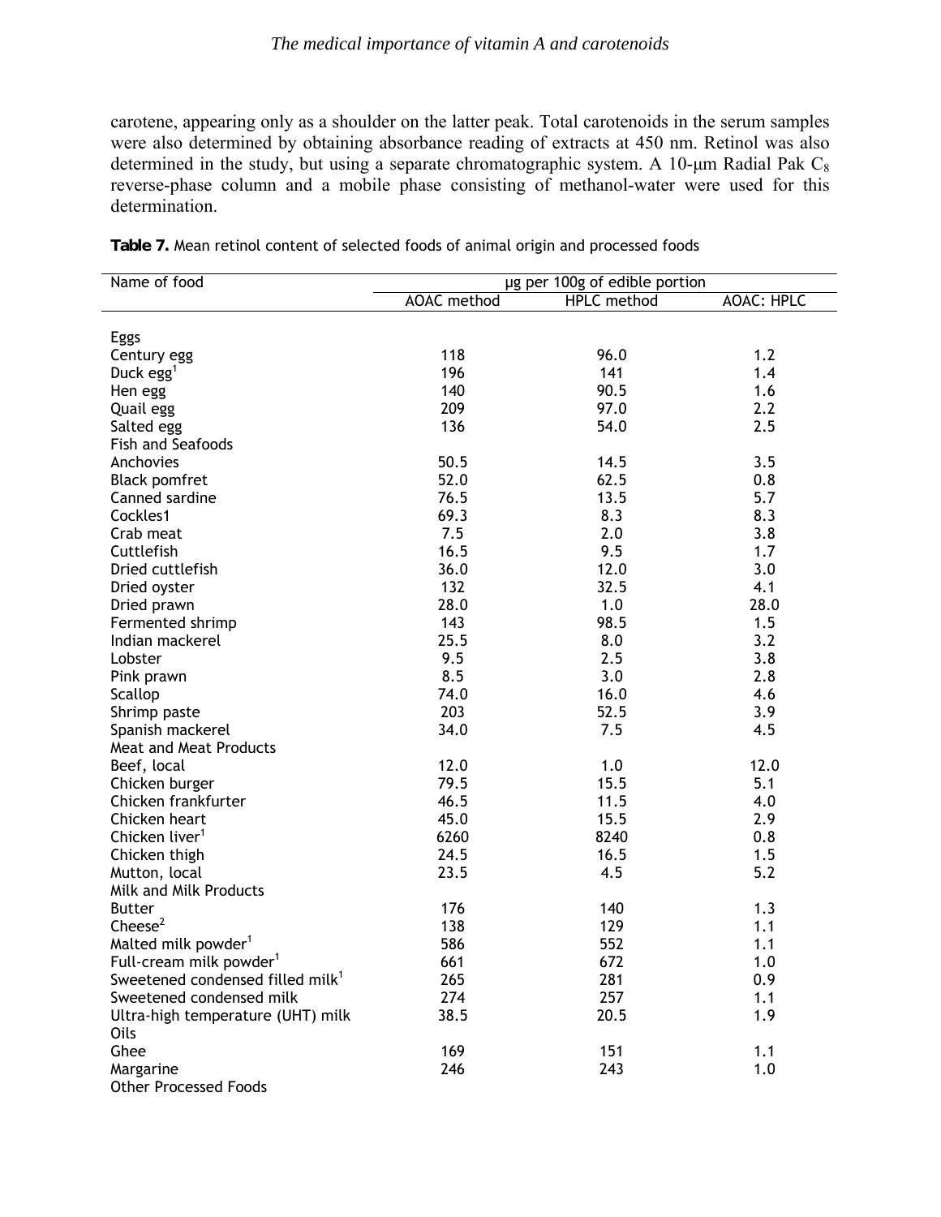carotene, appearing only as a shoulder on the latter peak. Total carotenoids in the serum samples were also determined by obtaining absorbance reading of extracts at 450 nm. Retinol was also determined in the study, but using a separate chromatographic system. A 10-μm Radial Pak $C_8$ reverse-phase column and a mobile phase consisting of methanol-water were used for this determination.

**Table 7.** Mean retinol content of selected foods of animal origin and processed foods

| Name of food | μg per 100g of edible portion | | |
|---|---|---|---|
| | AOAC method | HPLC method | AOAC: HPLC |
| Eggs | | | |
| Century egg | 118 | 96.0 | 1.2 |
| Duck egg[1] | 196 | 141 | 1.4 |
| Hen egg | 140 | 90.5 | 1.6 |
| Quail egg | 209 | 97.0 | 2.2 |
| Salted egg | 136 | 54.0 | 2.5 |
| Fish and Seafoods | | | |
| Anchovies | 50.5 | 14.5 | 3.5 |
| Black pomfret | 52.0 | 62.5 | 0.8 |
| Canned sardine | 76.5 | 13.5 | 5.7 |
| Cockles1 | 69.3 | 8.3 | 8.3 |
| Crab meat | 7.5 | 2.0 | 3.8 |
| Cuttlefish | 16.5 | 9.5 | 1.7 |
| Dried cuttlefish | 36.0 | 12.0 | 3.0 |
| Dried oyster | 132 | 32.5 | 4.1 |
| Dried prawn | 28.0 | 1.0 | 28.0 |
| Fermented shrimp | 143 | 98.5 | 1.5 |
| Indian mackerel | 25.5 | 8.0 | 3.2 |
| Lobster | 9.5 | 2.5 | 3.8 |
| Pink prawn | 8.5 | 3.0 | 2.8 |
| Scallop | 74.0 | 16.0 | 4.6 |
| Shrimp paste | 203 | 52.5 | 3.9 |
| Spanish mackerel | 34.0 | 7.5 | 4.5 |
| Meat and Meat Products | | | |
| Beef, local | 12.0 | 1.0 | 12.0 |
| Chicken burger | 79.5 | 15.5 | 5.1 |
| Chicken frankfurter | 46.5 | 11.5 | 4.0 |
| Chicken heart | 45.0 | 15.5 | 2.9 |
| Chicken liver[1] | 6260 | 8240 | 0.8 |
| Chicken thigh | 24.5 | 16.5 | 1.5 |
| Mutton, local | 23.5 | 4.5 | 5.2 |
| Milk and Milk Products | | | |
| Butter | 176 | 140 | 1.3 |
| Cheese[2] | 138 | 129 | 1.1 |
| Malted milk powder[1] | 586 | 552 | 1.1 |
| Full-cream milk powder[1] | 661 | 672 | 1.0 |
| Sweetened condensed filled milk[1] | 265 | 281 | 0.9 |
| Sweetened condensed milk | 274 | 257 | 1.1 |
| Ultra-high temperature (UHT) milk | 38.5 | 20.5 | 1.9 |
| Oils | | | |
| Ghee | 169 | 151 | 1.1 |
| Margarine | 246 | 243 | 1.0 |
| Other Processed Foods | | | |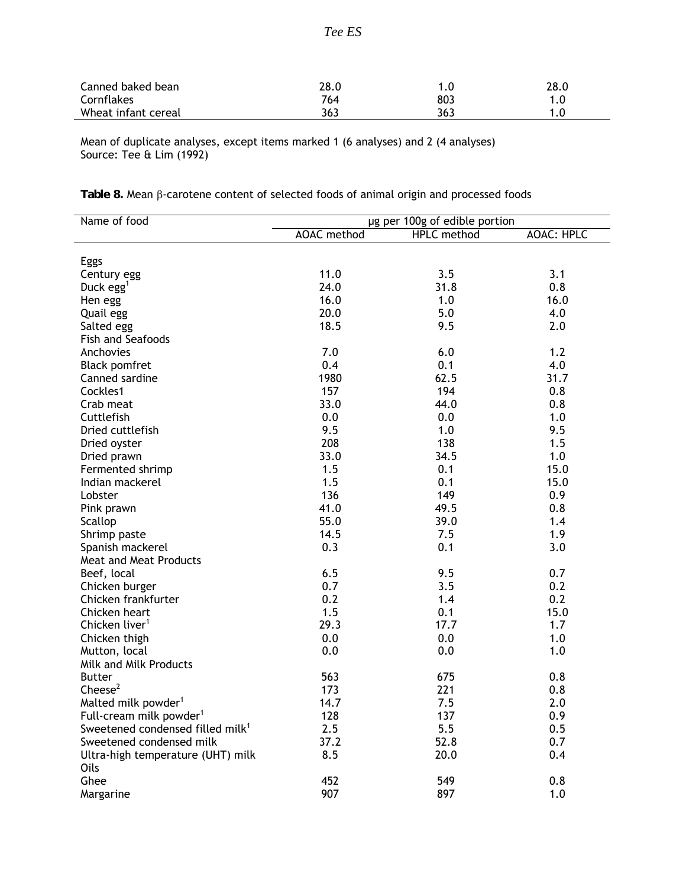| | | | |
|---|---|---|---|
| Canned baked bean | 28.0 | 1.0 | 28.0 |
| Cornflakes | 764 | 803 | 1.0 |
| Wheat infant cereal | 363 | 363 | 1.0 |

Mean of duplicate analyses, except items marked 1 (6 analyses) and 2 (4 analyses)
Source: Tee & Lim (1992)

**Table 8.** Mean β-carotene content of selected foods of animal origin and processed foods

| Name of food | μg per 100g of edible portion | | |
|---|---|---|---|
| | AOAC method | HPLC method | AOAC: HPLC |
| Eggs | | | |
| Century egg | 11.0 | 3.5 | 3.1 |
| Duck egg[1] | 24.0 | 31.8 | 0.8 |
| Hen egg | 16.0 | 1.0 | 16.0 |
| Quail egg | 20.0 | 5.0 | 4.0 |
| Salted egg | 18.5 | 9.5 | 2.0 |
| Fish and Seafoods | | | |
| Anchovies | 7.0 | 6.0 | 1.2 |
| Black pomfret | 0.4 | 0.1 | 4.0 |
| Canned sardine | 1980 | 62.5 | 31.7 |
| Cockles1 | 157 | 194 | 0.8 |
| Crab meat | 33.0 | 44.0 | 0.8 |
| Cuttlefish | 0.0 | 0.0 | 1.0 |
| Dried cuttlefish | 9.5 | 1.0 | 9.5 |
| Dried oyster | 208 | 138 | 1.5 |
| Dried prawn | 33.0 | 34.5 | 1.0 |
| Fermented shrimp | 1.5 | 0.1 | 15.0 |
| Indian mackerel | 1.5 | 0.1 | 15.0 |
| Lobster | 136 | 149 | 0.9 |
| Pink prawn | 41.0 | 49.5 | 0.8 |
| Scallop | 55.0 | 39.0 | 1.4 |
| Shrimp paste | 14.5 | 7.5 | 1.9 |
| Spanish mackerel | 0.3 | 0.1 | 3.0 |
| Meat and Meat Products | | | |
| Beef, local | 6.5 | 9.5 | 0.7 |
| Chicken burger | 0.7 | 3.5 | 0.2 |
| Chicken frankfurter | 0.2 | 1.4 | 0.2 |
| Chicken heart | 1.5 | 0.1 | 15.0 |
| Chicken liver[1] | 29.3 | 17.7 | 1.7 |
| Chicken thigh | 0.0 | 0.0 | 1.0 |
| Mutton, local | 0.0 | 0.0 | 1.0 |
| Milk and Milk Products | | | |
| Butter | 563 | 675 | 0.8 |
| Cheese[2] | 173 | 221 | 0.8 |
| Malted milk powder[1] | 14.7 | 7.5 | 2.0 |
| Full-cream milk powder[1] | 128 | 137 | 0.9 |
| Sweetened condensed filled milk[1] | 2.5 | 5.5 | 0.5 |
| Sweetened condensed milk | 37.2 | 52.8 | 0.7 |
| Ultra-high temperature (UHT) milk | 8.5 | 20.0 | 0.4 |
| Oils | | | |
| Ghee | 452 | 549 | 0.8 |
| Margarine | 907 | 897 | 1.0 |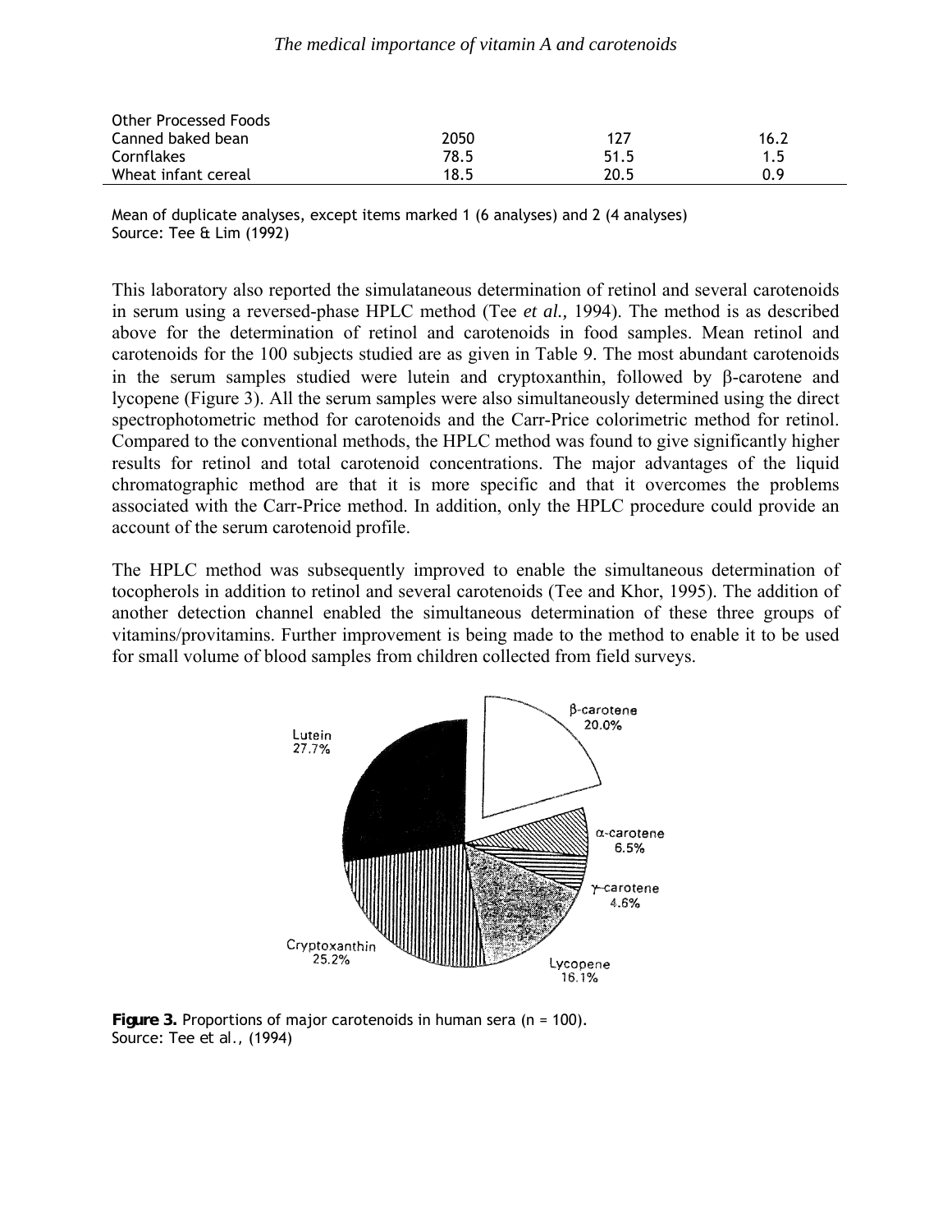| | | | |
|---|---|---|---|
| Other Processed Foods | | | |
| Canned baked bean | 2050 | 127 | 16.2 |
| Cornflakes | 78.5 | 51.5 | 1.5 |
| Wheat infant cereal | 18.5 | 20.5 | 0.9 |

Mean of duplicate analyses, except items marked 1 (6 analyses) and 2 (4 analyses)
Source: Tee & Lim (1992)

This laboratory also reported the simulataneous determination of retinol and several carotenoids in serum using a reversed-phase HPLC method (Tee *et al.,* 1994). The method is as described above for the determination of retinol and carotenoids in food samples. Mean retinol and carotenoids for the 100 subjects studied are as given in Table 9. The most abundant carotenoids in the serum samples studied were lutein and cryptoxanthin, followed by β-carotene and lycopene (Figure 3). All the serum samples were also simultaneously determined using the direct spectrophotometric method for carotenoids and the Carr-Price colorimetric method for retinol. Compared to the conventional methods, the HPLC method was found to give significantly higher results for retinol and total carotenoid concentrations. The major advantages of the liquid chromatographic method are that it is more specific and that it overcomes the problems associated with the Carr-Price method. In addition, only the HPLC procedure could provide an account of the serum carotenoid profile.

The HPLC method was subsequently improved to enable the simultaneous determination of tocopherols in addition to retinol and several carotenoids (Tee and Khor, 1995). The addition of another detection channel enabled the simultaneous determination of these three groups of vitamins/provitamins. Further improvement is being made to the method to enable it to be used for small volume of blood samples from children collected from field surveys.

Lutein 27.7%, β-carotene 20.0%, α-carotene 6.5%, γ-carotene 4.6%, Lycopene 16.1%, Cryptoxanthin 25.2%

**Figure 3.** Proportions of major carotenoids in human sera (n = 100).
Source: Tee et al., (1994)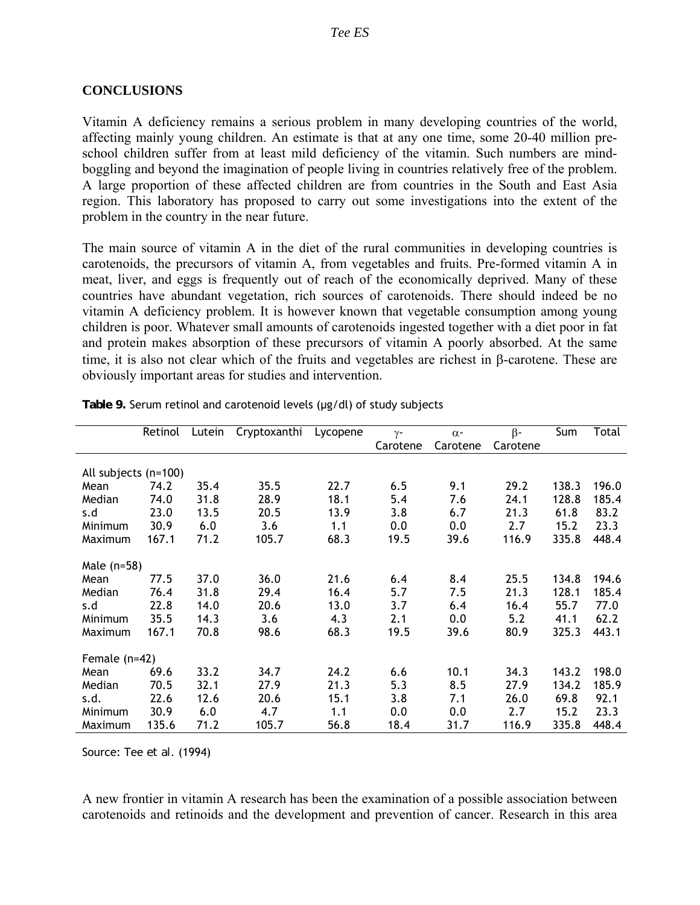## CONCLUSIONS

Vitamin A deficiency remains a serious problem in many developing countries of the world, affecting mainly young children. An estimate is that at any one time, some 20-40 million pre-school children suffer from at least mild deficiency of the vitamin. Such numbers are mind-boggling and beyond the imagination of people living in countries relatively free of the problem. A large proportion of these affected children are from countries in the South and East Asia region. This laboratory has proposed to carry out some investigations into the extent of the problem in the country in the near future.

The main source of vitamin A in the diet of the rural communities in developing countries is carotenoids, the precursors of vitamin A, from vegetables and fruits. Pre-formed vitamin A in meat, liver, and eggs is frequently out of reach of the economically deprived. Many of these countries have abundant vegetation, rich sources of carotenoids. There should indeed be no vitamin A deficiency problem. It is however known that vegetable consumption among young children is poor. Whatever small amounts of carotenoids ingested together with a diet poor in fat and protein makes absorption of these precursors of vitamin A poorly absorbed. At the same time, it is also not clear which of the fruits and vegetables are richest in β-carotene. These are obviously important areas for studies and intervention.

**Table 9.** Serum retinol and carotenoid levels (µg/dl) of study subjects

| | Retinol | Lutein | Cryptoxanthi | Lycopene | γ-Carotene | α-Carotene | β-Carotene | Sum | Total |
|---|---|---|---|---|---|---|---|---|---|
| All subjects (n=100) | | | | | | | | | |
| Mean | 74.2 | 35.4 | 35.5 | 22.7 | 6.5 | 9.1 | 29.2 | 138.3 | 196.0 |
| Median | 74.0 | 31.8 | 28.9 | 18.1 | 5.4 | 7.6 | 24.1 | 128.8 | 185.4 |
| s.d | 23.0 | 13.5 | 20.5 | 13.9 | 3.8 | 6.7 | 21.3 | 61.8 | 83.2 |
| Minimum | 30.9 | 6.0 | 3.6 | 1.1 | 0.0 | 0.0 | 2.7 | 15.2 | 23.3 |
| Maximum | 167.1 | 71.2 | 105.7 | 68.3 | 19.5 | 39.6 | 116.9 | 335.8 | 448.4 |
| Male (n=58) | | | | | | | | | |
| Mean | 77.5 | 37.0 | 36.0 | 21.6 | 6.4 | 8.4 | 25.5 | 134.8 | 194.6 |
| Median | 76.4 | 31.8 | 29.4 | 16.4 | 5.7 | 7.5 | 21.3 | 128.1 | 185.4 |
| s.d | 22.8 | 14.0 | 20.6 | 13.0 | 3.7 | 6.4 | 16.4 | 55.7 | 77.0 |
| Minimum | 35.5 | 14.3 | 3.6 | 4.3 | 2.1 | 0.0 | 5.2 | 41.1 | 62.2 |
| Maximum | 167.1 | 70.8 | 98.6 | 68.3 | 19.5 | 39.6 | 80.9 | 325.3 | 443.1 |
| Female (n=42) | | | | | | | | | |
| Mean | 69.6 | 33.2 | 34.7 | 24.2 | 6.6 | 10.1 | 34.3 | 143.2 | 198.0 |
| Median | 70.5 | 32.1 | 27.9 | 21.3 | 5.3 | 8.5 | 27.9 | 134.2 | 185.9 |
| s.d. | 22.6 | 12.6 | 20.6 | 15.1 | 3.8 | 7.1 | 26.0 | 69.8 | 92.1 |
| Minimum | 30.9 | 6.0 | 4.7 | 1.1 | 0.0 | 0.0 | 2.7 | 15.2 | 23.3 |
| Maximum | 135.6 | 71.2 | 105.7 | 56.8 | 18.4 | 31.7 | 116.9 | 335.8 | 448.4 |

Source: Tee et al. (1994)

A new frontier in vitamin A research has been the examination of a possible association between carotenoids and retinoids and the development and prevention of cancer. Research in this area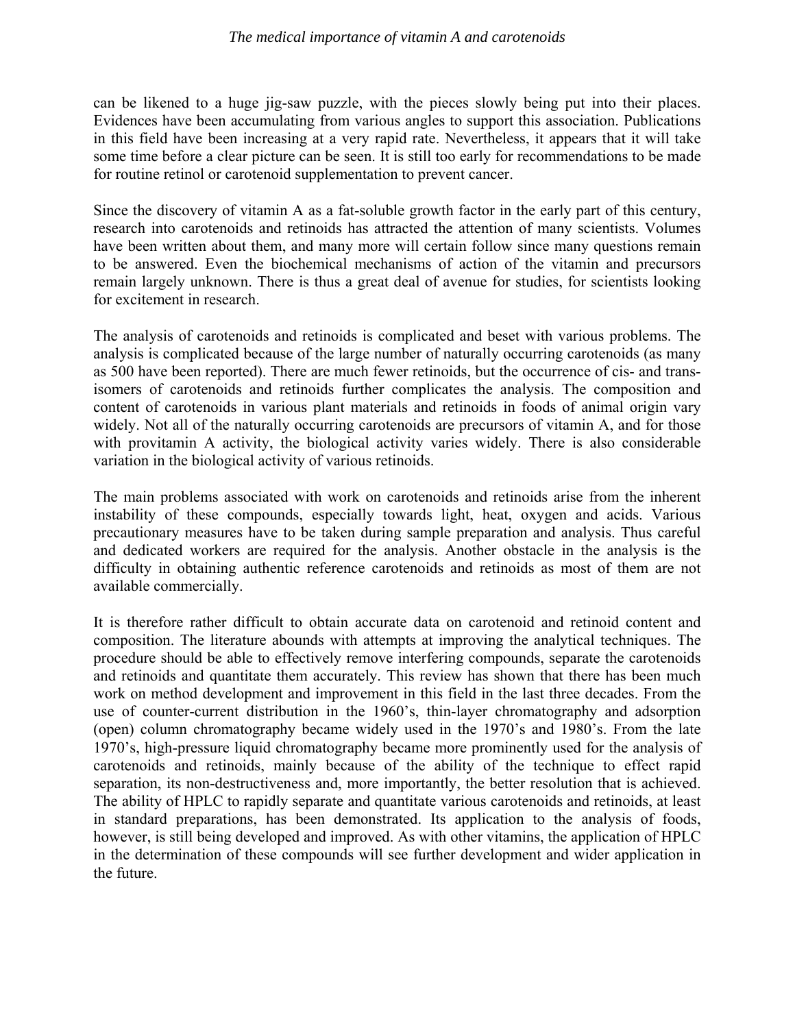can be likened to a huge jig-saw puzzle, with the pieces slowly being put into their places. Evidences have been accumulating from various angles to support this association. Publications in this field have been increasing at a very rapid rate. Nevertheless, it appears that it will take some time before a clear picture can be seen. It is still too early for recommendations to be made for routine retinol or carotenoid supplementation to prevent cancer.

Since the discovery of vitamin A as a fat-soluble growth factor in the early part of this century, research into carotenoids and retinoids has attracted the attention of many scientists. Volumes have been written about them, and many more will certain follow since many questions remain to be answered. Even the biochemical mechanisms of action of the vitamin and precursors remain largely unknown. There is thus a great deal of avenue for studies, for scientists looking for excitement in research.

The analysis of carotenoids and retinoids is complicated and beset with various problems. The analysis is complicated because of the large number of naturally occurring carotenoids (as many as 500 have been reported). There are much fewer retinoids, but the occurrence of cis- and trans-isomers of carotenoids and retinoids further complicates the analysis. The composition and content of carotenoids in various plant materials and retinoids in foods of animal origin vary widely. Not all of the naturally occurring carotenoids are precursors of vitamin A, and for those with provitamin A activity, the biological activity varies widely. There is also considerable variation in the biological activity of various retinoids.

The main problems associated with work on carotenoids and retinoids arise from the inherent instability of these compounds, especially towards light, heat, oxygen and acids. Various precautionary measures have to be taken during sample preparation and analysis. Thus careful and dedicated workers are required for the analysis. Another obstacle in the analysis is the difficulty in obtaining authentic reference carotenoids and retinoids as most of them are not available commercially.

It is therefore rather difficult to obtain accurate data on carotenoid and retinoid content and composition. The literature abounds with attempts at improving the analytical techniques. The procedure should be able to effectively remove interfering compounds, separate the carotenoids and retinoids and quantitate them accurately. This review has shown that there has been much work on method development and improvement in this field in the last three decades. From the use of counter-current distribution in the 1960's, thin-layer chromatography and adsorption (open) column chromatography became widely used in the 1970's and 1980's. From the late 1970's, high-pressure liquid chromatography became more prominently used for the analysis of carotenoids and retinoids, mainly because of the ability of the technique to effect rapid separation, its non-destructiveness and, more importantly, the better resolution that is achieved. The ability of HPLC to rapidly separate and quantitate various carotenoids and retinoids, at least in standard preparations, has been demonstrated. Its application to the analysis of foods, however, is still being developed and improved. As with other vitamins, the application of HPLC in the determination of these compounds will see further development and wider application in the future.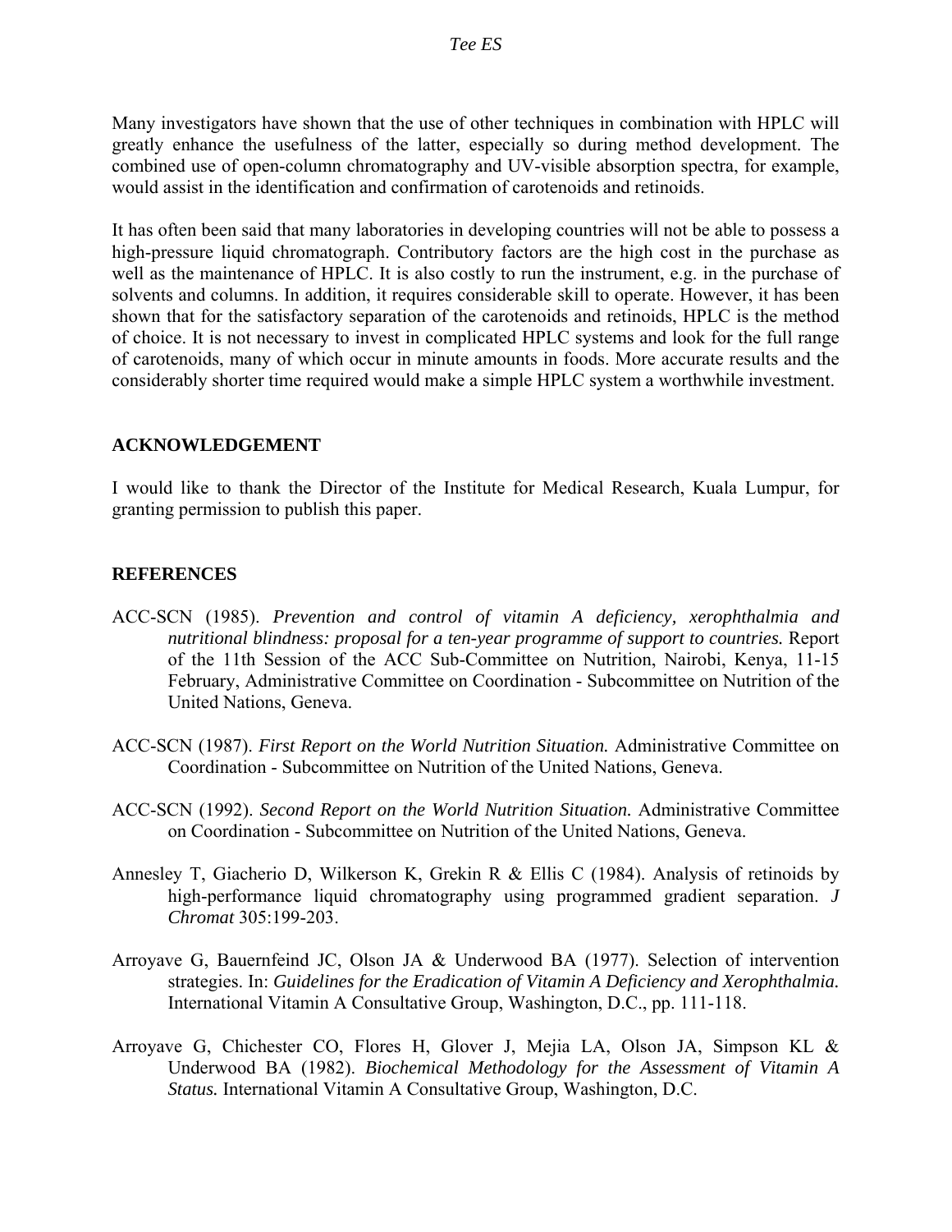Many investigators have shown that the use of other techniques in combination with HPLC will greatly enhance the usefulness of the latter, especially so during method development. The combined use of open-column chromatography and UV-visible absorption spectra, for example, would assist in the identification and confirmation of carotenoids and retinoids.

It has often been said that many laboratories in developing countries will not be able to possess a high-pressure liquid chromatograph. Contributory factors are the high cost in the purchase as well as the maintenance of HPLC. It is also costly to run the instrument, e.g. in the purchase of solvents and columns. In addition, it requires considerable skill to operate. However, it has been shown that for the satisfactory separation of the carotenoids and retinoids, HPLC is the method of choice. It is not necessary to invest in complicated HPLC systems and look for the full range of carotenoids, many of which occur in minute amounts in foods. More accurate results and the considerably shorter time required would make a simple HPLC system a worthwhile investment.

## ACKNOWLEDGEMENT

I would like to thank the Director of the Institute for Medical Research, Kuala Lumpur, for granting permission to publish this paper.

## REFERENCES

ACC-SCN (1985). *Prevention and control of vitamin A deficiency, xerophthalmia and nutritional blindness: proposal for a ten-year programme of support to countries.* Report of the 11th Session of the ACC Sub-Committee on Nutrition, Nairobi, Kenya, 11-15 February, Administrative Committee on Coordination - Subcommittee on Nutrition of the United Nations, Geneva.

ACC-SCN (1987). *First Report on the World Nutrition Situation.* Administrative Committee on Coordination - Subcommittee on Nutrition of the United Nations, Geneva.

ACC-SCN (1992). *Second Report on the World Nutrition Situation.* Administrative Committee on Coordination - Subcommittee on Nutrition of the United Nations, Geneva.

Annesley T, Giacherio D, Wilkerson K, Grekin R & Ellis C (1984). Analysis of retinoids by high-performance liquid chromatography using programmed gradient separation. *J Chromat* 305:199-203.

Arroyave G, Bauernfeind JC, Olson JA & Underwood BA (1977). Selection of intervention strategies. In: *Guidelines for the Eradication of Vitamin A Deficiency and Xerophthalmia.* International Vitamin A Consultative Group, Washington, D.C., pp. 111-118.

Arroyave G, Chichester CO, Flores H, Glover J, Mejia LA, Olson JA, Simpson KL & Underwood BA (1982). *Biochemical Methodology for the Assessment of Vitamin A Status.* International Vitamin A Consultative Group, Washington, D.C.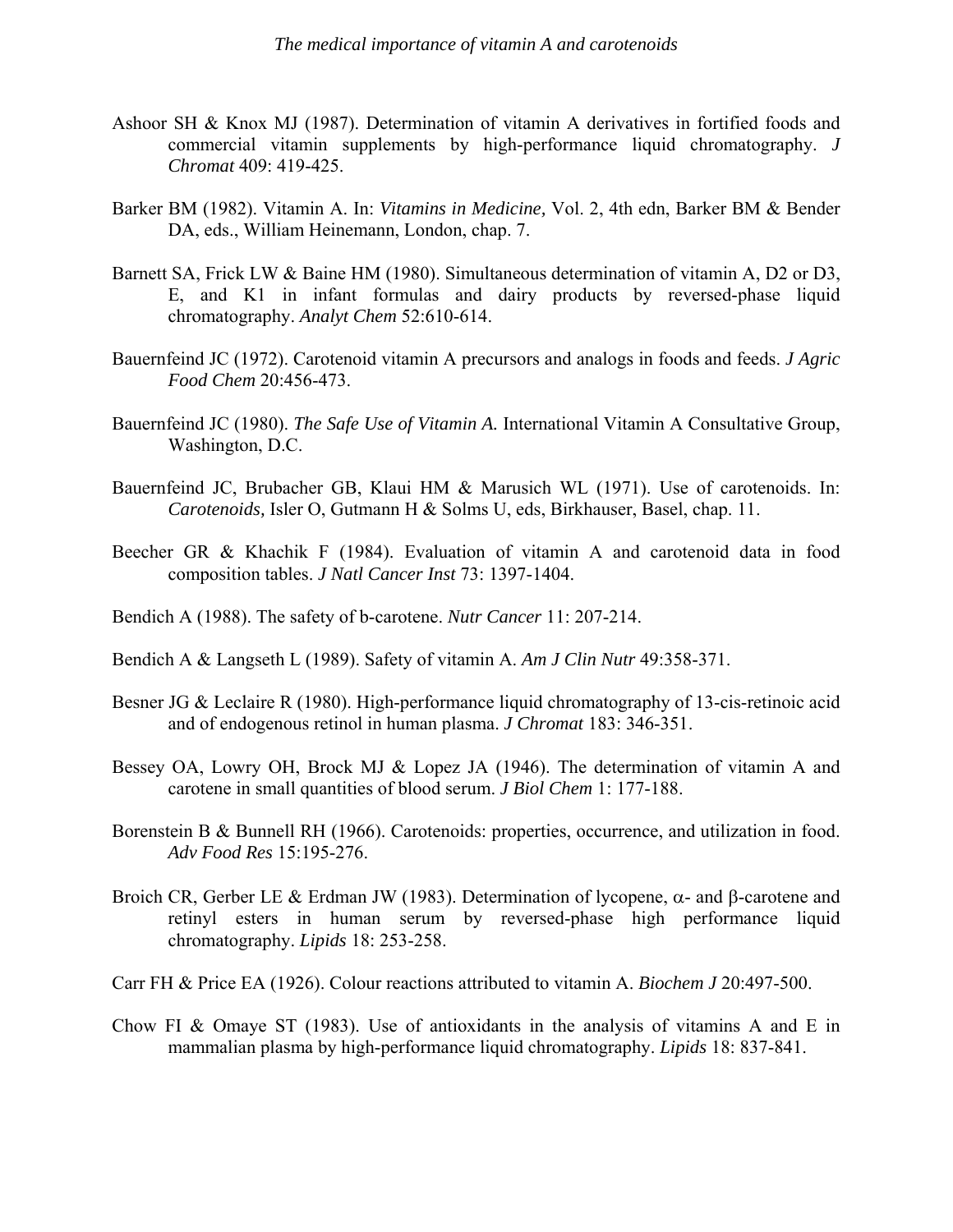Ashoor SH & Knox MJ (1987). Determination of vitamin A derivatives in fortified foods and commercial vitamin supplements by high-performance liquid chromatography. *J Chromat* 409: 419-425.

Barker BM (1982). Vitamin A. In: *Vitamins in Medicine,* Vol. 2, 4th edn, Barker BM & Bender DA, eds., William Heinemann, London, chap. 7.

Barnett SA, Frick LW & Baine HM (1980). Simultaneous determination of vitamin A, D2 or D3, E, and K1 in infant formulas and dairy products by reversed-phase liquid chromatography. *Analyt Chem* 52:610-614.

Bauernfeind JC (1972). Carotenoid vitamin A precursors and analogs in foods and feeds. *J Agric Food Chem* 20:456-473.

Bauernfeind JC (1980). *The Safe Use of Vitamin A.* International Vitamin A Consultative Group, Washington, D.C.

Bauernfeind JC, Brubacher GB, Klaui HM & Marusich WL (1971). Use of carotenoids. In: *Carotenoids,* Isler O, Gutmann H & Solms U, eds, Birkhauser, Basel, chap. 11.

Beecher GR & Khachik F (1984). Evaluation of vitamin A and carotenoid data in food composition tables. *J Natl Cancer Inst* 73: 1397-1404.

Bendich A (1988). The safety of b-carotene. *Nutr Cancer* 11: 207-214.

Bendich A & Langseth L (1989). Safety of vitamin A. *Am J Clin Nutr* 49:358-371.

Besner JG & Leclaire R (1980). High-performance liquid chromatography of 13-cis-retinoic acid and of endogenous retinol in human plasma. *J Chromat* 183: 346-351.

Bessey OA, Lowry OH, Brock MJ & Lopez JA (1946). The determination of vitamin A and carotene in small quantities of blood serum. *J Biol Chem* 1: 177-188.

Borenstein B & Bunnell RH (1966). Carotenoids: properties, occurrence, and utilization in food. *Adv Food Res* 15:195-276.

Broich CR, Gerber LE & Erdman JW (1983). Determination of lycopene, $\alpha$- and $\beta$-carotene and retinyl esters in human serum by reversed-phase high performance liquid chromatography. *Lipids* 18: 253-258.

Carr FH & Price EA (1926). Colour reactions attributed to vitamin A. *Biochem J* 20:497-500.

Chow FI & Omaye ST (1983). Use of antioxidants in the analysis of vitamins A and E in mammalian plasma by high-performance liquid chromatography. *Lipids* 18: 837-841.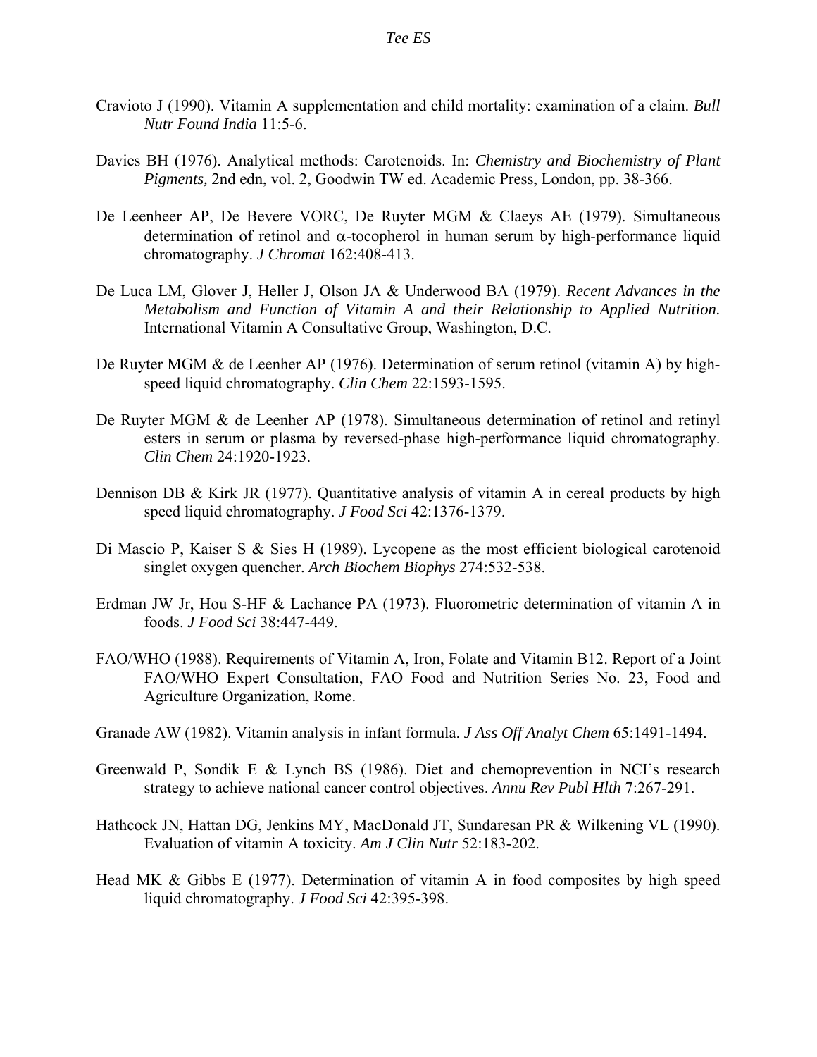Cravioto J (1990). Vitamin A supplementation and child mortality: examination of a claim. *Bull Nutr Found India* 11:5-6.

Davies BH (1976). Analytical methods: Carotenoids. In: *Chemistry and Biochemistry of Plant Pigments,* 2nd edn, vol. 2, Goodwin TW ed. Academic Press, London, pp. 38-366.

De Leenheer AP, De Bevere VORC, De Ruyter MGM & Claeys AE (1979). Simultaneous determination of retinol and α-tocopherol in human serum by high-performance liquid chromatography. *J Chromat* 162:408-413.

De Luca LM, Glover J, Heller J, Olson JA & Underwood BA (1979). *Recent Advances in the Metabolism and Function of Vitamin A and their Relationship to Applied Nutrition.* International Vitamin A Consultative Group, Washington, D.C.

De Ruyter MGM & de Leenher AP (1976). Determination of serum retinol (vitamin A) by high-speed liquid chromatography. *Clin Chem* 22:1593-1595.

De Ruyter MGM & de Leenher AP (1978). Simultaneous determination of retinol and retinyl esters in serum or plasma by reversed-phase high-performance liquid chromatography. *Clin Chem* 24:1920-1923.

Dennison DB & Kirk JR (1977). Quantitative analysis of vitamin A in cereal products by high speed liquid chromatography. *J Food Sci* 42:1376-1379.

Di Mascio P, Kaiser S & Sies H (1989). Lycopene as the most efficient biological carotenoid singlet oxygen quencher. *Arch Biochem Biophys* 274:532-538.

Erdman JW Jr, Hou S-HF & Lachance PA (1973). Fluorometric determination of vitamin A in foods. *J Food Sci* 38:447-449.

FAO/WHO (1988). Requirements of Vitamin A, Iron, Folate and Vitamin B12. Report of a Joint FAO/WHO Expert Consultation, FAO Food and Nutrition Series No. 23, Food and Agriculture Organization, Rome.

Granade AW (1982). Vitamin analysis in infant formula. *J Ass Off Analyt Chem* 65:1491-1494.

Greenwald P, Sondik E & Lynch BS (1986). Diet and chemoprevention in NCI's research strategy to achieve national cancer control objectives. *Annu Rev Publ Hlth* 7:267-291.

Hathcock JN, Hattan DG, Jenkins MY, MacDonald JT, Sundaresan PR & Wilkening VL (1990). Evaluation of vitamin A toxicity. *Am J Clin Nutr* 52:183-202.

Head MK & Gibbs E (1977). Determination of vitamin A in food composites by high speed liquid chromatography. *J Food Sci* 42:395-398.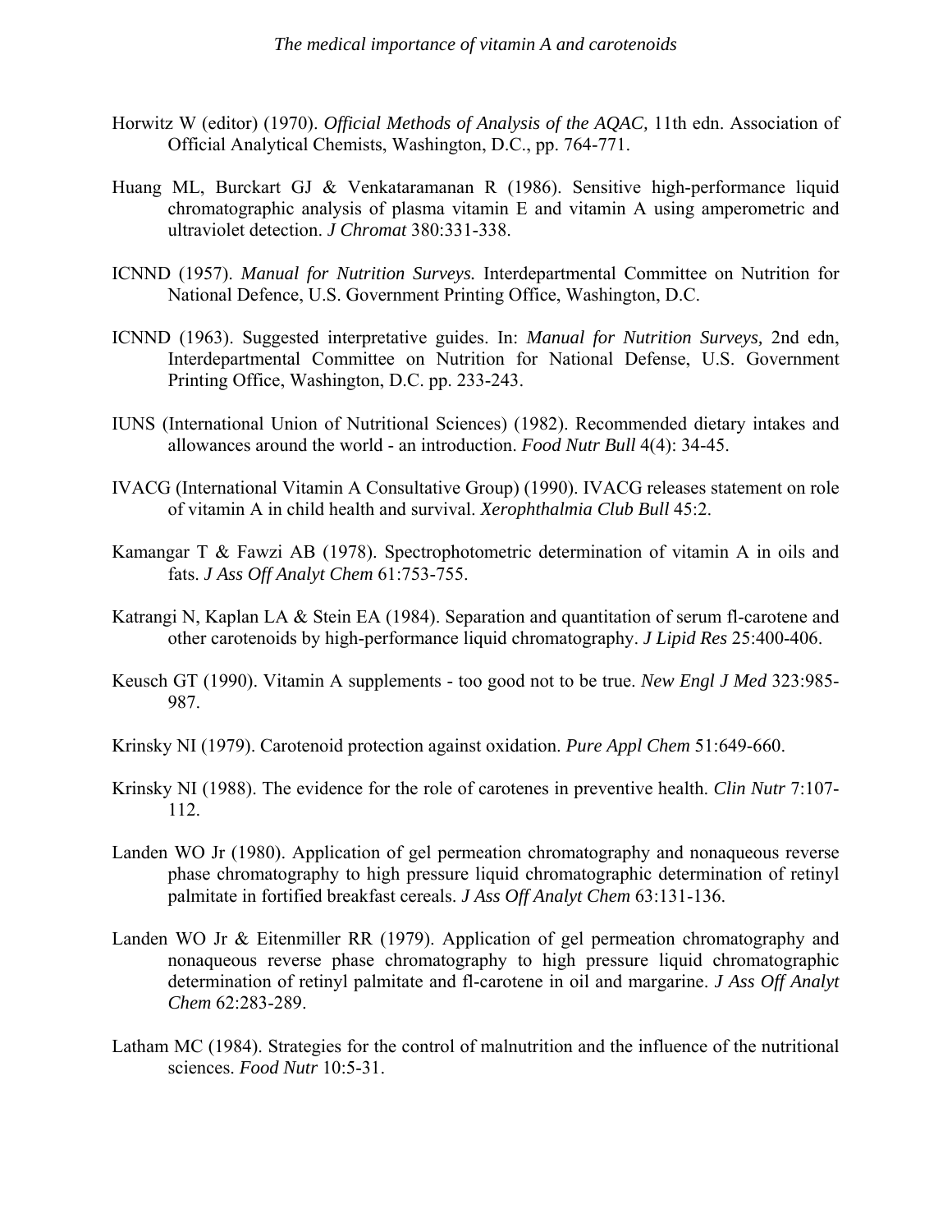Horwitz W (editor) (1970). *Official Methods of Analysis of the AQAC,* 11th edn. Association of Official Analytical Chemists, Washington, D.C., pp. 764-771.

Huang ML, Burckart GJ & Venkataramanan R (1986). Sensitive high-performance liquid chromatographic analysis of plasma vitamin E and vitamin A using amperometric and ultraviolet detection. *J Chromat* 380:331-338.

ICNND (1957). *Manual for Nutrition Surveys.* Interdepartmental Committee on Nutrition for National Defence, U.S. Government Printing Office, Washington, D.C.

ICNND (1963). Suggested interpretative guides. In: *Manual for Nutrition Surveys,* 2nd edn, Interdepartmental Committee on Nutrition for National Defense, U.S. Government Printing Office, Washington, D.C. pp. 233-243.

IUNS (International Union of Nutritional Sciences) (1982). Recommended dietary intakes and allowances around the world - an introduction. *Food Nutr Bull* 4(4): 34-45.

IVACG (International Vitamin A Consultative Group) (1990). IVACG releases statement on role of vitamin A in child health and survival. *Xerophthalmia Club Bull* 45:2.

Kamangar T & Fawzi AB (1978). Spectrophotometric determination of vitamin A in oils and fats. *J Ass Off Analyt Chem* 61:753-755.

Katrangi N, Kaplan LA & Stein EA (1984). Separation and quantitation of serum fl-carotene and other carotenoids by high-performance liquid chromatography. *J Lipid Res* 25:400-406.

Keusch GT (1990). Vitamin A supplements - too good not to be true. *New Engl J Med* 323:985-987.

Krinsky NI (1979). Carotenoid protection against oxidation. *Pure Appl Chem* 51:649-660.

Krinsky NI (1988). The evidence for the role of carotenes in preventive health. *Clin Nutr* 7:107-112.

Landen WO Jr (1980). Application of gel permeation chromatography and nonaqueous reverse phase chromatography to high pressure liquid chromatographic determination of retinyl palmitate in fortified breakfast cereals. *J Ass Off Analyt Chem* 63:131-136.

Landen WO Jr & Eitenmiller RR (1979). Application of gel permeation chromatography and nonaqueous reverse phase chromatography to high pressure liquid chromatographic determination of retinyl palmitate and fl-carotene in oil and margarine. *J Ass Off Analyt Chem* 62:283-289.

Latham MC (1984). Strategies for the control of malnutrition and the influence of the nutritional sciences. *Food Nutr* 10:5-31.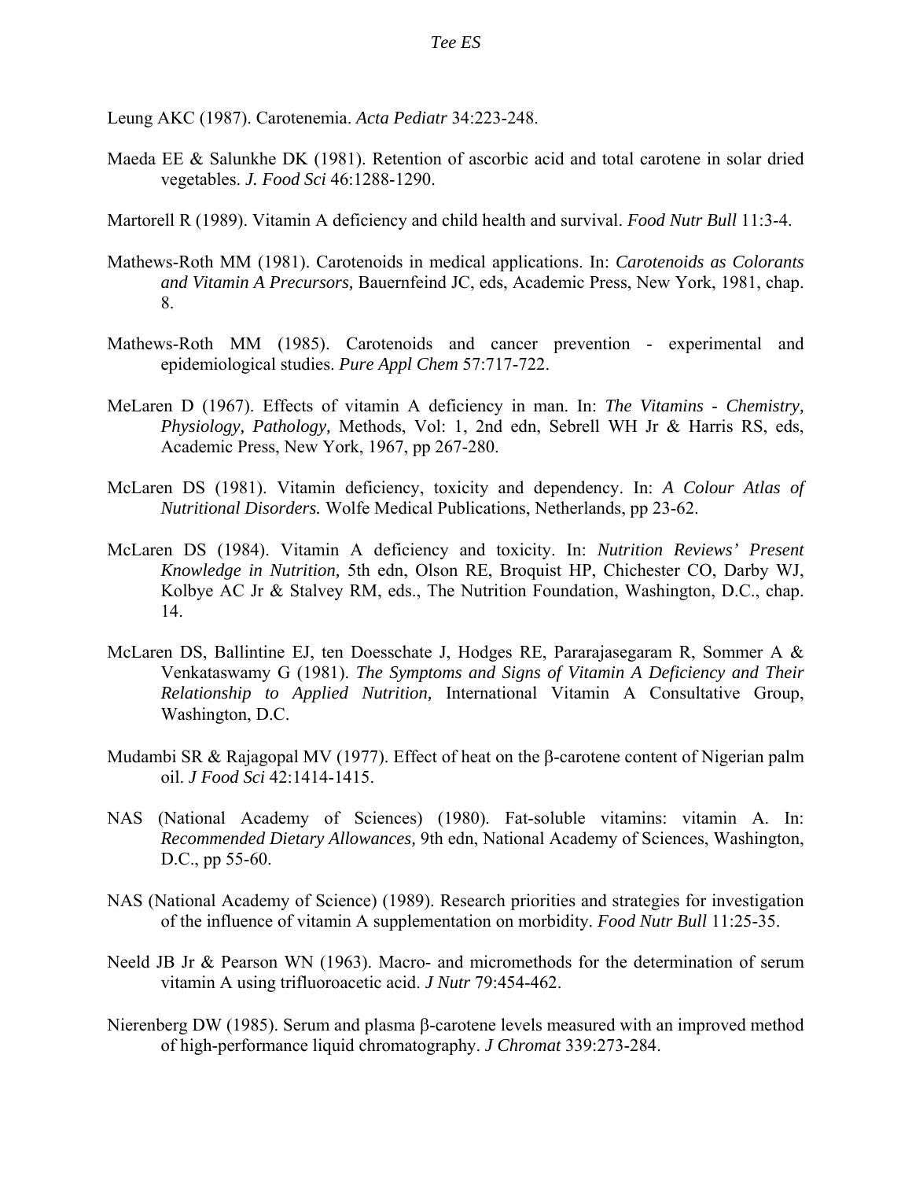Leung AKC (1987). Carotenemia. *Acta Pediatr* 34:223-248.

Maeda EE & Salunkhe DK (1981). Retention of ascorbic acid and total carotene in solar dried vegetables. *J. Food Sci* 46:1288-1290.

Martorell R (1989). Vitamin A deficiency and child health and survival. *Food Nutr Bull* 11:3-4.

Mathews-Roth MM (1981). Carotenoids in medical applications. In: *Carotenoids as Colorants and Vitamin A Precursors,* Bauernfeind JC, eds, Academic Press, New York, 1981, chap. 8.

Mathews-Roth MM (1985). Carotenoids and cancer prevention - experimental and epidemiological studies. *Pure Appl Chem* 57:717-722.

MeLaren D (1967). Effects of vitamin A deficiency in man. In: *The Vitamins - Chemistry, Physiology, Pathology,* Methods, Vol: 1, 2nd edn, Sebrell WH Jr & Harris RS, eds, Academic Press, New York, 1967, pp 267-280.

McLaren DS (1981). Vitamin deficiency, toxicity and dependency. In: *A Colour Atlas of Nutritional Disorders.* Wolfe Medical Publications, Netherlands, pp 23-62.

McLaren DS (1984). Vitamin A deficiency and toxicity. In: *Nutrition Reviews' Present Knowledge in Nutrition,* 5th edn, Olson RE, Broquist HP, Chichester CO, Darby WJ, Kolbye AC Jr & Stalvey RM, eds., The Nutrition Foundation, Washington, D.C., chap. 14.

McLaren DS, Ballintine EJ, ten Doesschate J, Hodges RE, Pararajasegaram R, Sommer A & Venkataswamy G (1981). *The Symptoms and Signs of Vitamin A Deficiency and Their Relationship to Applied Nutrition,* International Vitamin A Consultative Group, Washington, D.C.

Mudambi SR & Rajagopal MV (1977). Effect of heat on the β-carotene content of Nigerian palm oil. *J Food Sci* 42:1414-1415.

NAS (National Academy of Sciences) (1980). Fat-soluble vitamins: vitamin A. In: *Recommended Dietary Allowances,* 9th edn, National Academy of Sciences, Washington, D.C., pp 55-60.

NAS (National Academy of Science) (1989). Research priorities and strategies for investigation of the influence of vitamin A supplementation on morbidity. *Food Nutr Bull* 11:25-35.

Neeld JB Jr & Pearson WN (1963). Macro- and micromethods for the determination of serum vitamin A using trifluoroacetic acid. *J Nutr* 79:454-462.

Nierenberg DW (1985). Serum and plasma β-carotene levels measured with an improved method of high-performance liquid chromatography. *J Chromat* 339:273-284.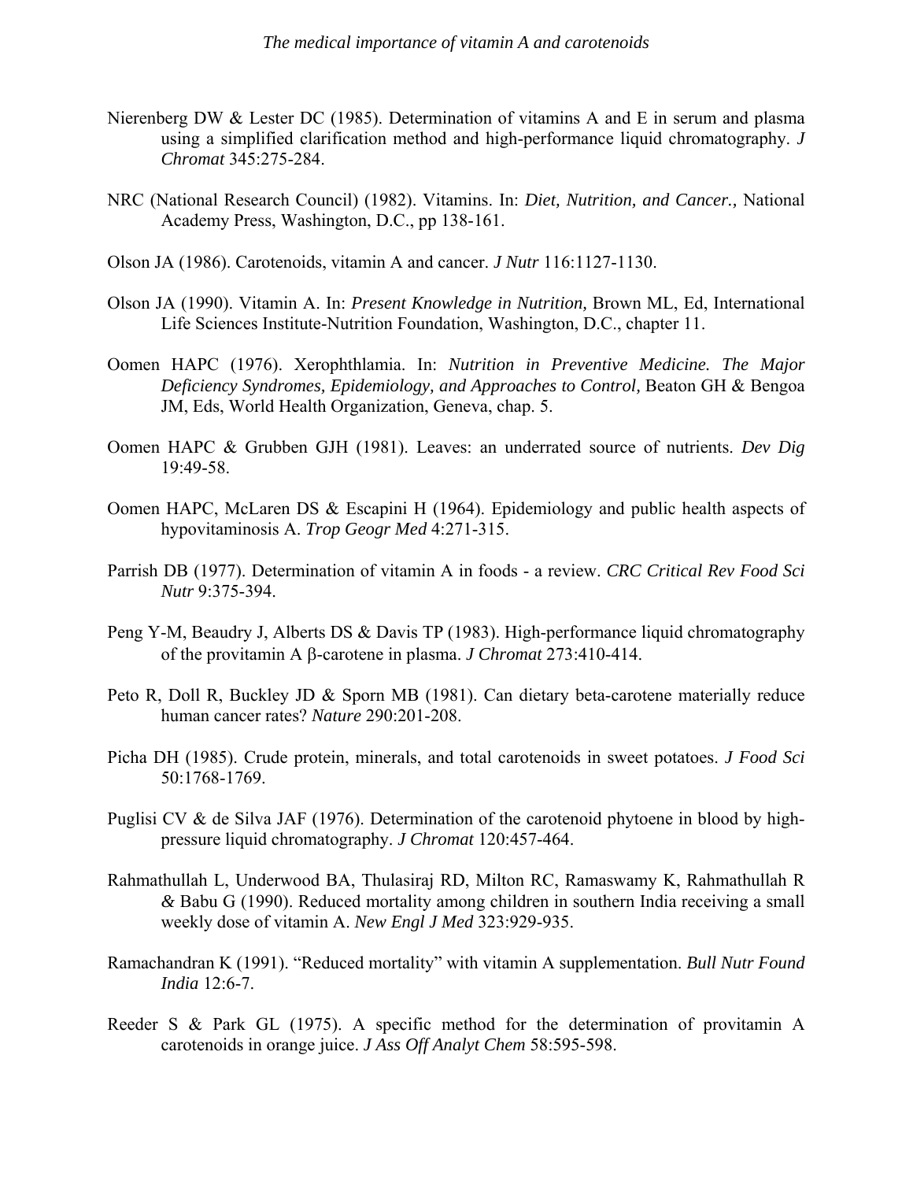Nierenberg DW & Lester DC (1985). Determination of vitamins A and E in serum and plasma using a simplified clarification method and high-performance liquid chromatography. *J Chromat* 345:275-284.

NRC (National Research Council) (1982). Vitamins. In: *Diet, Nutrition, and Cancer.,* National Academy Press, Washington, D.C., pp 138-161.

Olson JA (1986). Carotenoids, vitamin A and cancer. *J Nutr* 116:1127-1130.

Olson JA (1990). Vitamin A. In: *Present Knowledge in Nutrition,* Brown ML, Ed, International Life Sciences Institute-Nutrition Foundation, Washington, D.C., chapter 11.

Oomen HAPC (1976). Xerophthlamia. In: *Nutrition in Preventive Medicine. The Major Deficiency Syndromes, Epidemiology, and Approaches to Control,* Beaton GH & Bengoa JM, Eds, World Health Organization, Geneva, chap. 5.

Oomen HAPC & Grubben GJH (1981). Leaves: an underrated source of nutrients. *Dev Dig* 19:49-58.

Oomen HAPC, McLaren DS & Escapini H (1964). Epidemiology and public health aspects of hypovitaminosis A. *Trop Geogr Med* 4:271-315.

Parrish DB (1977). Determination of vitamin A in foods - a review. *CRC Critical Rev Food Sci Nutr* 9:375-394.

Peng Y-M, Beaudry J, Alberts DS & Davis TP (1983). High-performance liquid chromatography of the provitamin A β-carotene in plasma. *J Chromat* 273:410-414.

Peto R, Doll R, Buckley JD & Sporn MB (1981). Can dietary beta-carotene materially reduce human cancer rates? *Nature* 290:201-208.

Picha DH (1985). Crude protein, minerals, and total carotenoids in sweet potatoes. *J Food Sci* 50:1768-1769.

Puglisi CV & de Silva JAF (1976). Determination of the carotenoid phytoene in blood by high-pressure liquid chromatography. *J Chromat* 120:457-464.

Rahmathullah L, Underwood BA, Thulasiraj RD, Milton RC, Ramaswamy K, Rahmathullah R & Babu G (1990). Reduced mortality among children in southern India receiving a small weekly dose of vitamin A. *New Engl J Med* 323:929-935.

Ramachandran K (1991). "Reduced mortality" with vitamin A supplementation. *Bull Nutr Found India* 12:6-7.

Reeder S & Park GL (1975). A specific method for the determination of provitamin A carotenoids in orange juice. *J Ass Off Analyt Chem* 58:595-598.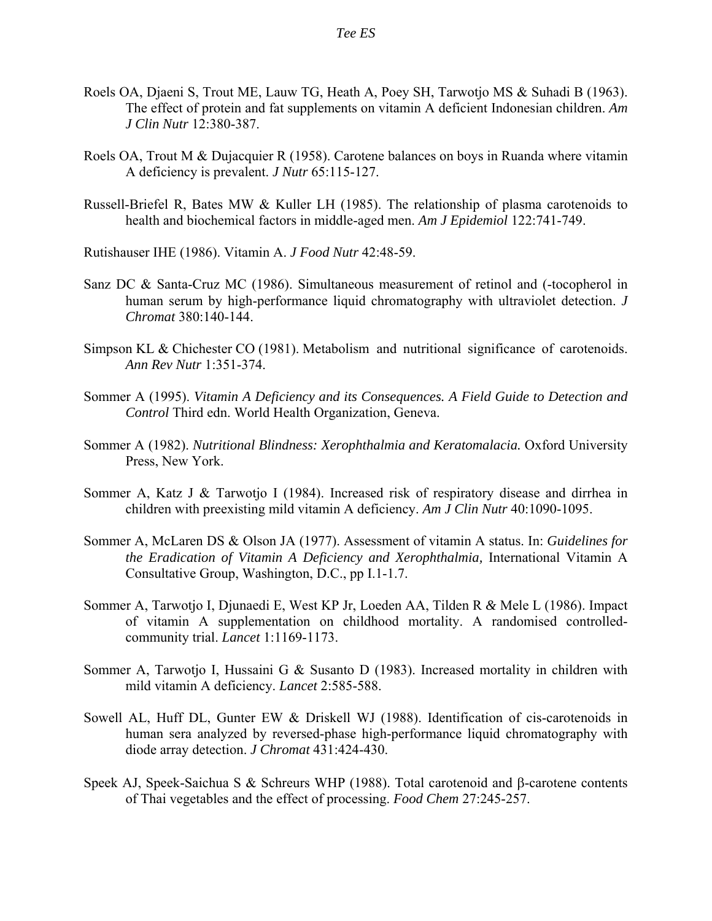Roels OA, Djaeni S, Trout ME, Lauw TG, Heath A, Poey SH, Tarwotjo MS & Suhadi B (1963). The effect of protein and fat supplements on vitamin A deficient Indonesian children. *Am J Clin Nutr* 12:380-387.

Roels OA, Trout M & Dujacquier R (1958). Carotene balances on boys in Ruanda where vitamin A deficiency is prevalent. *J Nutr* 65:115-127.

Russell-Briefel R, Bates MW & Kuller LH (1985). The relationship of plasma carotenoids to health and biochemical factors in middle-aged men. *Am J Epidemiol* 122:741-749.

Rutishauser IHE (1986). Vitamin A. *J Food Nutr* 42:48-59.

Sanz DC & Santa-Cruz MC (1986). Simultaneous measurement of retinol and (-tocopherol in human serum by high-performance liquid chromatography with ultraviolet detection. *J Chromat* 380:140-144.

Simpson KL & Chichester CO (1981). Metabolism and nutritional significance of carotenoids. *Ann Rev Nutr* 1:351-374.

Sommer A (1995). *Vitamin A Deficiency and its Consequences. A Field Guide to Detection and Control* Third edn. World Health Organization, Geneva.

Sommer A (1982). *Nutritional Blindness: Xerophthalmia and Keratomalacia.* Oxford University Press, New York.

Sommer A, Katz J & Tarwotjo I (1984). Increased risk of respiratory disease and dirrhea in children with preexisting mild vitamin A deficiency. *Am J Clin Nutr* 40:1090-1095.

Sommer A, McLaren DS & Olson JA (1977). Assessment of vitamin A status. In: *Guidelines for the Eradication of Vitamin A Deficiency and Xerophthalmia,* International Vitamin A Consultative Group, Washington, D.C., pp I.1-1.7.

Sommer A, Tarwotjo I, Djunaedi E, West KP Jr, Loeden AA, Tilden R & Mele L (1986). Impact of vitamin A supplementation on childhood mortality. A randomised controlled-community trial. *Lancet* 1:1169-1173.

Sommer A, Tarwotjo I, Hussaini G & Susanto D (1983). Increased mortality in children with mild vitamin A deficiency. *Lancet* 2:585-588.

Sowell AL, Huff DL, Gunter EW & Driskell WJ (1988). Identification of cis-carotenoids in human sera analyzed by reversed-phase high-performance liquid chromatography with diode array detection. *J Chromat* 431:424-430.

Speek AJ, Speek-Saichua S & Schreurs WHP (1988). Total carotenoid and β-carotene contents of Thai vegetables and the effect of processing. *Food Chem* 27:245-257.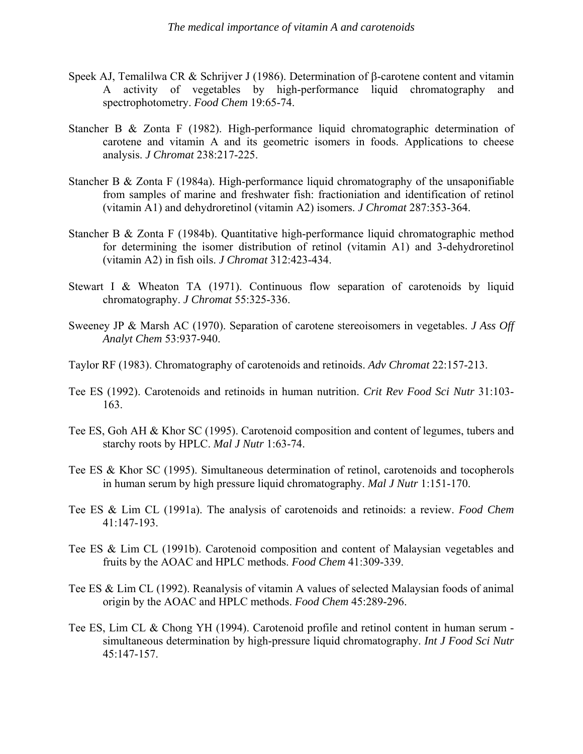Speek AJ, Temalilwa CR & Schrijver J (1986). Determination of β-carotene content and vitamin A activity of vegetables by high-performance liquid chromatography and spectrophotometry. *Food Chem* 19:65-74.

Stancher B & Zonta F (1982). High-performance liquid chromatographic determination of carotene and vitamin A and its geometric isomers in foods. Applications to cheese analysis. *J Chromat* 238:217-225.

Stancher B & Zonta F (1984a). High-performance liquid chromatography of the unsaponifiable from samples of marine and freshwater fish: fractioniation and identification of retinol (vitamin A1) and dehydroretinol (vitamin A2) isomers. *J Chromat* 287:353-364.

Stancher B & Zonta F (1984b). Quantitative high-performance liquid chromatographic method for determining the isomer distribution of retinol (vitamin A1) and 3-dehydroretinol (vitamin A2) in fish oils. *J Chromat* 312:423-434.

Stewart I & Wheaton TA (1971). Continuous flow separation of carotenoids by liquid chromatography. *J Chromat* 55:325-336.

Sweeney JP & Marsh AC (1970). Separation of carotene stereoisomers in vegetables. *J Ass Off Analyt Chem* 53:937-940.

Taylor RF (1983). Chromatography of carotenoids and retinoids. *Adv Chromat* 22:157-213.

Tee ES (1992). Carotenoids and retinoids in human nutrition. *Crit Rev Food Sci Nutr* 31:103-163.

Tee ES, Goh AH & Khor SC (1995). Carotenoid composition and content of legumes, tubers and starchy roots by HPLC. *Mal J Nutr* 1:63-74.

Tee ES & Khor SC (1995). Simultaneous determination of retinol, carotenoids and tocopherols in human serum by high pressure liquid chromatography. *Mal J Nutr* 1:151-170.

Tee ES & Lim CL (1991a). The analysis of carotenoids and retinoids: a review. *Food Chem* 41:147-193.

Tee ES & Lim CL (1991b). Carotenoid composition and content of Malaysian vegetables and fruits by the AOAC and HPLC methods. *Food Chem* 41:309-339.

Tee ES & Lim CL (1992). Reanalysis of vitamin A values of selected Malaysian foods of animal origin by the AOAC and HPLC methods. *Food Chem* 45:289-296.

Tee ES, Lim CL & Chong YH (1994). Carotenoid profile and retinol content in human serum - simultaneous determination by high-pressure liquid chromatography. *Int J Food Sci Nutr* 45:147-157.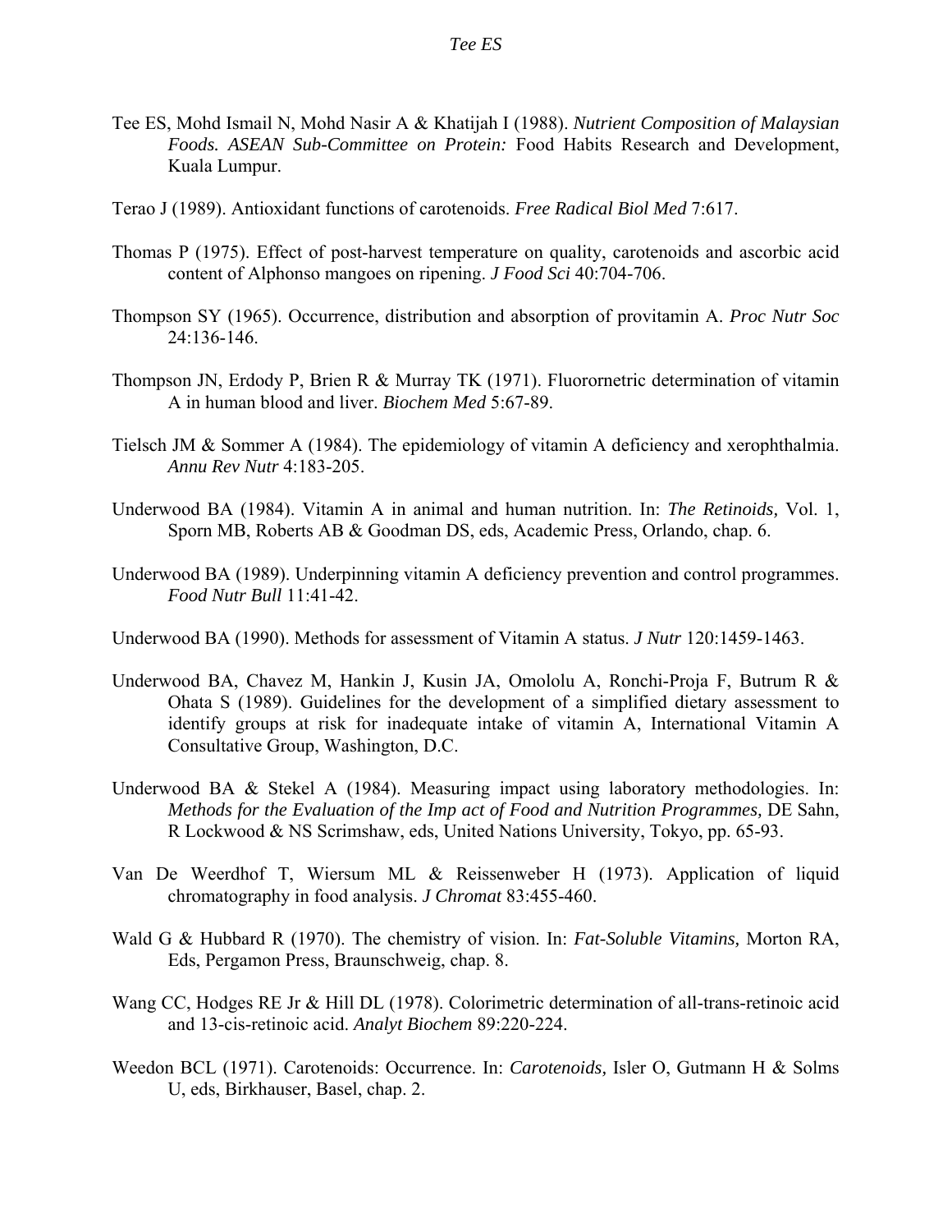Tee ES, Mohd Ismail N, Mohd Nasir A & Khatijah I (1988). *Nutrient Composition of Malaysian Foods. ASEAN Sub-Committee on Protein:* Food Habits Research and Development, Kuala Lumpur.

Terao J (1989). Antioxidant functions of carotenoids. *Free Radical Biol Med* 7:617.

Thomas P (1975). Effect of post-harvest temperature on quality, carotenoids and ascorbic acid content of Alphonso mangoes on ripening. *J Food Sci* 40:704-706.

Thompson SY (1965). Occurrence, distribution and absorption of provitamin A. *Proc Nutr Soc* 24:136-146.

Thompson JN, Erdody P, Brien R & Murray TK (1971). Fluorornetric determination of vitamin A in human blood and liver. *Biochem Med* 5:67-89.

Tielsch JM & Sommer A (1984). The epidemiology of vitamin A deficiency and xerophthalmia. *Annu Rev Nutr* 4:183-205.

Underwood BA (1984). Vitamin A in animal and human nutrition. In: *The Retinoids,* Vol. 1, Sporn MB, Roberts AB & Goodman DS, eds, Academic Press, Orlando, chap. 6.

Underwood BA (1989). Underpinning vitamin A deficiency prevention and control programmes. *Food Nutr Bull* 11:41-42.

Underwood BA (1990). Methods for assessment of Vitamin A status. *J Nutr* 120:1459-1463.

Underwood BA, Chavez M, Hankin J, Kusin JA, Omololu A, Ronchi-Proja F, Butrum R & Ohata S (1989). Guidelines for the development of a simplified dietary assessment to identify groups at risk for inadequate intake of vitamin A, International Vitamin A Consultative Group, Washington, D.C.

Underwood BA & Stekel A (1984). Measuring impact using laboratory methodologies. In: *Methods for the Evaluation of the Imp act of Food and Nutrition Programmes,* DE Sahn, R Lockwood & NS Scrimshaw, eds, United Nations University, Tokyo, pp. 65-93.

Van De Weerdhof T, Wiersum ML & Reissenweber H (1973). Application of liquid chromatography in food analysis. *J Chromat* 83:455-460.

Wald G & Hubbard R (1970). The chemistry of vision. In: *Fat-Soluble Vitamins,* Morton RA, Eds, Pergamon Press, Braunschweig, chap. 8.

Wang CC, Hodges RE Jr & Hill DL (1978). Colorimetric determination of all-trans-retinoic acid and 13-cis-retinoic acid. *Analyt Biochem* 89:220-224.

Weedon BCL (1971). Carotenoids: Occurrence. In: *Carotenoids,* Isler O, Gutmann H & Solms U, eds, Birkhauser, Basel, chap. 2.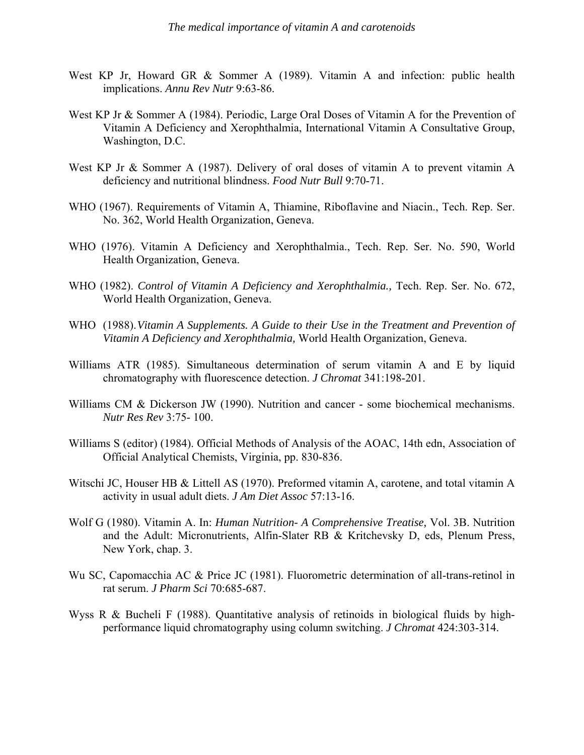West KP Jr, Howard GR & Sommer A (1989). Vitamin A and infection: public health implications. *Annu Rev Nutr* 9:63-86.

West KP Jr & Sommer A (1984). Periodic, Large Oral Doses of Vitamin A for the Prevention of Vitamin A Deficiency and Xerophthalmia, International Vitamin A Consultative Group, Washington, D.C.

West KP Jr & Sommer A (1987). Delivery of oral doses of vitamin A to prevent vitamin A deficiency and nutritional blindness. *Food Nutr Bull* 9:70-71.

WHO (1967). Requirements of Vitamin A, Thiamine, Riboflavine and Niacin., Tech. Rep. Ser. No. 362, World Health Organization, Geneva.

WHO (1976). Vitamin A Deficiency and Xerophthalmia., Tech. Rep. Ser. No. 590, World Health Organization, Geneva.

WHO (1982). *Control of Vitamin A Deficiency and Xerophthalmia.,* Tech. Rep. Ser. No. 672, World Health Organization, Geneva.

WHO (1988). *Vitamin A Supplements. A Guide to their Use in the Treatment and Prevention of Vitamin A Deficiency and Xerophthalmia,* World Health Organization, Geneva.

Williams ATR (1985). Simultaneous determination of serum vitamin A and E by liquid chromatography with fluorescence detection. *J Chromat* 341:198-201.

Williams CM & Dickerson JW (1990). Nutrition and cancer - some biochemical mechanisms. *Nutr Res Rev* 3:75- 100.

Williams S (editor) (1984). Official Methods of Analysis of the AOAC, 14th edn, Association of Official Analytical Chemists, Virginia, pp. 830-836.

Witschi JC, Houser HB & Littell AS (1970). Preformed vitamin A, carotene, and total vitamin A activity in usual adult diets. *J Am Diet Assoc* 57:13-16.

Wolf G (1980). Vitamin A. In: *Human Nutrition- A Comprehensive Treatise,* Vol. 3B. Nutrition and the Adult: Micronutrients, Alfin-Slater RB & Kritchevsky D, eds, Plenum Press, New York, chap. 3.

Wu SC, Capomacchia AC & Price JC (1981). Fluorometric determination of all-trans-retinol in rat serum. *J Pharm Sci* 70:685-687.

Wyss R & Bucheli F (1988). Quantitative analysis of retinoids in biological fluids by high-performance liquid chromatography using column switching. *J Chromat* 424:303-314.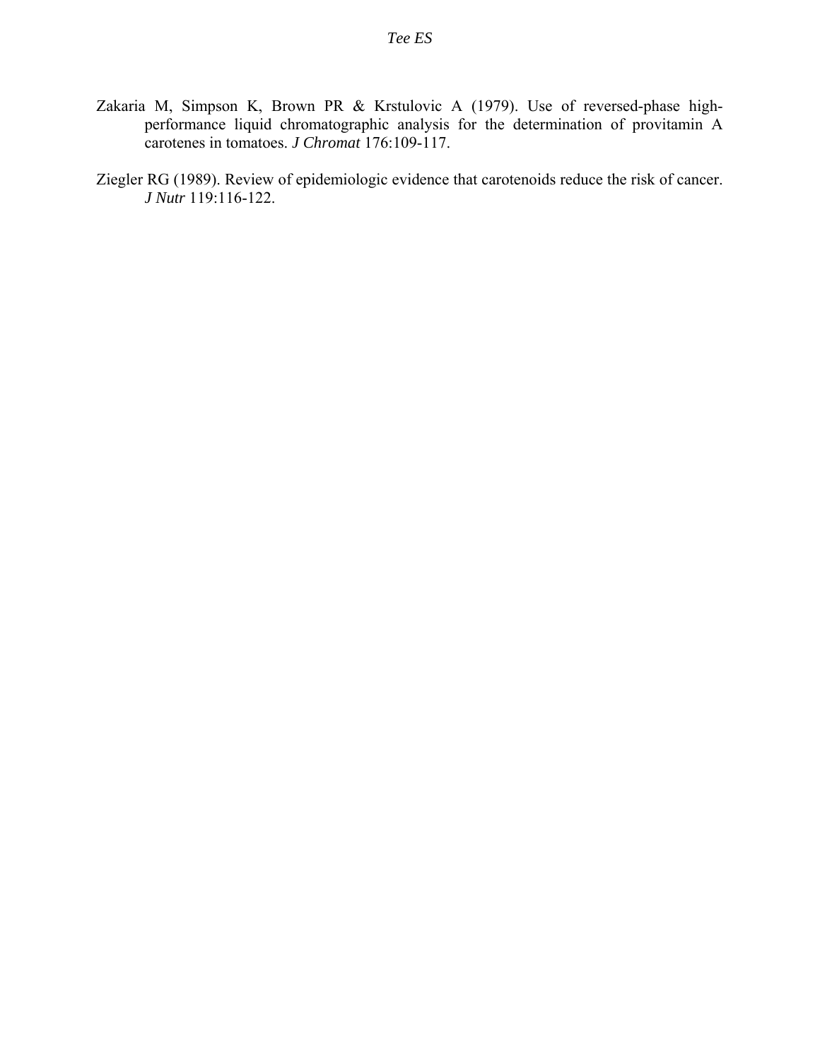Zakaria M, Simpson K, Brown PR & Krstulovic A (1979). Use of reversed-phase high-performance liquid chromatographic analysis for the determination of provitamin A carotenes in tomatoes. *J Chromat* 176:109-117.

Ziegler RG (1989). Review of epidemiologic evidence that carotenoids reduce the risk of cancer. *J Nutr* 119:116-122.